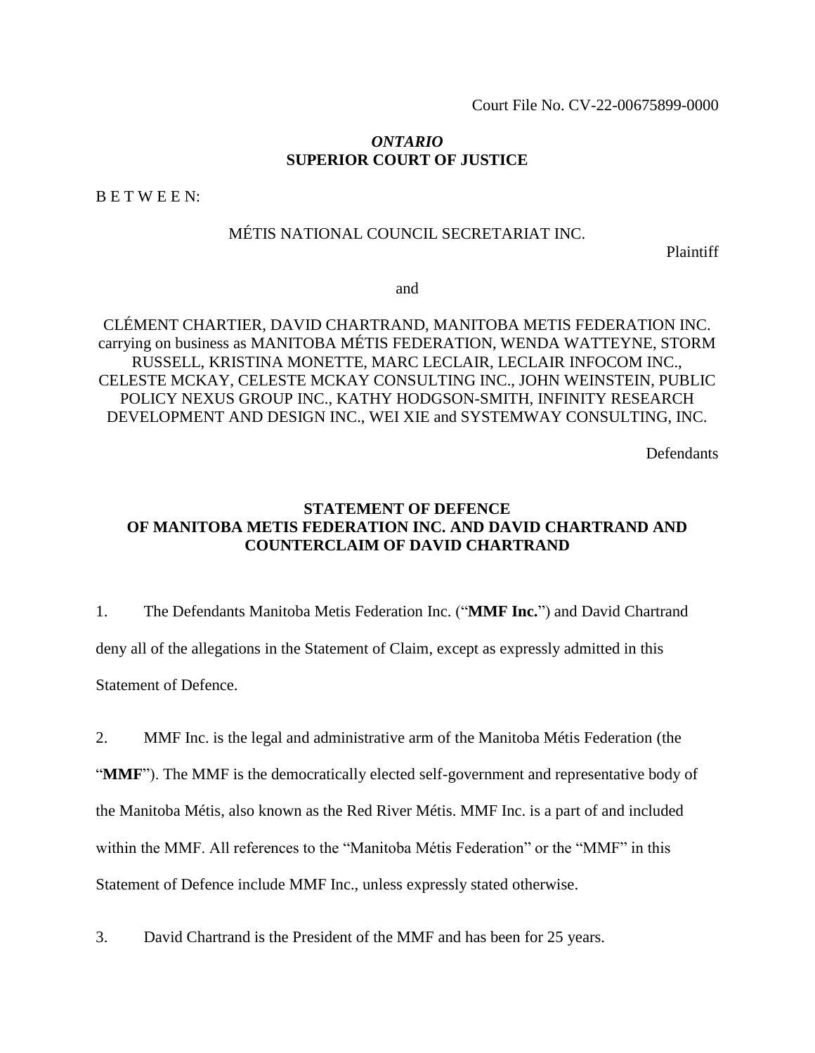Court File No. CV-22-00675899-0000

*ONTARIO*
**SUPERIOR COURT OF JUSTICE**

B E T W E E N:

MÉTIS NATIONAL COUNCIL SECRETARIAT INC.

Plaintiff

and

CLÉMENT CHARTIER, DAVID CHARTRAND, MANITOBA METIS FEDERATION INC. carrying on business as MANITOBA MÉTIS FEDERATION, WENDA WATTEYNE, STORM RUSSELL, KRISTINA MONETTE, MARC LECLAIR, LECLAIR INFOCOM INC., CELESTE MCKAY, CELESTE MCKAY CONSULTING INC., JOHN WEINSTEIN, PUBLIC POLICY NEXUS GROUP INC., KATHY HODGSON-SMITH, INFINITY RESEARCH DEVELOPMENT AND DESIGN INC., WEI XIE and SYSTEMWAY CONSULTING, INC.

Defendants

## STATEMENT OF DEFENCE OF MANITOBA METIS FEDERATION INC. AND DAVID CHARTRAND AND COUNTERCLAIM OF DAVID CHARTRAND

1. The Defendants Manitoba Metis Federation Inc. ("**MMF Inc.**") and David Chartrand deny all of the allegations in the Statement of Claim, except as expressly admitted in this Statement of Defence.

2. MMF Inc. is the legal and administrative arm of the Manitoba Métis Federation (the "**MMF**"). The MMF is the democratically elected self-government and representative body of the Manitoba Métis, also known as the Red River Métis. MMF Inc. is a part of and included within the MMF. All references to the "Manitoba Métis Federation" or the "MMF" in this Statement of Defence include MMF Inc., unless expressly stated otherwise.

3. David Chartrand is the President of the MMF and has been for 25 years.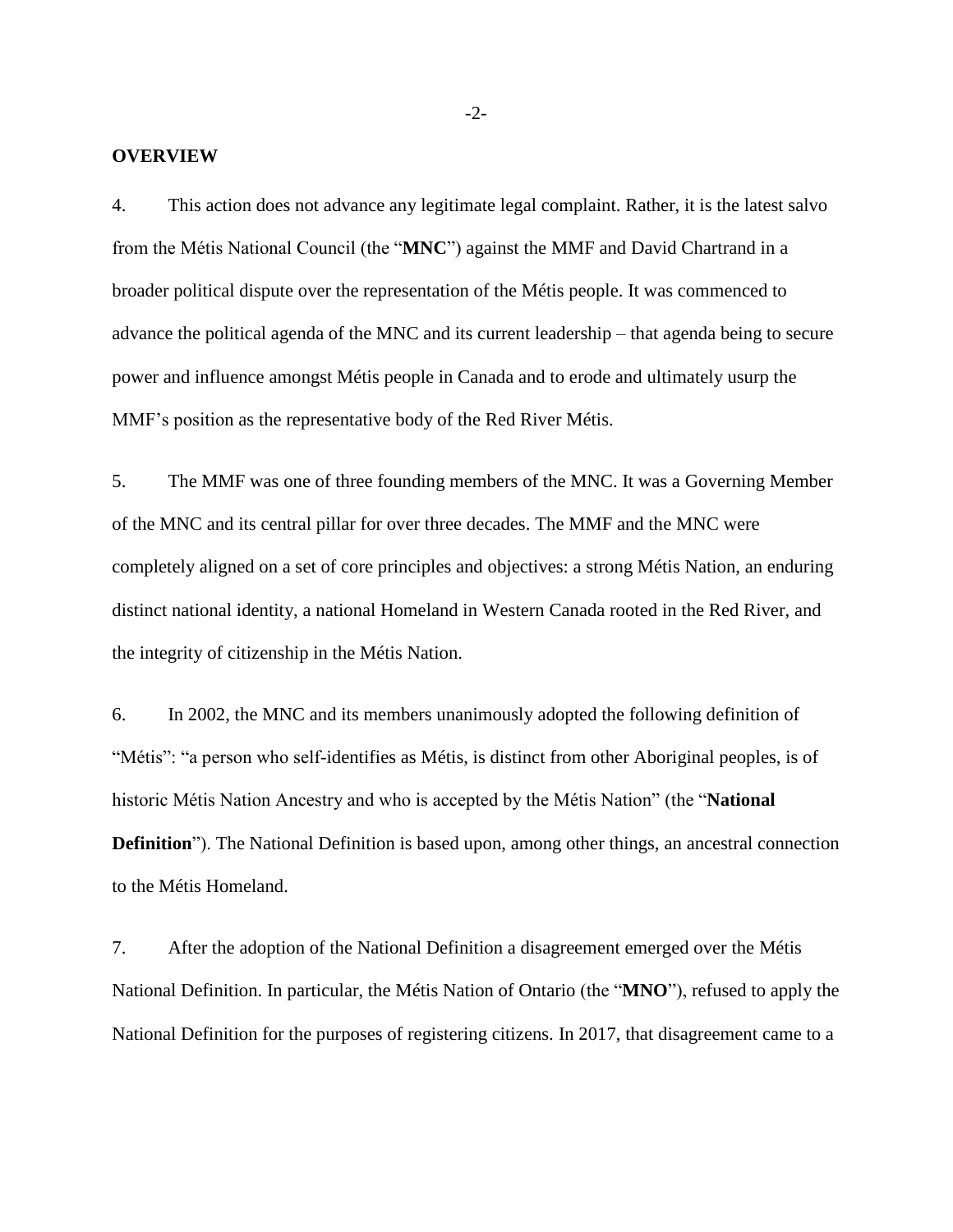## OVERVIEW

4. This action does not advance any legitimate legal complaint. Rather, it is the latest salvo from the Métis National Council (the "**MNC**") against the MMF and David Chartrand in a broader political dispute over the representation of the Métis people. It was commenced to advance the political agenda of the MNC and its current leadership – that agenda being to secure power and influence amongst Métis people in Canada and to erode and ultimately usurp the MMF's position as the representative body of the Red River Métis.

5. The MMF was one of three founding members of the MNC. It was a Governing Member of the MNC and its central pillar for over three decades. The MMF and the MNC were completely aligned on a set of core principles and objectives: a strong Métis Nation, an enduring distinct national identity, a national Homeland in Western Canada rooted in the Red River, and the integrity of citizenship in the Métis Nation.

6. In 2002, the MNC and its members unanimously adopted the following definition of "Métis": "a person who self-identifies as Métis, is distinct from other Aboriginal peoples, is of historic Métis Nation Ancestry and who is accepted by the Métis Nation" (the "**National Definition**"). The National Definition is based upon, among other things, an ancestral connection to the Métis Homeland.

7. After the adoption of the National Definition a disagreement emerged over the Métis National Definition. In particular, the Métis Nation of Ontario (the "**MNO**"), refused to apply the National Definition for the purposes of registering citizens. In 2017, that disagreement came to a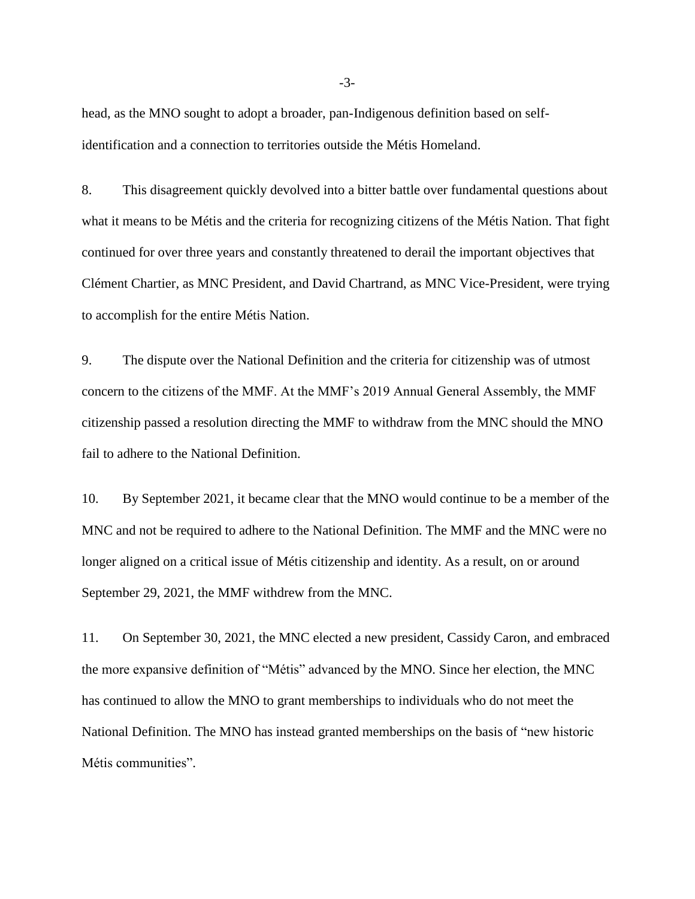head, as the MNO sought to adopt a broader, pan-Indigenous definition based on self-identification and a connection to territories outside the Métis Homeland.

8. This disagreement quickly devolved into a bitter battle over fundamental questions about what it means to be Métis and the criteria for recognizing citizens of the Métis Nation. That fight continued for over three years and constantly threatened to derail the important objectives that Clément Chartier, as MNC President, and David Chartrand, as MNC Vice-President, were trying to accomplish for the entire Métis Nation.

9. The dispute over the National Definition and the criteria for citizenship was of utmost concern to the citizens of the MMF. At the MMF's 2019 Annual General Assembly, the MMF citizenship passed a resolution directing the MMF to withdraw from the MNC should the MNO fail to adhere to the National Definition.

10. By September 2021, it became clear that the MNO would continue to be a member of the MNC and not be required to adhere to the National Definition. The MMF and the MNC were no longer aligned on a critical issue of Métis citizenship and identity. As a result, on or around September 29, 2021, the MMF withdrew from the MNC.

11. On September 30, 2021, the MNC elected a new president, Cassidy Caron, and embraced the more expansive definition of "Métis" advanced by the MNO. Since her election, the MNC has continued to allow the MNO to grant memberships to individuals who do not meet the National Definition. The MNO has instead granted memberships on the basis of "new historic Métis communities".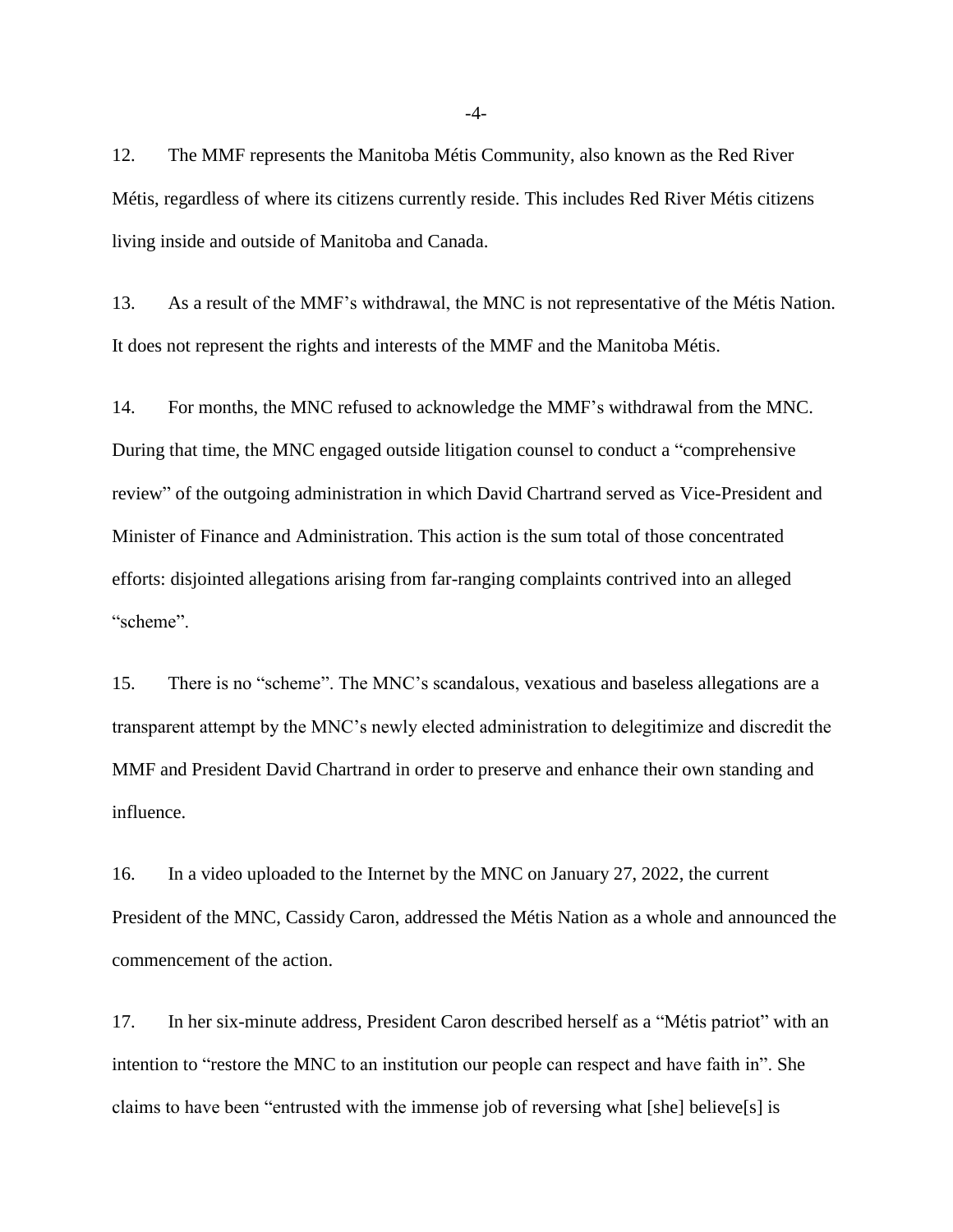12. The MMF represents the Manitoba Métis Community, also known as the Red River Métis, regardless of where its citizens currently reside. This includes Red River Métis citizens living inside and outside of Manitoba and Canada.

13. As a result of the MMF's withdrawal, the MNC is not representative of the Métis Nation. It does not represent the rights and interests of the MMF and the Manitoba Métis.

14. For months, the MNC refused to acknowledge the MMF's withdrawal from the MNC. During that time, the MNC engaged outside litigation counsel to conduct a "comprehensive review" of the outgoing administration in which David Chartrand served as Vice-President and Minister of Finance and Administration. This action is the sum total of those concentrated efforts: disjointed allegations arising from far-ranging complaints contrived into an alleged "scheme".

15. There is no "scheme". The MNC's scandalous, vexatious and baseless allegations are a transparent attempt by the MNC's newly elected administration to delegitimize and discredit the MMF and President David Chartrand in order to preserve and enhance their own standing and influence.

16. In a video uploaded to the Internet by the MNC on January 27, 2022, the current President of the MNC, Cassidy Caron, addressed the Métis Nation as a whole and announced the commencement of the action.

17. In her six-minute address, President Caron described herself as a "Métis patriot" with an intention to "restore the MNC to an institution our people can respect and have faith in". She claims to have been "entrusted with the immense job of reversing what [she] believe[s] is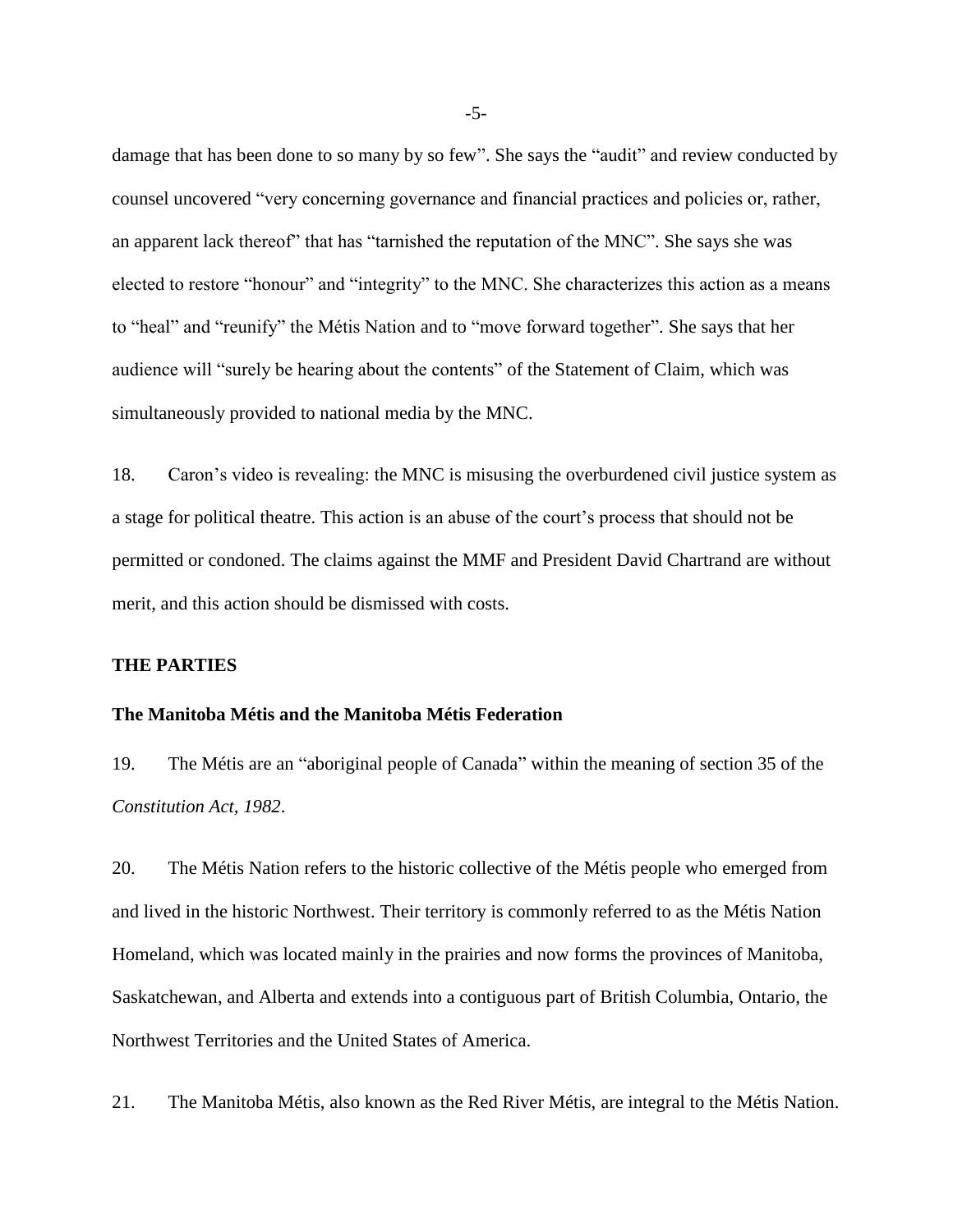damage that has been done to so many by so few". She says the "audit" and review conducted by counsel uncovered "very concerning governance and financial practices and policies or, rather, an apparent lack thereof" that has "tarnished the reputation of the MNC". She says she was elected to restore "honour" and "integrity" to the MNC. She characterizes this action as a means to "heal" and "reunify" the Métis Nation and to "move forward together". She says that her audience will "surely be hearing about the contents" of the Statement of Claim, which was simultaneously provided to national media by the MNC.

18. Caron's video is revealing: the MNC is misusing the overburdened civil justice system as a stage for political theatre. This action is an abuse of the court's process that should not be permitted or condoned. The claims against the MMF and President David Chartrand are without merit, and this action should be dismissed with costs.

## THE PARTIES

### The Manitoba Métis and the Manitoba Métis Federation

19. The Métis are an "aboriginal people of Canada" within the meaning of section 35 of the *Constitution Act, 1982*.

20. The Métis Nation refers to the historic collective of the Métis people who emerged from and lived in the historic Northwest. Their territory is commonly referred to as the Métis Nation Homeland, which was located mainly in the prairies and now forms the provinces of Manitoba, Saskatchewan, and Alberta and extends into a contiguous part of British Columbia, Ontario, the Northwest Territories and the United States of America.

21. The Manitoba Métis, also known as the Red River Métis, are integral to the Métis Nation.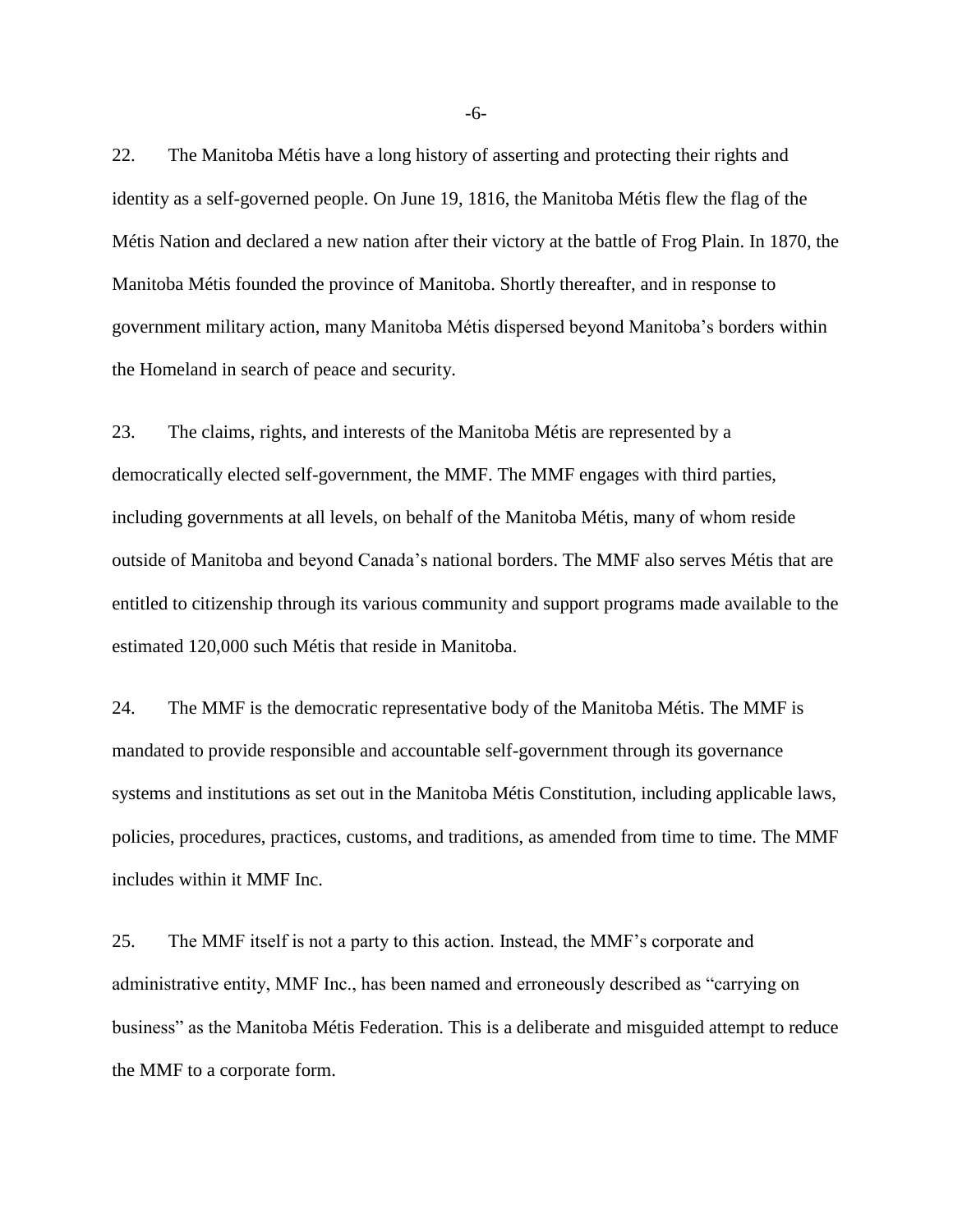22. The Manitoba Métis have a long history of asserting and protecting their rights and identity as a self-governed people. On June 19, 1816, the Manitoba Métis flew the flag of the Métis Nation and declared a new nation after their victory at the battle of Frog Plain. In 1870, the Manitoba Métis founded the province of Manitoba. Shortly thereafter, and in response to government military action, many Manitoba Métis dispersed beyond Manitoba's borders within the Homeland in search of peace and security.

23. The claims, rights, and interests of the Manitoba Métis are represented by a democratically elected self-government, the MMF. The MMF engages with third parties, including governments at all levels, on behalf of the Manitoba Métis, many of whom reside outside of Manitoba and beyond Canada's national borders. The MMF also serves Métis that are entitled to citizenship through its various community and support programs made available to the estimated 120,000 such Métis that reside in Manitoba.

24. The MMF is the democratic representative body of the Manitoba Métis. The MMF is mandated to provide responsible and accountable self-government through its governance systems and institutions as set out in the Manitoba Métis Constitution, including applicable laws, policies, procedures, practices, customs, and traditions, as amended from time to time. The MMF includes within it MMF Inc.

25. The MMF itself is not a party to this action. Instead, the MMF's corporate and administrative entity, MMF Inc., has been named and erroneously described as "carrying on business" as the Manitoba Métis Federation. This is a deliberate and misguided attempt to reduce the MMF to a corporate form.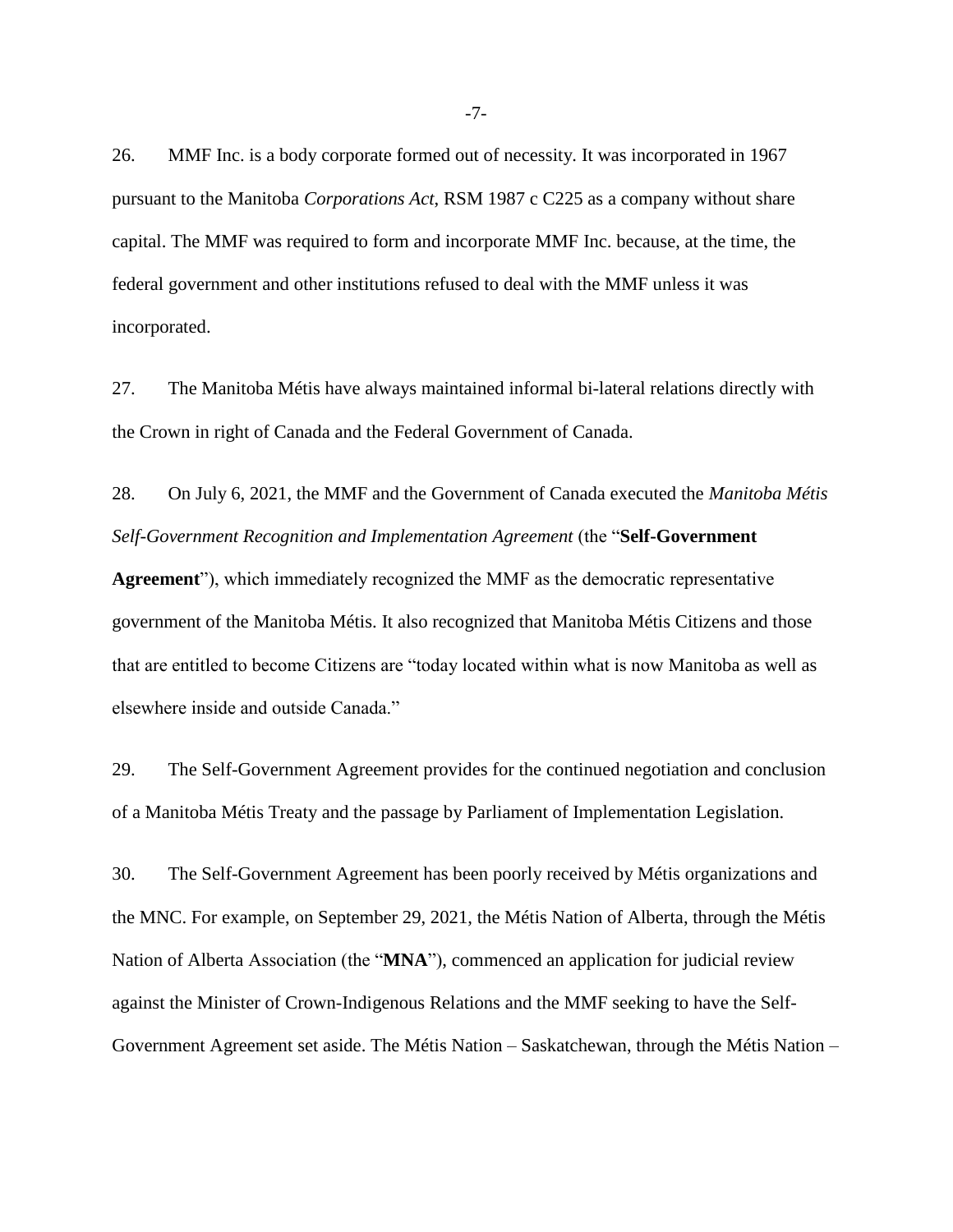26. MMF Inc. is a body corporate formed out of necessity. It was incorporated in 1967 pursuant to the Manitoba *Corporations Act*, RSM 1987 c C225 as a company without share capital. The MMF was required to form and incorporate MMF Inc. because, at the time, the federal government and other institutions refused to deal with the MMF unless it was incorporated.

27. The Manitoba Métis have always maintained informal bi-lateral relations directly with the Crown in right of Canada and the Federal Government of Canada.

28. On July 6, 2021, the MMF and the Government of Canada executed the *Manitoba Métis Self-Government Recognition and Implementation Agreement* (the "**Self-Government Agreement**"), which immediately recognized the MMF as the democratic representative government of the Manitoba Métis. It also recognized that Manitoba Métis Citizens and those that are entitled to become Citizens are "today located within what is now Manitoba as well as elsewhere inside and outside Canada."

29. The Self-Government Agreement provides for the continued negotiation and conclusion of a Manitoba Métis Treaty and the passage by Parliament of Implementation Legislation.

30. The Self-Government Agreement has been poorly received by Métis organizations and the MNC. For example, on September 29, 2021, the Métis Nation of Alberta, through the Métis Nation of Alberta Association (the "**MNA**"), commenced an application for judicial review against the Minister of Crown-Indigenous Relations and the MMF seeking to have the Self-Government Agreement set aside. The Métis Nation – Saskatchewan, through the Métis Nation –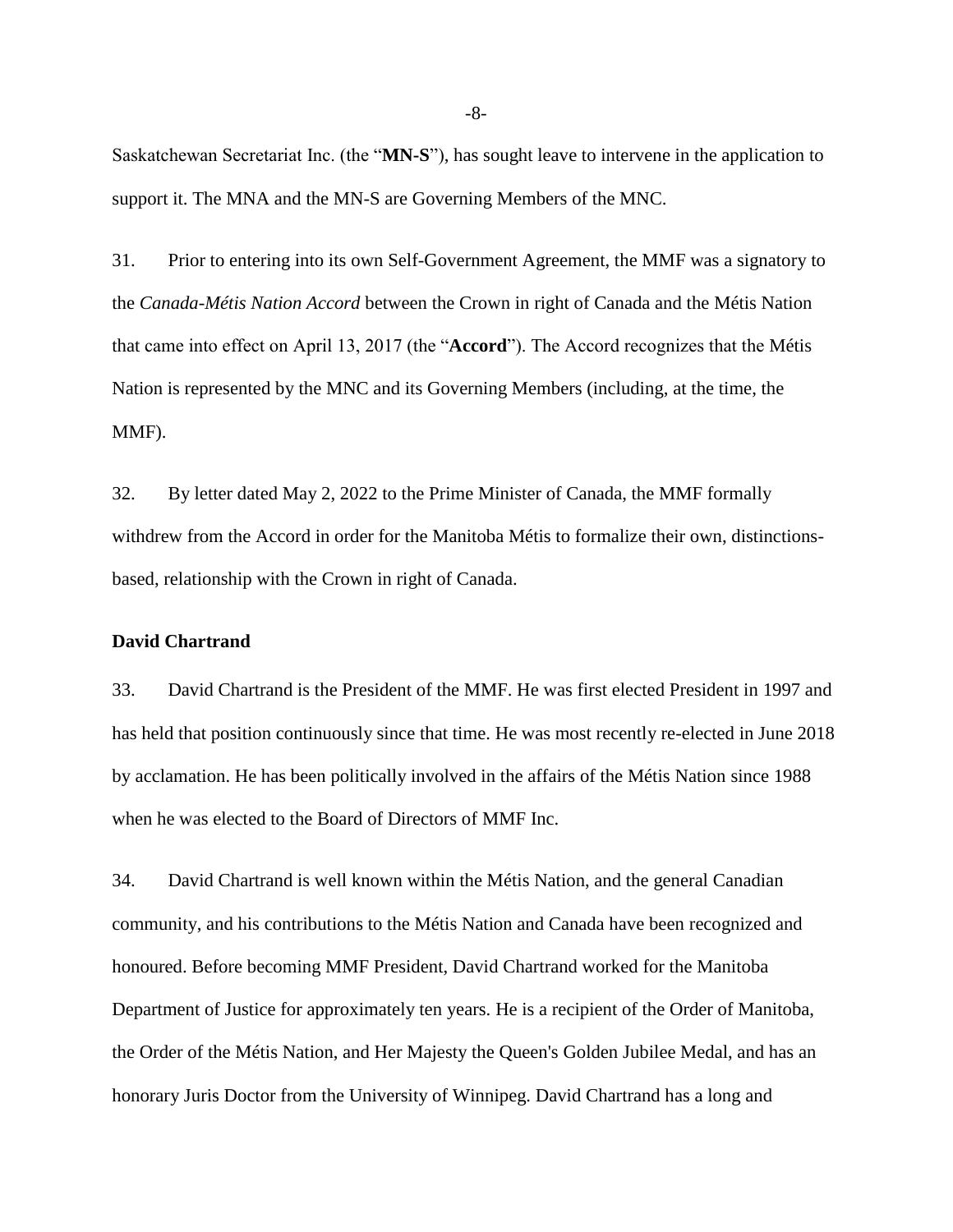Saskatchewan Secretariat Inc. (the "**MN-S**"), has sought leave to intervene in the application to support it. The MNA and the MN-S are Governing Members of the MNC.

31. Prior to entering into its own Self-Government Agreement, the MMF was a signatory to the *Canada-Métis Nation Accord* between the Crown in right of Canada and the Métis Nation that came into effect on April 13, 2017 (the "**Accord**"). The Accord recognizes that the Métis Nation is represented by the MNC and its Governing Members (including, at the time, the MMF).

32. By letter dated May 2, 2022 to the Prime Minister of Canada, the MMF formally withdrew from the Accord in order for the Manitoba Métis to formalize their own, distinctions-based, relationship with the Crown in right of Canada.

**David Chartrand**

33. David Chartrand is the President of the MMF. He was first elected President in 1997 and has held that position continuously since that time. He was most recently re-elected in June 2018 by acclamation. He has been politically involved in the affairs of the Métis Nation since 1988 when he was elected to the Board of Directors of MMF Inc.

34. David Chartrand is well known within the Métis Nation, and the general Canadian community, and his contributions to the Métis Nation and Canada have been recognized and honoured. Before becoming MMF President, David Chartrand worked for the Manitoba Department of Justice for approximately ten years. He is a recipient of the Order of Manitoba, the Order of the Métis Nation, and Her Majesty the Queen's Golden Jubilee Medal, and has an honorary Juris Doctor from the University of Winnipeg. David Chartrand has a long and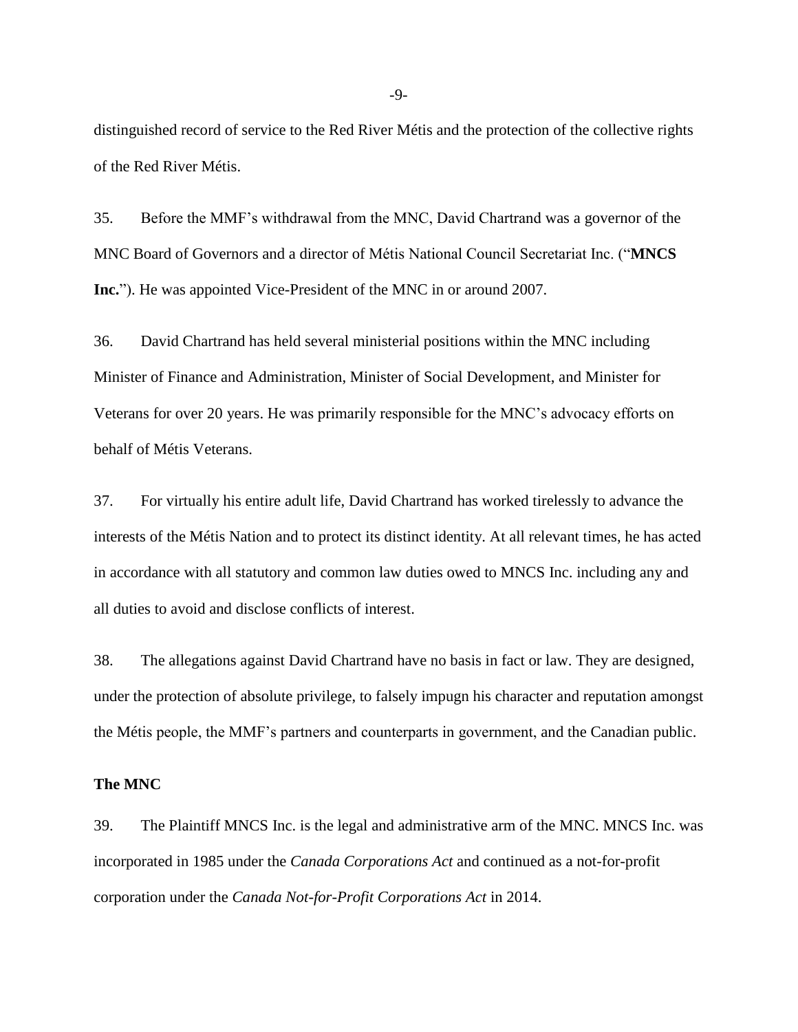distinguished record of service to the Red River Métis and the protection of the collective rights of the Red River Métis.

35. Before the MMF's withdrawal from the MNC, David Chartrand was a governor of the MNC Board of Governors and a director of Métis National Council Secretariat Inc. ("**MNCS Inc.**"). He was appointed Vice-President of the MNC in or around 2007.

36. David Chartrand has held several ministerial positions within the MNC including Minister of Finance and Administration, Minister of Social Development, and Minister for Veterans for over 20 years. He was primarily responsible for the MNC's advocacy efforts on behalf of Métis Veterans.

37. For virtually his entire adult life, David Chartrand has worked tirelessly to advance the interests of the Métis Nation and to protect its distinct identity. At all relevant times, he has acted in accordance with all statutory and common law duties owed to MNCS Inc. including any and all duties to avoid and disclose conflicts of interest.

38. The allegations against David Chartrand have no basis in fact or law. They are designed, under the protection of absolute privilege, to falsely impugn his character and reputation amongst the Métis people, the MMF's partners and counterparts in government, and the Canadian public.

**The MNC**

39. The Plaintiff MNCS Inc. is the legal and administrative arm of the MNC. MNCS Inc. was incorporated in 1985 under the *Canada Corporations Act* and continued as a not-for-profit corporation under the *Canada Not-for-Profit Corporations Act* in 2014.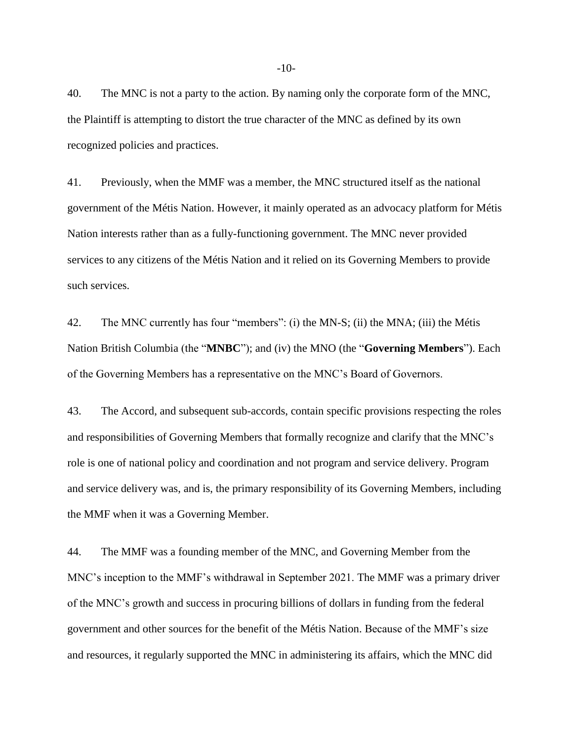40. The MNC is not a party to the action. By naming only the corporate form of the MNC, the Plaintiff is attempting to distort the true character of the MNC as defined by its own recognized policies and practices.

41. Previously, when the MMF was a member, the MNC structured itself as the national government of the Métis Nation. However, it mainly operated as an advocacy platform for Métis Nation interests rather than as a fully-functioning government. The MNC never provided services to any citizens of the Métis Nation and it relied on its Governing Members to provide such services.

42. The MNC currently has four "members": (i) the MN-S; (ii) the MNA; (iii) the Métis Nation British Columbia (the "**MNBC**"); and (iv) the MNO (the "**Governing Members**"). Each of the Governing Members has a representative on the MNC's Board of Governors.

43. The Accord, and subsequent sub-accords, contain specific provisions respecting the roles and responsibilities of Governing Members that formally recognize and clarify that the MNC's role is one of national policy and coordination and not program and service delivery. Program and service delivery was, and is, the primary responsibility of its Governing Members, including the MMF when it was a Governing Member.

44. The MMF was a founding member of the MNC, and Governing Member from the MNC's inception to the MMF's withdrawal in September 2021. The MMF was a primary driver of the MNC's growth and success in procuring billions of dollars in funding from the federal government and other sources for the benefit of the Métis Nation. Because of the MMF's size and resources, it regularly supported the MNC in administering its affairs, which the MNC did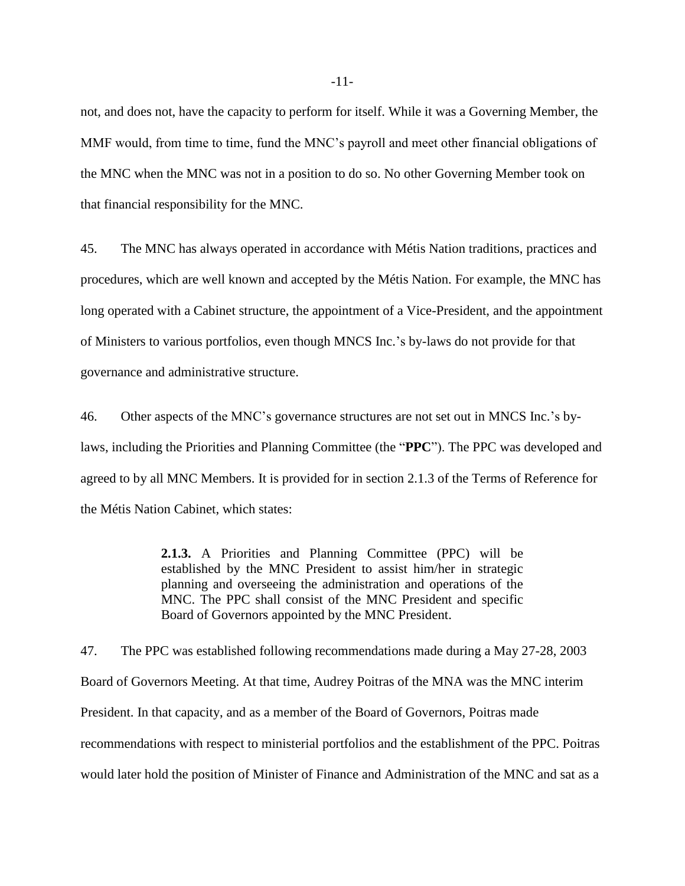not, and does not, have the capacity to perform for itself. While it was a Governing Member, the MMF would, from time to time, fund the MNC's payroll and meet other financial obligations of the MNC when the MNC was not in a position to do so. No other Governing Member took on that financial responsibility for the MNC.

45. The MNC has always operated in accordance with Métis Nation traditions, practices and procedures, which are well known and accepted by the Métis Nation. For example, the MNC has long operated with a Cabinet structure, the appointment of a Vice-President, and the appointment of Ministers to various portfolios, even though MNCS Inc.'s by-laws do not provide for that governance and administrative structure.

46. Other aspects of the MNC's governance structures are not set out in MNCS Inc.'s by-laws, including the Priorities and Planning Committee (the "**PPC**"). The PPC was developed and agreed to by all MNC Members. It is provided for in section 2.1.3 of the Terms of Reference for the Métis Nation Cabinet, which states:

> **2.1.3.** A Priorities and Planning Committee (PPC) will be established by the MNC President to assist him/her in strategic planning and overseeing the administration and operations of the MNC. The PPC shall consist of the MNC President and specific Board of Governors appointed by the MNC President.

47. The PPC was established following recommendations made during a May 27-28, 2003 Board of Governors Meeting. At that time, Audrey Poitras of the MNA was the MNC interim President. In that capacity, and as a member of the Board of Governors, Poitras made recommendations with respect to ministerial portfolios and the establishment of the PPC. Poitras would later hold the position of Minister of Finance and Administration of the MNC and sat as a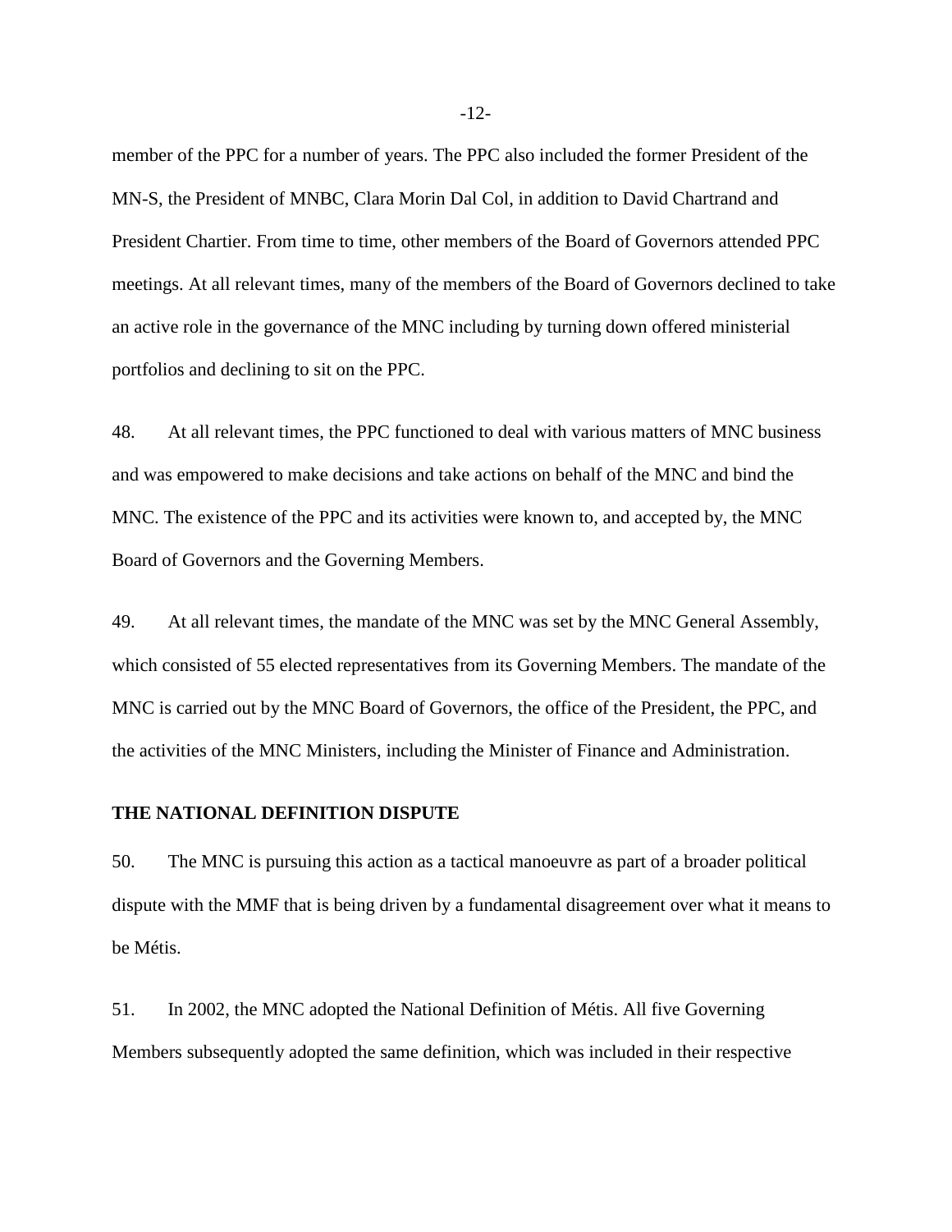member of the PPC for a number of years. The PPC also included the former President of the MN-S, the President of MNBC, Clara Morin Dal Col, in addition to David Chartrand and President Chartier. From time to time, other members of the Board of Governors attended PPC meetings. At all relevant times, many of the members of the Board of Governors declined to take an active role in the governance of the MNC including by turning down offered ministerial portfolios and declining to sit on the PPC.

48. At all relevant times, the PPC functioned to deal with various matters of MNC business and was empowered to make decisions and take actions on behalf of the MNC and bind the MNC. The existence of the PPC and its activities were known to, and accepted by, the MNC Board of Governors and the Governing Members.

49. At all relevant times, the mandate of the MNC was set by the MNC General Assembly, which consisted of 55 elected representatives from its Governing Members. The mandate of the MNC is carried out by the MNC Board of Governors, the office of the President, the PPC, and the activities of the MNC Ministers, including the Minister of Finance and Administration.

**THE NATIONAL DEFINITION DISPUTE**

50. The MNC is pursuing this action as a tactical manoeuvre as part of a broader political dispute with the MMF that is being driven by a fundamental disagreement over what it means to be Métis.

51. In 2002, the MNC adopted the National Definition of Métis. All five Governing Members subsequently adopted the same definition, which was included in their respective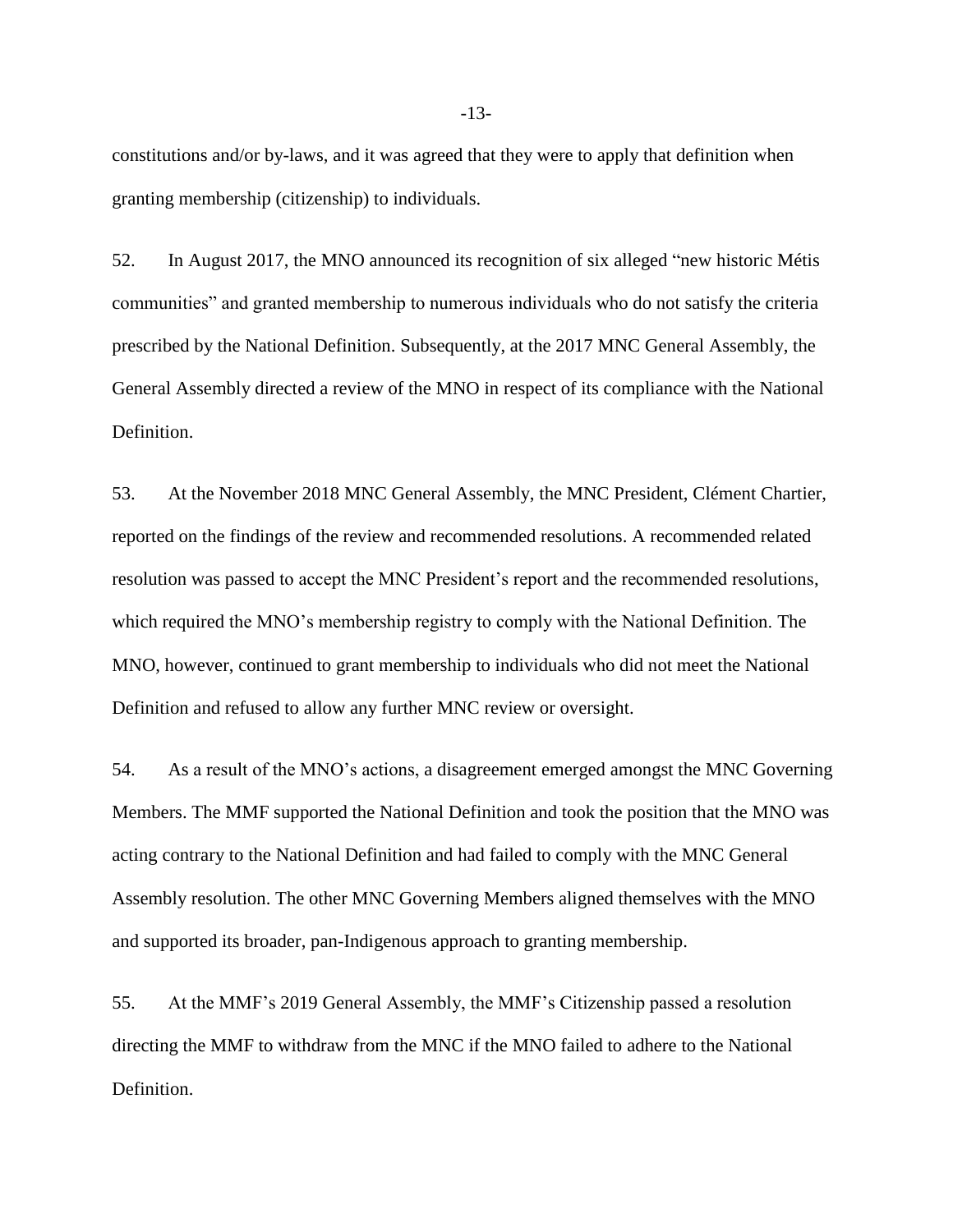constitutions and/or by-laws, and it was agreed that they were to apply that definition when granting membership (citizenship) to individuals.

52. In August 2017, the MNO announced its recognition of six alleged "new historic Métis communities" and granted membership to numerous individuals who do not satisfy the criteria prescribed by the National Definition. Subsequently, at the 2017 MNC General Assembly, the General Assembly directed a review of the MNO in respect of its compliance with the National Definition.

53. At the November 2018 MNC General Assembly, the MNC President, Clément Chartier, reported on the findings of the review and recommended resolutions. A recommended related resolution was passed to accept the MNC President's report and the recommended resolutions, which required the MNO's membership registry to comply with the National Definition. The MNO, however, continued to grant membership to individuals who did not meet the National Definition and refused to allow any further MNC review or oversight.

54. As a result of the MNO's actions, a disagreement emerged amongst the MNC Governing Members. The MMF supported the National Definition and took the position that the MNO was acting contrary to the National Definition and had failed to comply with the MNC General Assembly resolution. The other MNC Governing Members aligned themselves with the MNO and supported its broader, pan-Indigenous approach to granting membership.

55. At the MMF's 2019 General Assembly, the MMF's Citizenship passed a resolution directing the MMF to withdraw from the MNC if the MNO failed to adhere to the National Definition.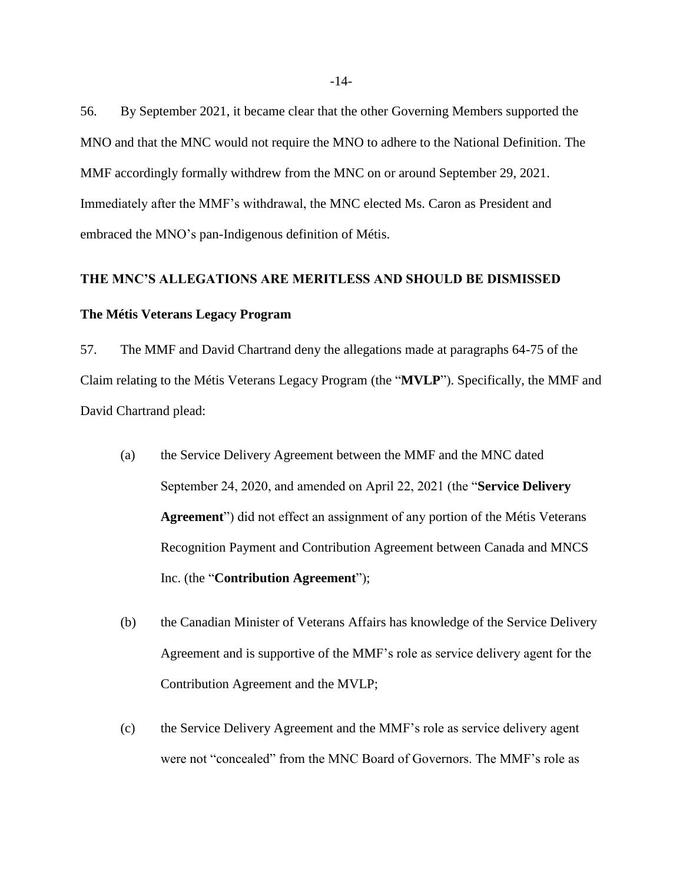56. By September 2021, it became clear that the other Governing Members supported the MNO and that the MNC would not require the MNO to adhere to the National Definition. The MMF accordingly formally withdrew from the MNC on or around September 29, 2021. Immediately after the MMF's withdrawal, the MNC elected Ms. Caron as President and embraced the MNO's pan-Indigenous definition of Métis.

## THE MNC'S ALLEGATIONS ARE MERITLESS AND SHOULD BE DISMISSED

### The Métis Veterans Legacy Program

57. The MMF and David Chartrand deny the allegations made at paragraphs 64-75 of the Claim relating to the Métis Veterans Legacy Program (the "**MVLP**"). Specifically, the MMF and David Chartrand plead:

(a) the Service Delivery Agreement between the MMF and the MNC dated September 24, 2020, and amended on April 22, 2021 (the "**Service Delivery Agreement**") did not effect an assignment of any portion of the Métis Veterans Recognition Payment and Contribution Agreement between Canada and MNCS Inc. (the "**Contribution Agreement**");

(b) the Canadian Minister of Veterans Affairs has knowledge of the Service Delivery Agreement and is supportive of the MMF's role as service delivery agent for the Contribution Agreement and the MVLP;

(c) the Service Delivery Agreement and the MMF's role as service delivery agent were not "concealed" from the MNC Board of Governors. The MMF's role as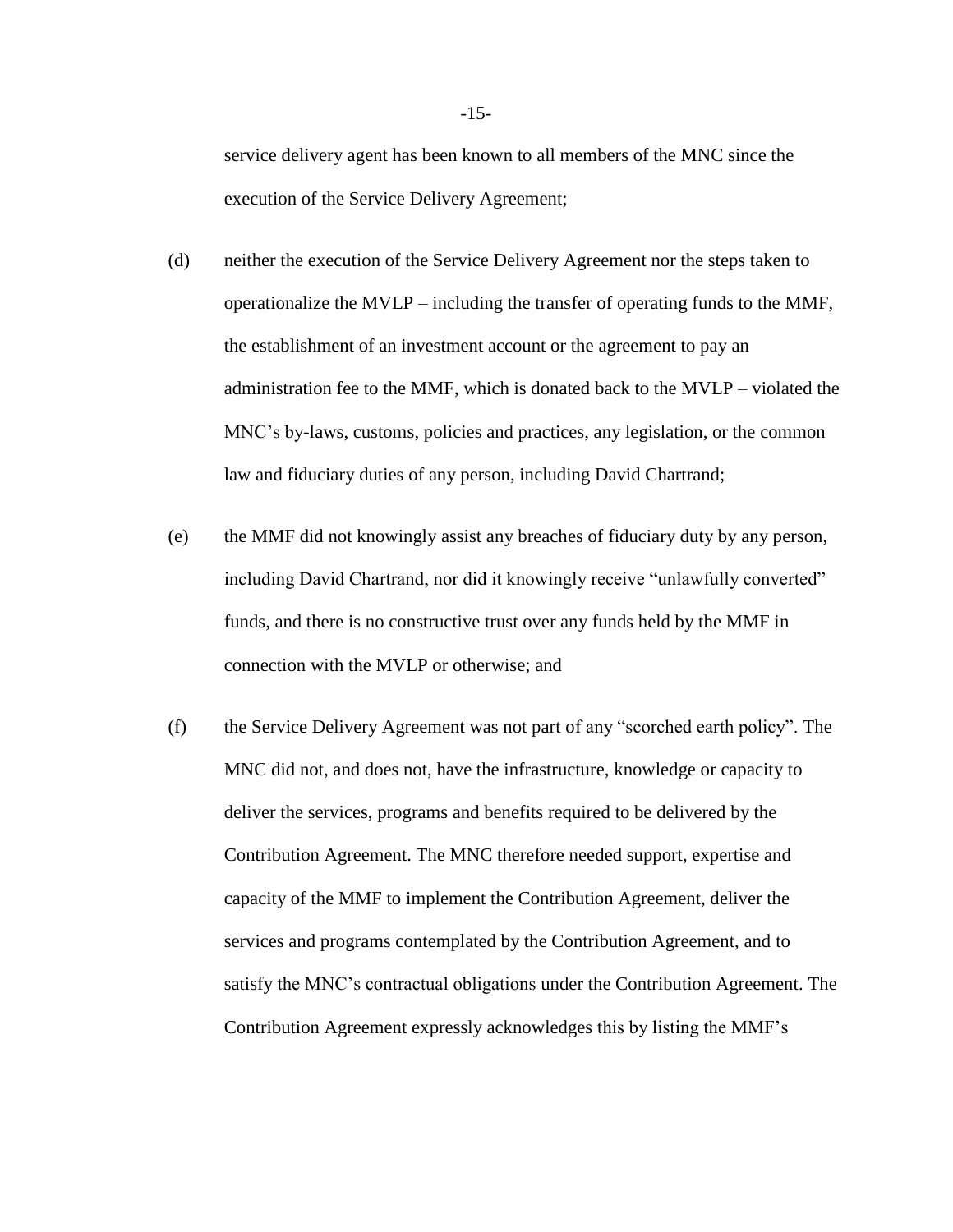service delivery agent has been known to all members of the MNC since the execution of the Service Delivery Agreement;

(d) neither the execution of the Service Delivery Agreement nor the steps taken to operationalize the MVLP – including the transfer of operating funds to the MMF, the establishment of an investment account or the agreement to pay an administration fee to the MMF, which is donated back to the MVLP – violated the MNC's by-laws, customs, policies and practices, any legislation, or the common law and fiduciary duties of any person, including David Chartrand;

(e) the MMF did not knowingly assist any breaches of fiduciary duty by any person, including David Chartrand, nor did it knowingly receive "unlawfully converted" funds, and there is no constructive trust over any funds held by the MMF in connection with the MVLP or otherwise; and

(f) the Service Delivery Agreement was not part of any "scorched earth policy". The MNC did not, and does not, have the infrastructure, knowledge or capacity to deliver the services, programs and benefits required to be delivered by the Contribution Agreement. The MNC therefore needed support, expertise and capacity of the MMF to implement the Contribution Agreement, deliver the services and programs contemplated by the Contribution Agreement, and to satisfy the MNC's contractual obligations under the Contribution Agreement. The Contribution Agreement expressly acknowledges this by listing the MMF's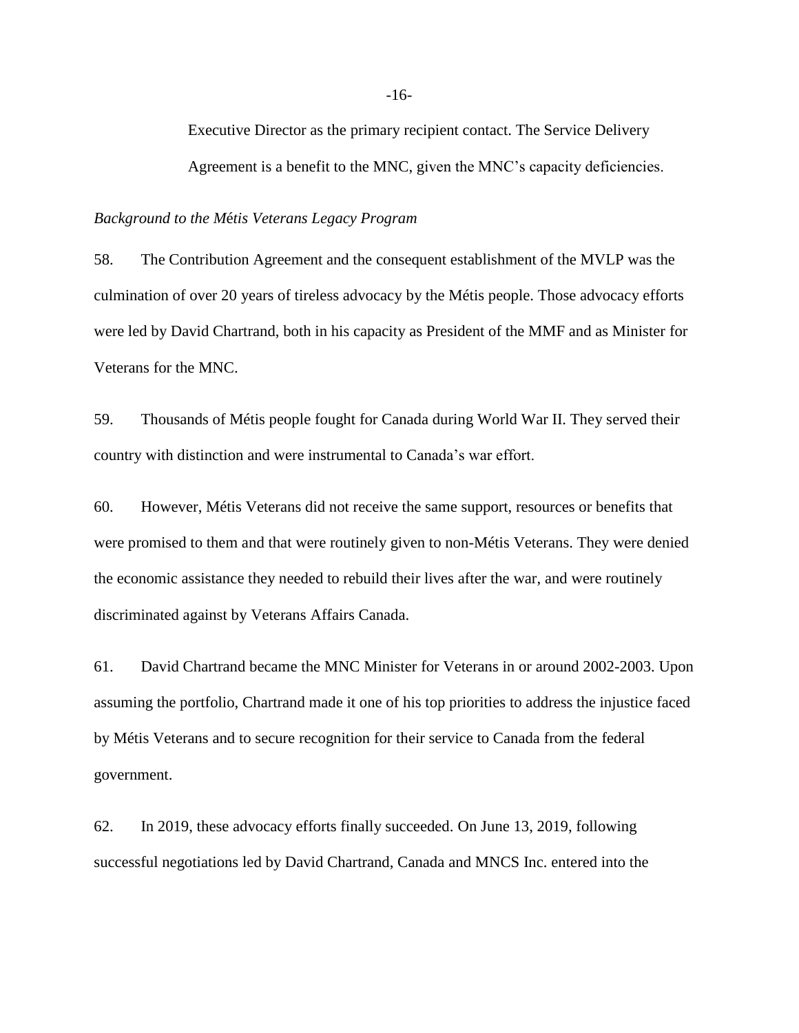Executive Director as the primary recipient contact. The Service Delivery Agreement is a benefit to the MNC, given the MNC's capacity deficiencies.

*Background to the Métis Veterans Legacy Program*

58. The Contribution Agreement and the consequent establishment of the MVLP was the culmination of over 20 years of tireless advocacy by the Métis people. Those advocacy efforts were led by David Chartrand, both in his capacity as President of the MMF and as Minister for Veterans for the MNC.

59. Thousands of Métis people fought for Canada during World War II. They served their country with distinction and were instrumental to Canada's war effort.

60. However, Métis Veterans did not receive the same support, resources or benefits that were promised to them and that were routinely given to non-Métis Veterans. They were denied the economic assistance they needed to rebuild their lives after the war, and were routinely discriminated against by Veterans Affairs Canada.

61. David Chartrand became the MNC Minister for Veterans in or around 2002-2003. Upon assuming the portfolio, Chartrand made it one of his top priorities to address the injustice faced by Métis Veterans and to secure recognition for their service to Canada from the federal government.

62. In 2019, these advocacy efforts finally succeeded. On June 13, 2019, following successful negotiations led by David Chartrand, Canada and MNCS Inc. entered into the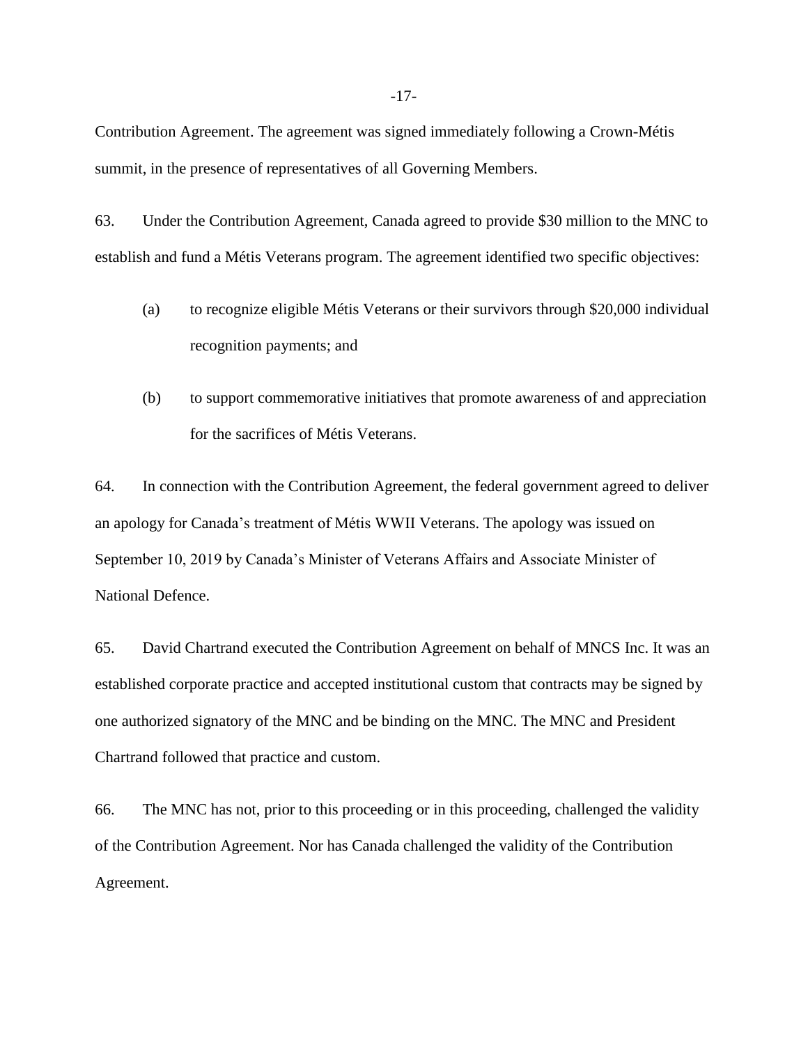Contribution Agreement. The agreement was signed immediately following a Crown-Métis summit, in the presence of representatives of all Governing Members.

63. Under the Contribution Agreement, Canada agreed to provide $30 million to the MNC to establish and fund a Métis Veterans program. The agreement identified two specific objectives:

(a) to recognize eligible Métis Veterans or their survivors through $20,000 individual recognition payments; and

(b) to support commemorative initiatives that promote awareness of and appreciation for the sacrifices of Métis Veterans.

64. In connection with the Contribution Agreement, the federal government agreed to deliver an apology for Canada's treatment of Métis WWII Veterans. The apology was issued on September 10, 2019 by Canada's Minister of Veterans Affairs and Associate Minister of National Defence.

65. David Chartrand executed the Contribution Agreement on behalf of MNCS Inc. It was an established corporate practice and accepted institutional custom that contracts may be signed by one authorized signatory of the MNC and be binding on the MNC. The MNC and President Chartrand followed that practice and custom.

66. The MNC has not, prior to this proceeding or in this proceeding, challenged the validity of the Contribution Agreement. Nor has Canada challenged the validity of the Contribution Agreement.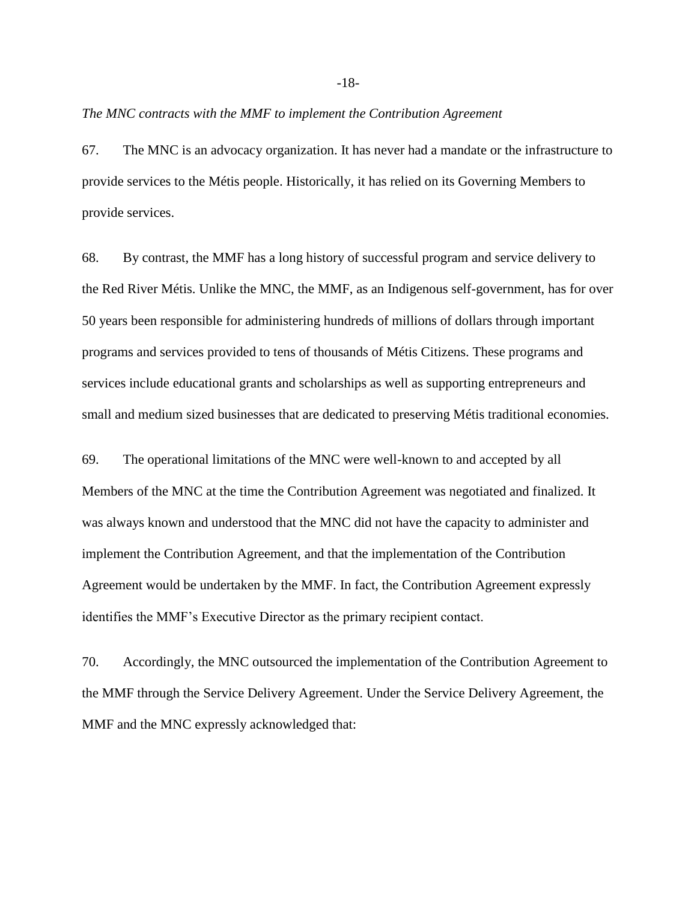*The MNC contracts with the MMF to implement the Contribution Agreement*

67. The MNC is an advocacy organization. It has never had a mandate or the infrastructure to provide services to the Métis people. Historically, it has relied on its Governing Members to provide services.

68. By contrast, the MMF has a long history of successful program and service delivery to the Red River Métis. Unlike the MNC, the MMF, as an Indigenous self-government, has for over 50 years been responsible for administering hundreds of millions of dollars through important programs and services provided to tens of thousands of Métis Citizens. These programs and services include educational grants and scholarships as well as supporting entrepreneurs and small and medium sized businesses that are dedicated to preserving Métis traditional economies.

69. The operational limitations of the MNC were well-known to and accepted by all Members of the MNC at the time the Contribution Agreement was negotiated and finalized. It was always known and understood that the MNC did not have the capacity to administer and implement the Contribution Agreement, and that the implementation of the Contribution Agreement would be undertaken by the MMF. In fact, the Contribution Agreement expressly identifies the MMF's Executive Director as the primary recipient contact.

70. Accordingly, the MNC outsourced the implementation of the Contribution Agreement to the MMF through the Service Delivery Agreement. Under the Service Delivery Agreement, the MMF and the MNC expressly acknowledged that: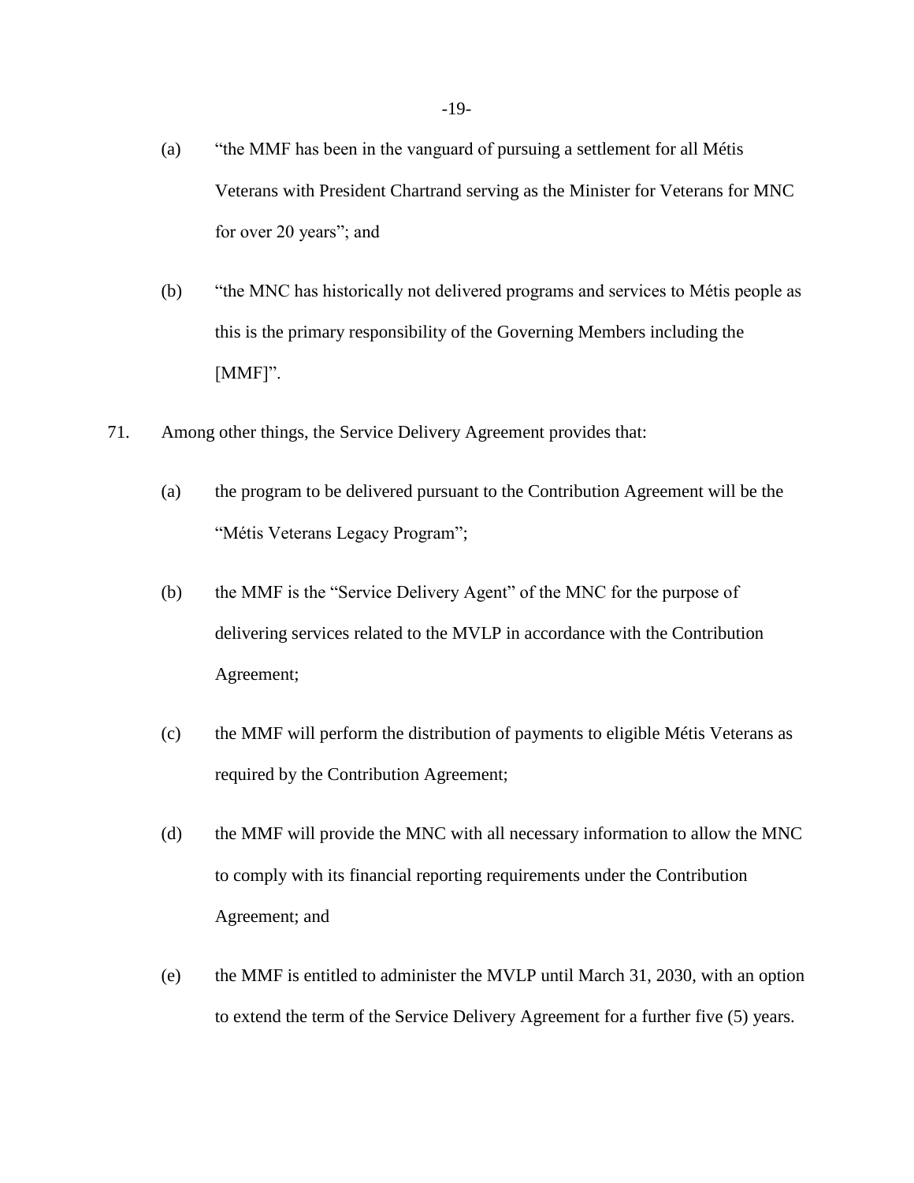(a) "the MMF has been in the vanguard of pursuing a settlement for all Métis Veterans with President Chartrand serving as the Minister for Veterans for MNC for over 20 years"; and

(b) "the MNC has historically not delivered programs and services to Métis people as this is the primary responsibility of the Governing Members including the [MMF]".

71. Among other things, the Service Delivery Agreement provides that:

(a) the program to be delivered pursuant to the Contribution Agreement will be the "Métis Veterans Legacy Program";

(b) the MMF is the "Service Delivery Agent" of the MNC for the purpose of delivering services related to the MVLP in accordance with the Contribution Agreement;

(c) the MMF will perform the distribution of payments to eligible Métis Veterans as required by the Contribution Agreement;

(d) the MMF will provide the MNC with all necessary information to allow the MNC to comply with its financial reporting requirements under the Contribution Agreement; and

(e) the MMF is entitled to administer the MVLP until March 31, 2030, with an option to extend the term of the Service Delivery Agreement for a further five (5) years.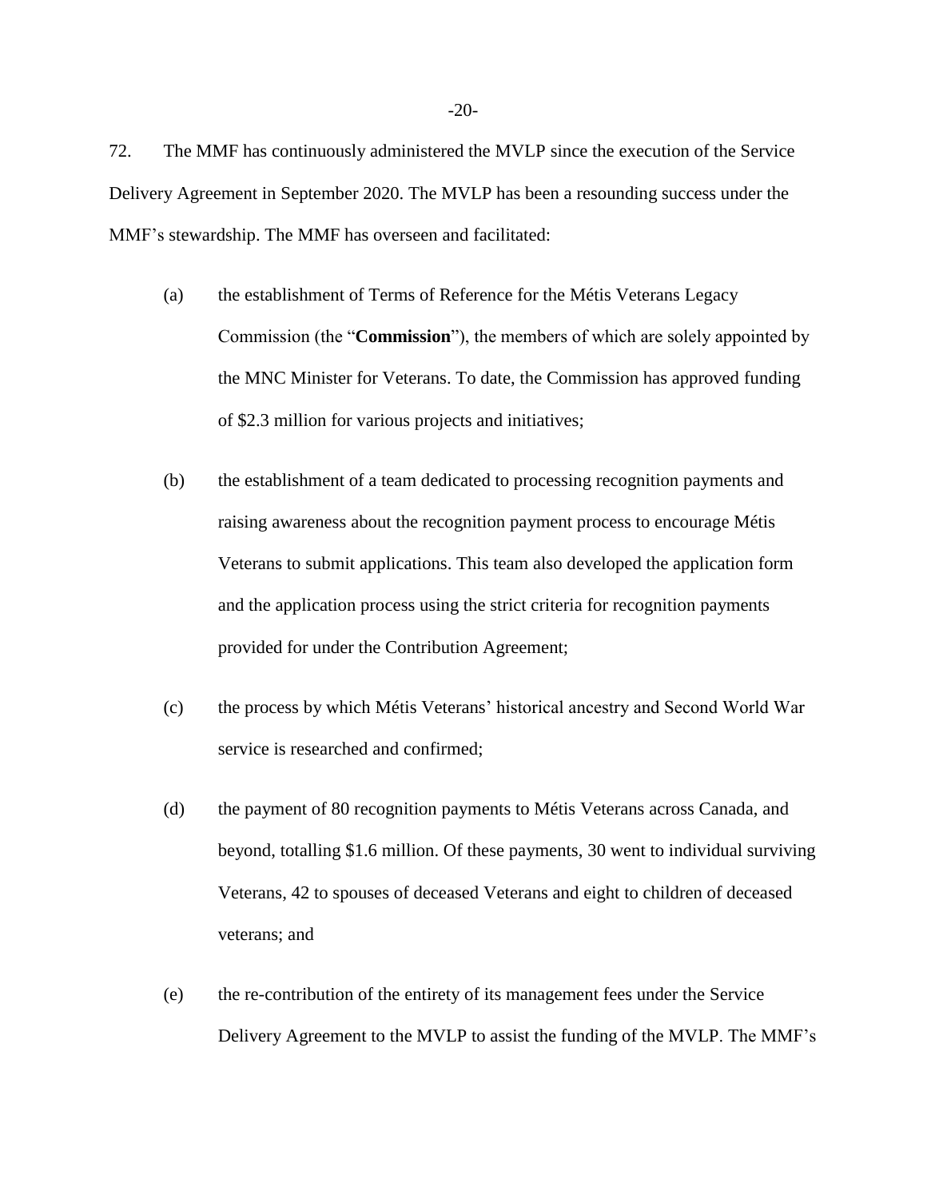72. The MMF has continuously administered the MVLP since the execution of the Service Delivery Agreement in September 2020. The MVLP has been a resounding success under the MMF's stewardship. The MMF has overseen and facilitated:

(a) the establishment of Terms of Reference for the Métis Veterans Legacy Commission (the "**Commission**"), the members of which are solely appointed by the MNC Minister for Veterans. To date, the Commission has approved funding of $2.3 million for various projects and initiatives;

(b) the establishment of a team dedicated to processing recognition payments and raising awareness about the recognition payment process to encourage Métis Veterans to submit applications. This team also developed the application form and the application process using the strict criteria for recognition payments provided for under the Contribution Agreement;

(c) the process by which Métis Veterans' historical ancestry and Second World War service is researched and confirmed;

(d) the payment of 80 recognition payments to Métis Veterans across Canada, and beyond, totalling $1.6 million. Of these payments, 30 went to individual surviving Veterans, 42 to spouses of deceased Veterans and eight to children of deceased veterans; and

(e) the re-contribution of the entirety of its management fees under the Service Delivery Agreement to the MVLP to assist the funding of the MVLP. The MMF's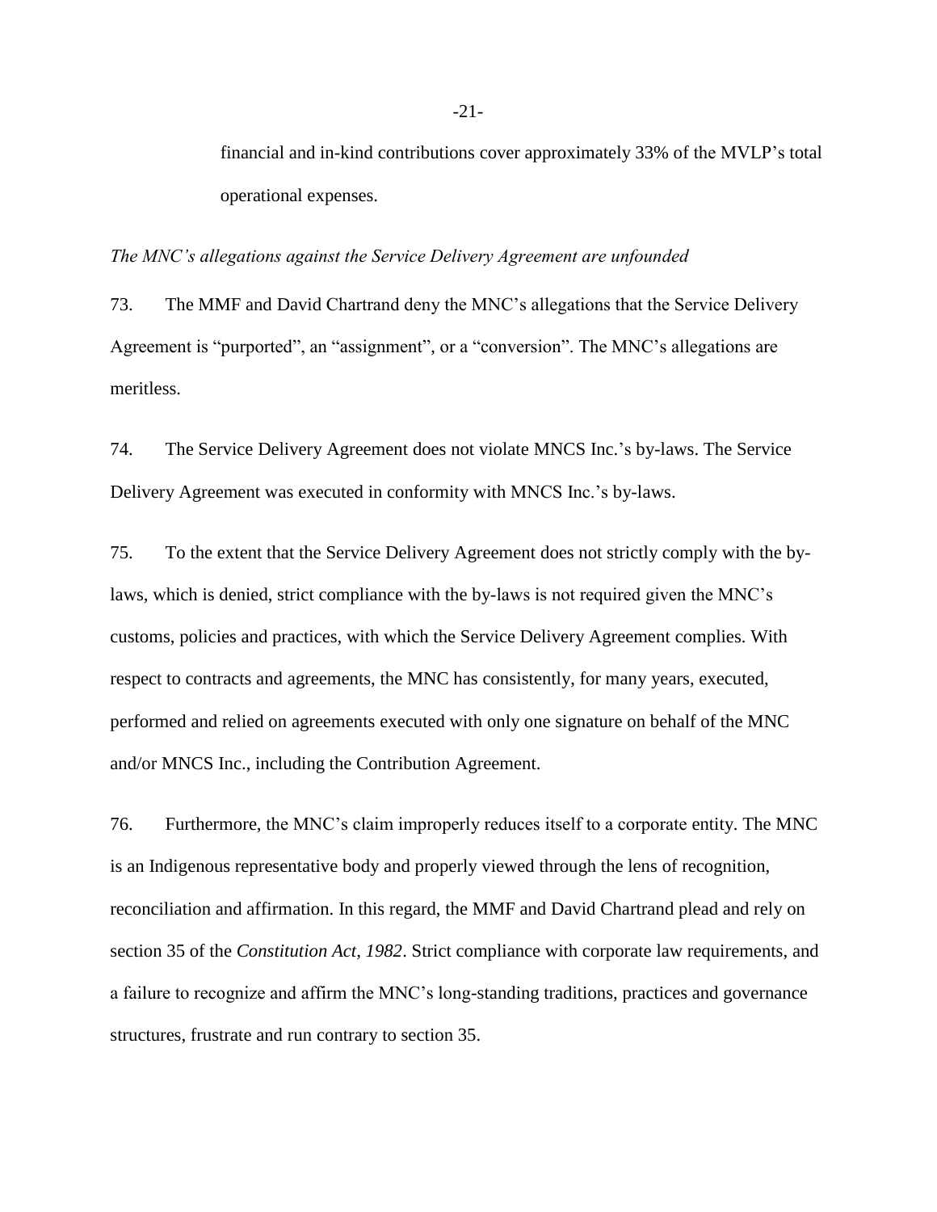financial and in-kind contributions cover approximately 33% of the MVLP's total operational expenses.

*The MNC's allegations against the Service Delivery Agreement are unfounded*

73. The MMF and David Chartrand deny the MNC's allegations that the Service Delivery Agreement is "purported", an "assignment", or a "conversion". The MNC's allegations are meritless.

74. The Service Delivery Agreement does not violate MNCS Inc.'s by-laws. The Service Delivery Agreement was executed in conformity with MNCS Inc.'s by-laws.

75. To the extent that the Service Delivery Agreement does not strictly comply with the by-laws, which is denied, strict compliance with the by-laws is not required given the MNC's customs, policies and practices, with which the Service Delivery Agreement complies. With respect to contracts and agreements, the MNC has consistently, for many years, executed, performed and relied on agreements executed with only one signature on behalf of the MNC and/or MNCS Inc., including the Contribution Agreement.

76. Furthermore, the MNC's claim improperly reduces itself to a corporate entity. The MNC is an Indigenous representative body and properly viewed through the lens of recognition, reconciliation and affirmation. In this regard, the MMF and David Chartrand plead and rely on section 35 of the *Constitution Act, 1982*. Strict compliance with corporate law requirements, and a failure to recognize and affirm the MNC's long-standing traditions, practices and governance structures, frustrate and run contrary to section 35.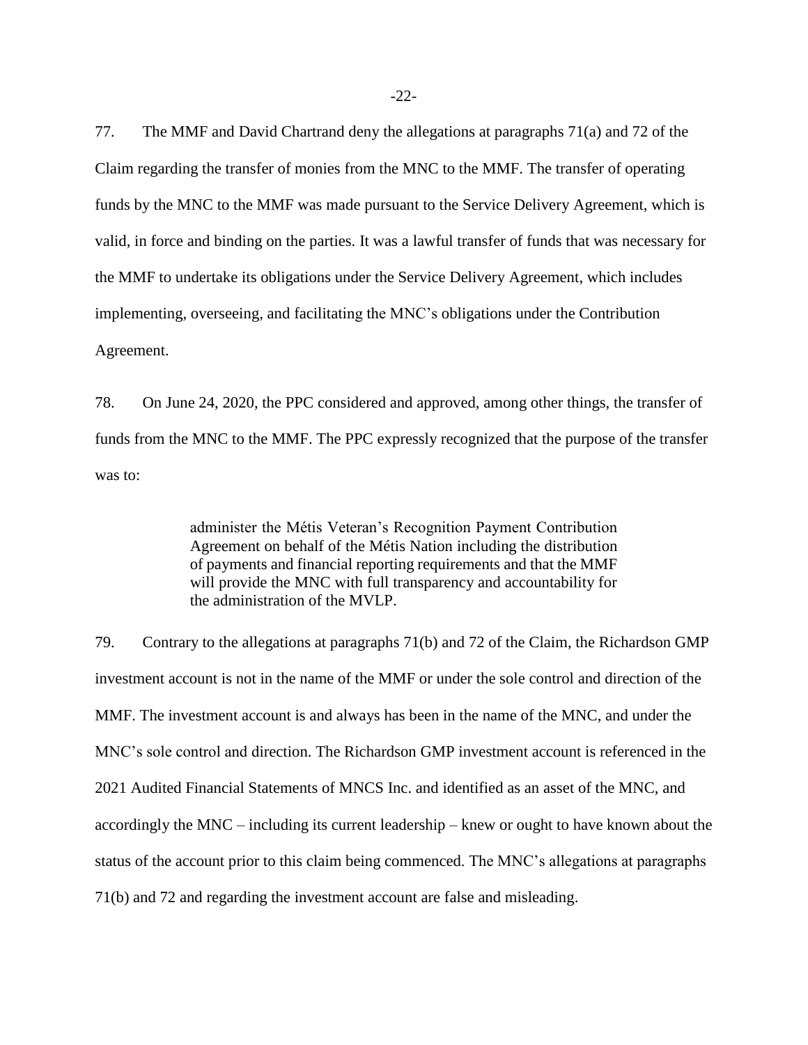77. The MMF and David Chartrand deny the allegations at paragraphs 71(a) and 72 of the Claim regarding the transfer of monies from the MNC to the MMF. The transfer of operating funds by the MNC to the MMF was made pursuant to the Service Delivery Agreement, which is valid, in force and binding on the parties. It was a lawful transfer of funds that was necessary for the MMF to undertake its obligations under the Service Delivery Agreement, which includes implementing, overseeing, and facilitating the MNC's obligations under the Contribution Agreement.

78. On June 24, 2020, the PPC considered and approved, among other things, the transfer of funds from the MNC to the MMF. The PPC expressly recognized that the purpose of the transfer was to:

> administer the Métis Veteran's Recognition Payment Contribution Agreement on behalf of the Métis Nation including the distribution of payments and financial reporting requirements and that the MMF will provide the MNC with full transparency and accountability for the administration of the MVLP.

79. Contrary to the allegations at paragraphs 71(b) and 72 of the Claim, the Richardson GMP investment account is not in the name of the MMF or under the sole control and direction of the MMF. The investment account is and always has been in the name of the MNC, and under the MNC's sole control and direction. The Richardson GMP investment account is referenced in the 2021 Audited Financial Statements of MNCS Inc. and identified as an asset of the MNC, and accordingly the MNC – including its current leadership – knew or ought to have known about the status of the account prior to this claim being commenced. The MNC's allegations at paragraphs 71(b) and 72 and regarding the investment account are false and misleading.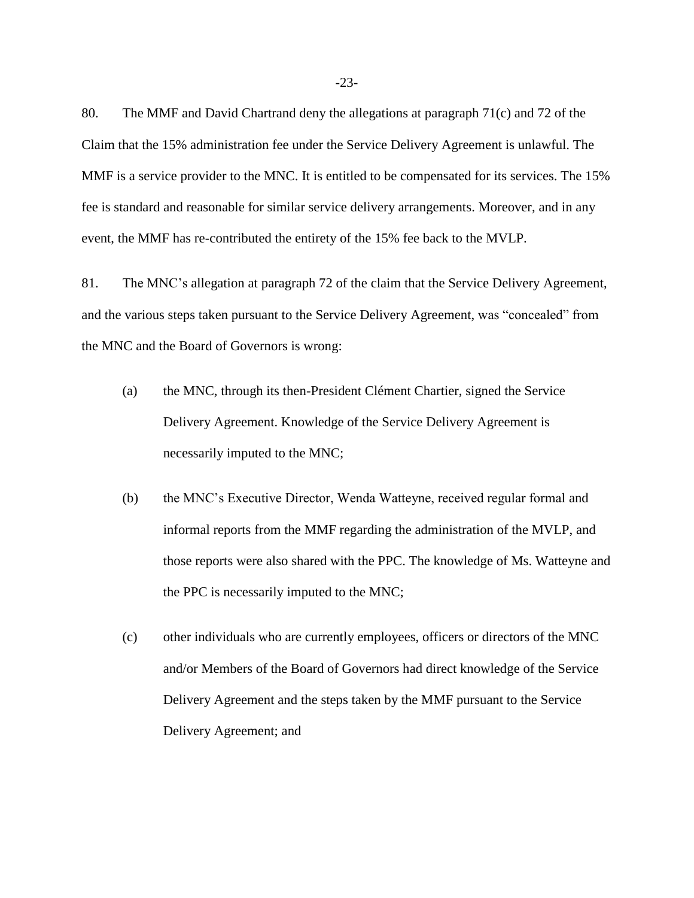80. The MMF and David Chartrand deny the allegations at paragraph 71(c) and 72 of the Claim that the 15% administration fee under the Service Delivery Agreement is unlawful. The MMF is a service provider to the MNC. It is entitled to be compensated for its services. The 15% fee is standard and reasonable for similar service delivery arrangements. Moreover, and in any event, the MMF has re-contributed the entirety of the 15% fee back to the MVLP.

81. The MNC's allegation at paragraph 72 of the claim that the Service Delivery Agreement, and the various steps taken pursuant to the Service Delivery Agreement, was "concealed" from the MNC and the Board of Governors is wrong:

(a) the MNC, through its then-President Clément Chartier, signed the Service Delivery Agreement. Knowledge of the Service Delivery Agreement is necessarily imputed to the MNC;

(b) the MNC's Executive Director, Wenda Watteyne, received regular formal and informal reports from the MMF regarding the administration of the MVLP, and those reports were also shared with the PPC. The knowledge of Ms. Watteyne and the PPC is necessarily imputed to the MNC;

(c) other individuals who are currently employees, officers or directors of the MNC and/or Members of the Board of Governors had direct knowledge of the Service Delivery Agreement and the steps taken by the MMF pursuant to the Service Delivery Agreement; and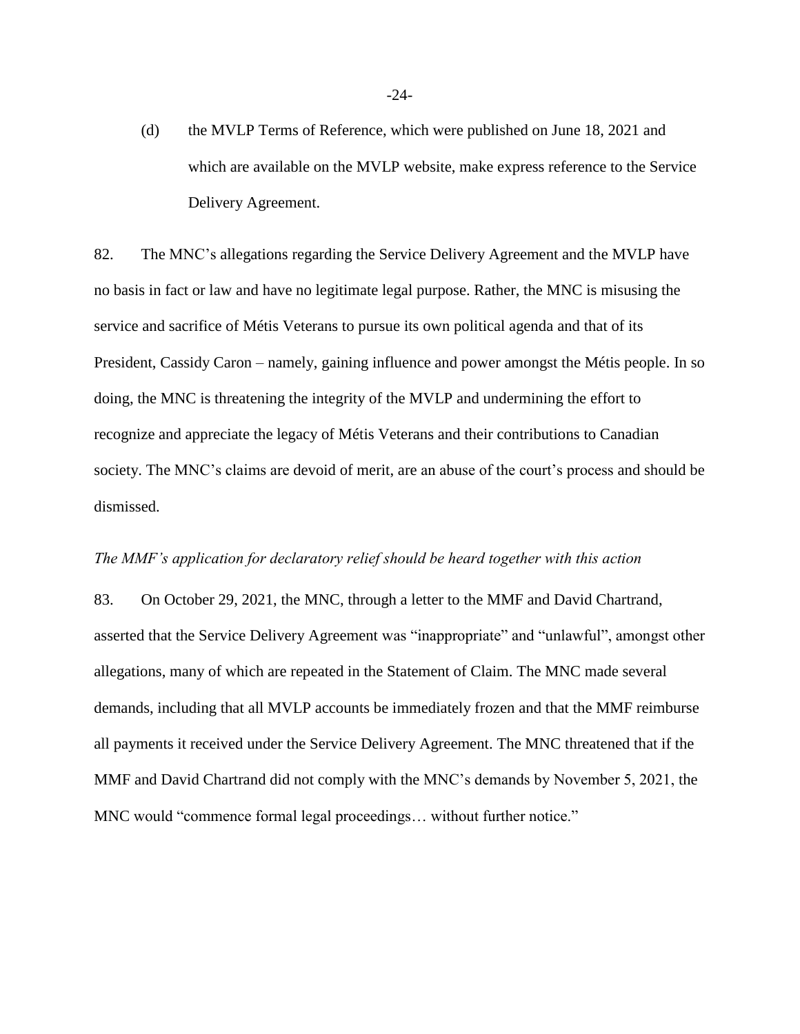(d) the MVLP Terms of Reference, which were published on June 18, 2021 and which are available on the MVLP website, make express reference to the Service Delivery Agreement.

82. The MNC's allegations regarding the Service Delivery Agreement and the MVLP have no basis in fact or law and have no legitimate legal purpose. Rather, the MNC is misusing the service and sacrifice of Métis Veterans to pursue its own political agenda and that of its President, Cassidy Caron – namely, gaining influence and power amongst the Métis people. In so doing, the MNC is threatening the integrity of the MVLP and undermining the effort to recognize and appreciate the legacy of Métis Veterans and their contributions to Canadian society. The MNC's claims are devoid of merit, are an abuse of the court's process and should be dismissed.

*The MMF's application for declaratory relief should be heard together with this action*

83. On October 29, 2021, the MNC, through a letter to the MMF and David Chartrand, asserted that the Service Delivery Agreement was "inappropriate" and "unlawful", amongst other allegations, many of which are repeated in the Statement of Claim. The MNC made several demands, including that all MVLP accounts be immediately frozen and that the MMF reimburse all payments it received under the Service Delivery Agreement. The MNC threatened that if the MMF and David Chartrand did not comply with the MNC's demands by November 5, 2021, the MNC would "commence formal legal proceedings… without further notice."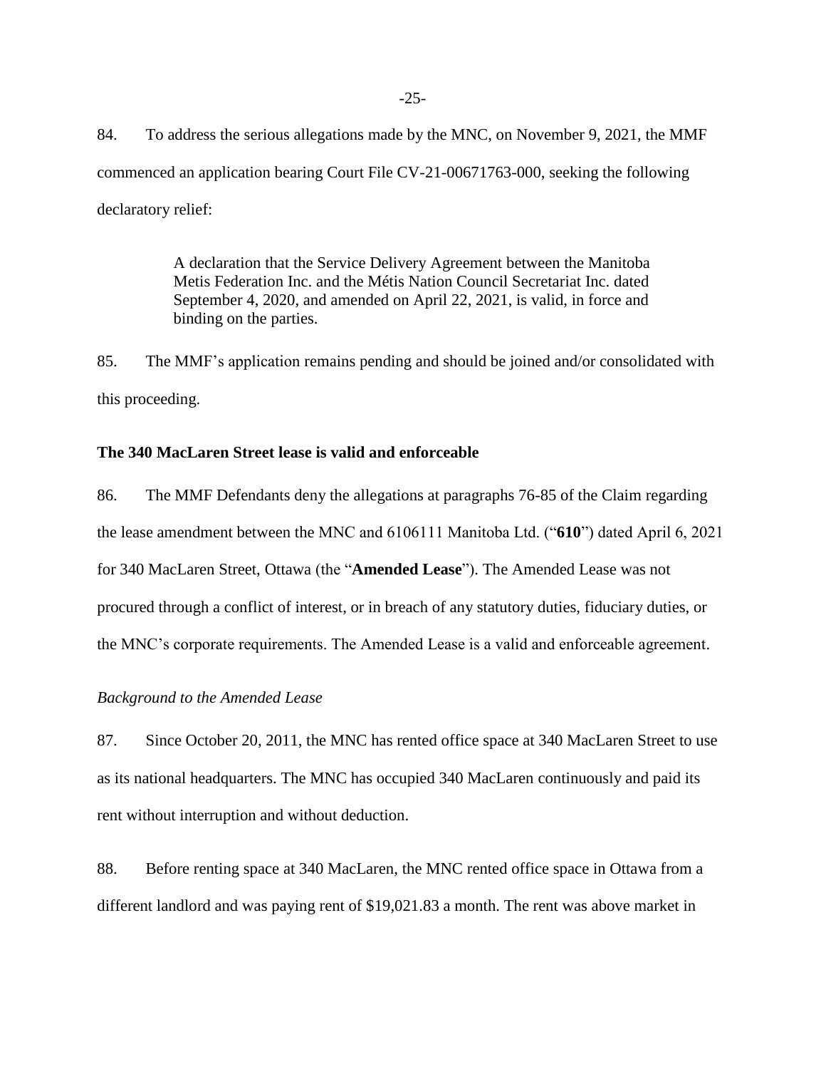84. To address the serious allegations made by the MNC, on November 9, 2021, the MMF commenced an application bearing Court File CV-21-00671763-000, seeking the following declaratory relief:

> A declaration that the Service Delivery Agreement between the Manitoba Metis Federation Inc. and the Métis Nation Council Secretariat Inc. dated September 4, 2020, and amended on April 22, 2021, is valid, in force and binding on the parties.

85. The MMF's application remains pending and should be joined and/or consolidated with this proceeding.

**The 340 MacLaren Street lease is valid and enforceable**

86. The MMF Defendants deny the allegations at paragraphs 76-85 of the Claim regarding the lease amendment between the MNC and 6106111 Manitoba Ltd. ("**610**") dated April 6, 2021 for 340 MacLaren Street, Ottawa (the "**Amended Lease**"). The Amended Lease was not procured through a conflict of interest, or in breach of any statutory duties, fiduciary duties, or the MNC's corporate requirements. The Amended Lease is a valid and enforceable agreement.

*Background to the Amended Lease*

87. Since October 20, 2011, the MNC has rented office space at 340 MacLaren Street to use as its national headquarters. The MNC has occupied 340 MacLaren continuously and paid its rent without interruption and without deduction.

88. Before renting space at 340 MacLaren, the MNC rented office space in Ottawa from a different landlord and was paying rent of $19,021.83 a month. The rent was above market in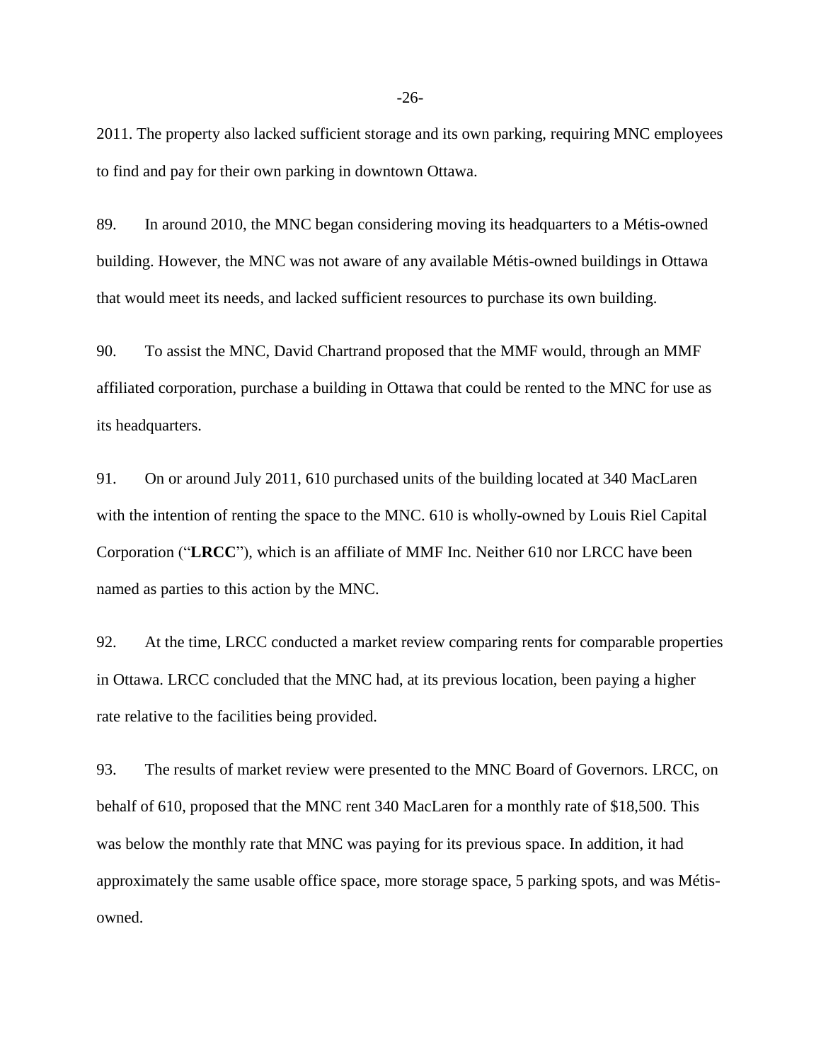2011. The property also lacked sufficient storage and its own parking, requiring MNC employees to find and pay for their own parking in downtown Ottawa.

89. In around 2010, the MNC began considering moving its headquarters to a Métis-owned building. However, the MNC was not aware of any available Métis-owned buildings in Ottawa that would meet its needs, and lacked sufficient resources to purchase its own building.

90. To assist the MNC, David Chartrand proposed that the MMF would, through an MMF affiliated corporation, purchase a building in Ottawa that could be rented to the MNC for use as its headquarters.

91. On or around July 2011, 610 purchased units of the building located at 340 MacLaren with the intention of renting the space to the MNC. 610 is wholly-owned by Louis Riel Capital Corporation ("**LRCC**"), which is an affiliate of MMF Inc. Neither 610 nor LRCC have been named as parties to this action by the MNC.

92. At the time, LRCC conducted a market review comparing rents for comparable properties in Ottawa. LRCC concluded that the MNC had, at its previous location, been paying a higher rate relative to the facilities being provided.

93. The results of market review were presented to the MNC Board of Governors. LRCC, on behalf of 610, proposed that the MNC rent 340 MacLaren for a monthly rate of $18,500. This was below the monthly rate that MNC was paying for its previous space. In addition, it had approximately the same usable office space, more storage space, 5 parking spots, and was Métis-owned.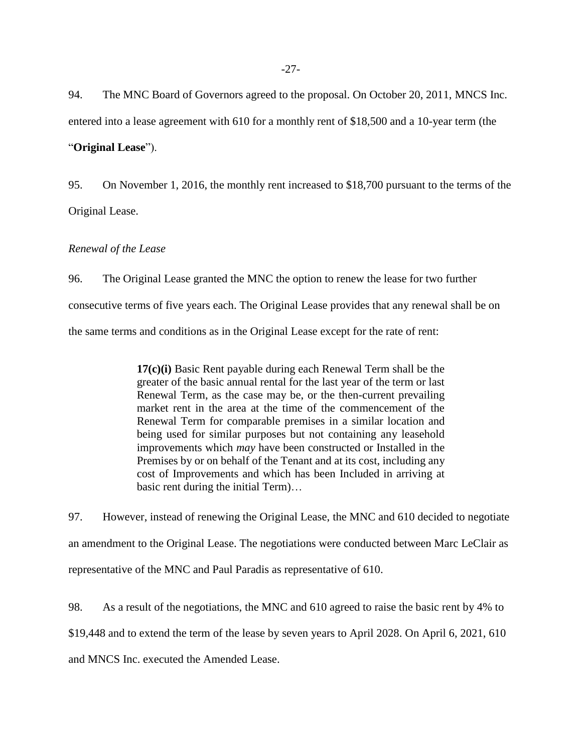94. The MNC Board of Governors agreed to the proposal. On October 20, 2011, MNCS Inc. entered into a lease agreement with 610 for a monthly rent of $18,500 and a 10-year term (the "**Original Lease**").

95. On November 1, 2016, the monthly rent increased to $18,700 pursuant to the terms of the Original Lease.

*Renewal of the Lease*

96. The Original Lease granted the MNC the option to renew the lease for two further consecutive terms of five years each. The Original Lease provides that any renewal shall be on the same terms and conditions as in the Original Lease except for the rate of rent:

> **17(c)(i)** Basic Rent payable during each Renewal Term shall be the greater of the basic annual rental for the last year of the term or last Renewal Term, as the case may be, or the then-current prevailing market rent in the area at the time of the commencement of the Renewal Term for comparable premises in a similar location and being used for similar purposes but not containing any leasehold improvements which *may* have been constructed or Installed in the Premises by or on behalf of the Tenant and at its cost, including any cost of Improvements and which has been Included in arriving at basic rent during the initial Term)…

97. However, instead of renewing the Original Lease, the MNC and 610 decided to negotiate an amendment to the Original Lease. The negotiations were conducted between Marc LeClair as representative of the MNC and Paul Paradis as representative of 610.

98. As a result of the negotiations, the MNC and 610 agreed to raise the basic rent by 4% to $19,448 and to extend the term of the lease by seven years to April 2028. On April 6, 2021, 610 and MNCS Inc. executed the Amended Lease.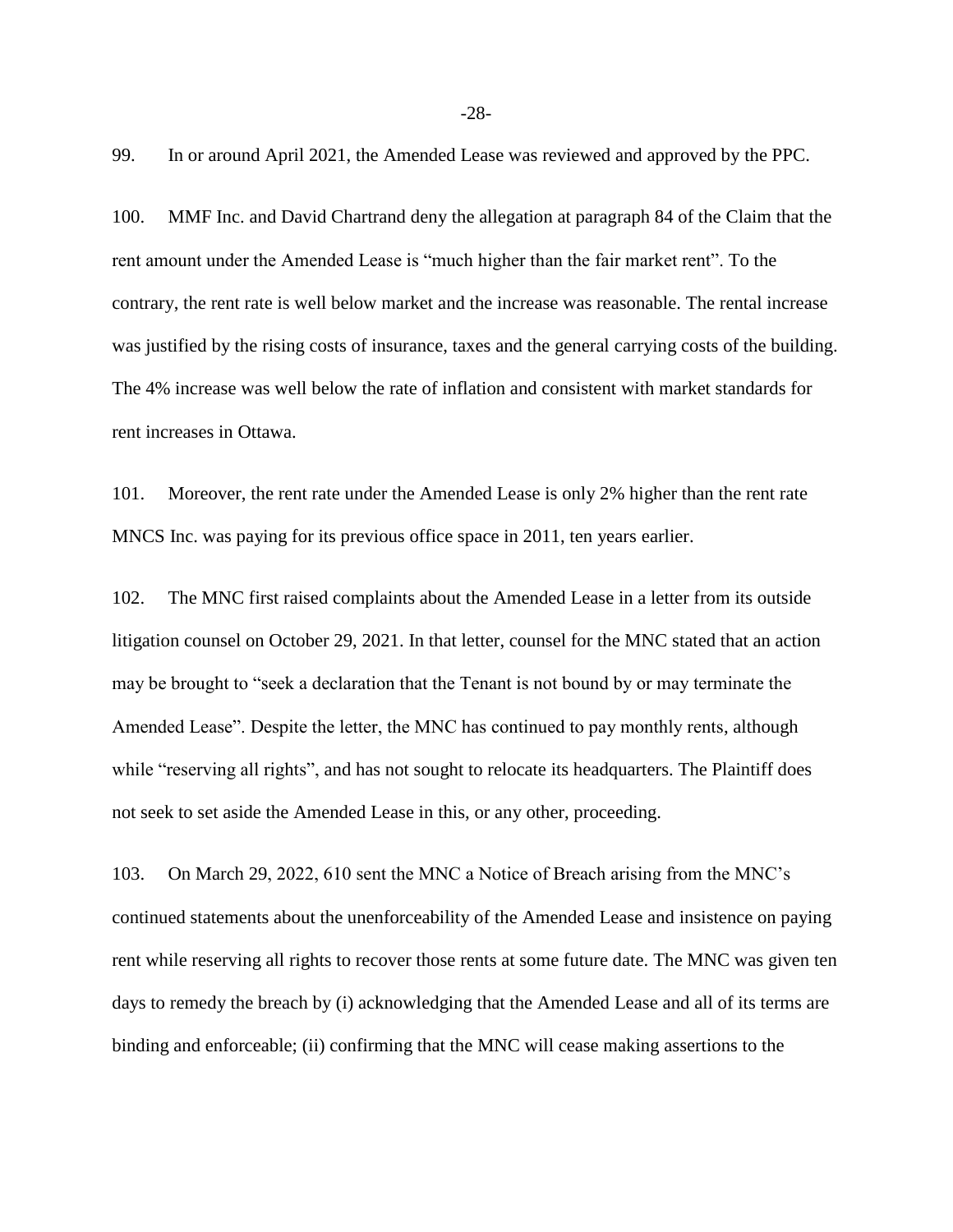99. In or around April 2021, the Amended Lease was reviewed and approved by the PPC.

100. MMF Inc. and David Chartrand deny the allegation at paragraph 84 of the Claim that the rent amount under the Amended Lease is "much higher than the fair market rent". To the contrary, the rent rate is well below market and the increase was reasonable. The rental increase was justified by the rising costs of insurance, taxes and the general carrying costs of the building. The 4% increase was well below the rate of inflation and consistent with market standards for rent increases in Ottawa.

101. Moreover, the rent rate under the Amended Lease is only 2% higher than the rent rate MNCS Inc. was paying for its previous office space in 2011, ten years earlier.

102. The MNC first raised complaints about the Amended Lease in a letter from its outside litigation counsel on October 29, 2021. In that letter, counsel for the MNC stated that an action may be brought to "seek a declaration that the Tenant is not bound by or may terminate the Amended Lease". Despite the letter, the MNC has continued to pay monthly rents, although while "reserving all rights", and has not sought to relocate its headquarters. The Plaintiff does not seek to set aside the Amended Lease in this, or any other, proceeding.

103. On March 29, 2022, 610 sent the MNC a Notice of Breach arising from the MNC's continued statements about the unenforceability of the Amended Lease and insistence on paying rent while reserving all rights to recover those rents at some future date. The MNC was given ten days to remedy the breach by (i) acknowledging that the Amended Lease and all of its terms are binding and enforceable; (ii) confirming that the MNC will cease making assertions to the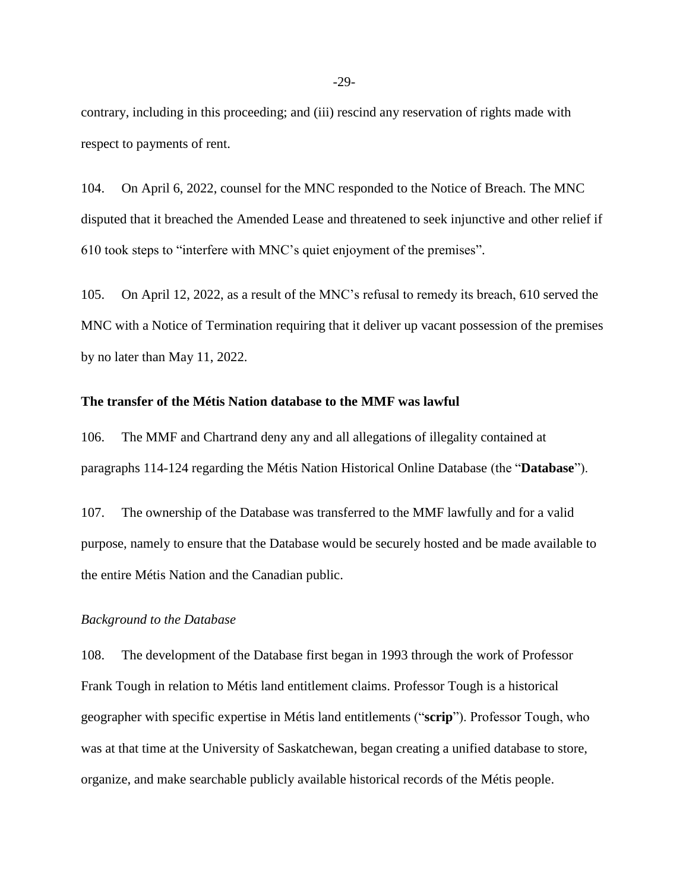contrary, including in this proceeding; and (iii) rescind any reservation of rights made with respect to payments of rent.

104. On April 6, 2022, counsel for the MNC responded to the Notice of Breach. The MNC disputed that it breached the Amended Lease and threatened to seek injunctive and other relief if 610 took steps to "interfere with MNC's quiet enjoyment of the premises".

105. On April 12, 2022, as a result of the MNC's refusal to remedy its breach, 610 served the MNC with a Notice of Termination requiring that it deliver up vacant possession of the premises by no later than May 11, 2022.

**The transfer of the Métis Nation database to the MMF was lawful**

106. The MMF and Chartrand deny any and all allegations of illegality contained at paragraphs 114-124 regarding the Métis Nation Historical Online Database (the "**Database**").

107. The ownership of the Database was transferred to the MMF lawfully and for a valid purpose, namely to ensure that the Database would be securely hosted and be made available to the entire Métis Nation and the Canadian public.

*Background to the Database*

108. The development of the Database first began in 1993 through the work of Professor Frank Tough in relation to Métis land entitlement claims. Professor Tough is a historical geographer with specific expertise in Métis land entitlements ("**scrip**"). Professor Tough, who was at that time at the University of Saskatchewan, began creating a unified database to store, organize, and make searchable publicly available historical records of the Métis people.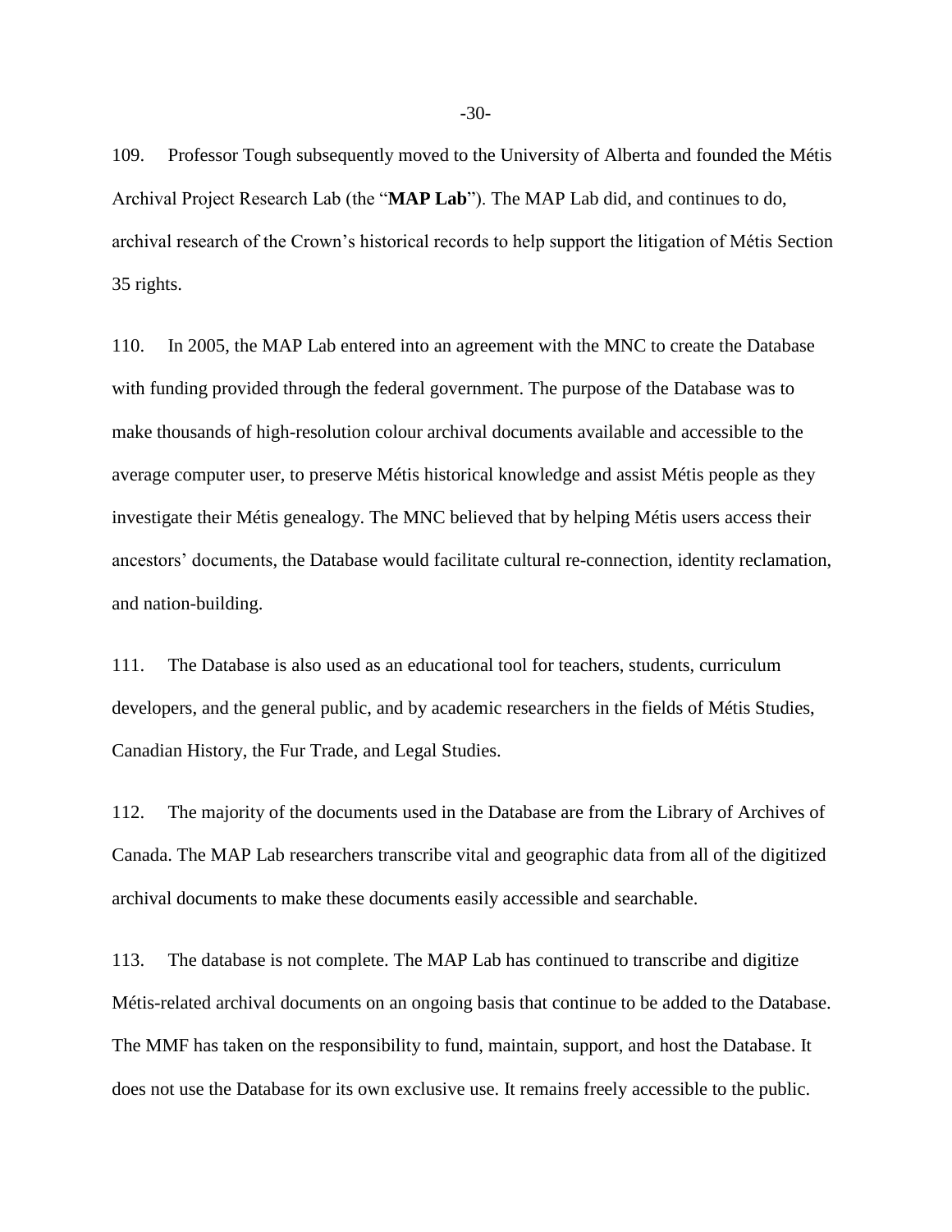109. Professor Tough subsequently moved to the University of Alberta and founded the Métis Archival Project Research Lab (the "**MAP Lab**"). The MAP Lab did, and continues to do, archival research of the Crown's historical records to help support the litigation of Métis Section 35 rights.

110. In 2005, the MAP Lab entered into an agreement with the MNC to create the Database with funding provided through the federal government. The purpose of the Database was to make thousands of high-resolution colour archival documents available and accessible to the average computer user, to preserve Métis historical knowledge and assist Métis people as they investigate their Métis genealogy. The MNC believed that by helping Métis users access their ancestors' documents, the Database would facilitate cultural re-connection, identity reclamation, and nation-building.

111. The Database is also used as an educational tool for teachers, students, curriculum developers, and the general public, and by academic researchers in the fields of Métis Studies, Canadian History, the Fur Trade, and Legal Studies.

112. The majority of the documents used in the Database are from the Library of Archives of Canada. The MAP Lab researchers transcribe vital and geographic data from all of the digitized archival documents to make these documents easily accessible and searchable.

113. The database is not complete. The MAP Lab has continued to transcribe and digitize Métis-related archival documents on an ongoing basis that continue to be added to the Database. The MMF has taken on the responsibility to fund, maintain, support, and host the Database. It does not use the Database for its own exclusive use. It remains freely accessible to the public.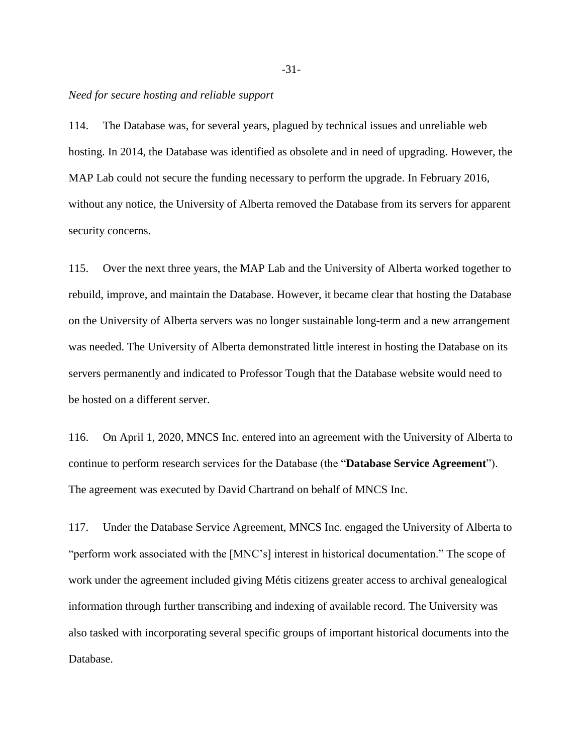*Need for secure hosting and reliable support*

114. The Database was, for several years, plagued by technical issues and unreliable web hosting. In 2014, the Database was identified as obsolete and in need of upgrading. However, the MAP Lab could not secure the funding necessary to perform the upgrade. In February 2016, without any notice, the University of Alberta removed the Database from its servers for apparent security concerns.

115. Over the next three years, the MAP Lab and the University of Alberta worked together to rebuild, improve, and maintain the Database. However, it became clear that hosting the Database on the University of Alberta servers was no longer sustainable long-term and a new arrangement was needed. The University of Alberta demonstrated little interest in hosting the Database on its servers permanently and indicated to Professor Tough that the Database website would need to be hosted on a different server.

116. On April 1, 2020, MNCS Inc. entered into an agreement with the University of Alberta to continue to perform research services for the Database (the "**Database Service Agreement**"). The agreement was executed by David Chartrand on behalf of MNCS Inc.

117. Under the Database Service Agreement, MNCS Inc. engaged the University of Alberta to "perform work associated with the [MNC's] interest in historical documentation." The scope of work under the agreement included giving Métis citizens greater access to archival genealogical information through further transcribing and indexing of available record. The University was also tasked with incorporating several specific groups of important historical documents into the Database.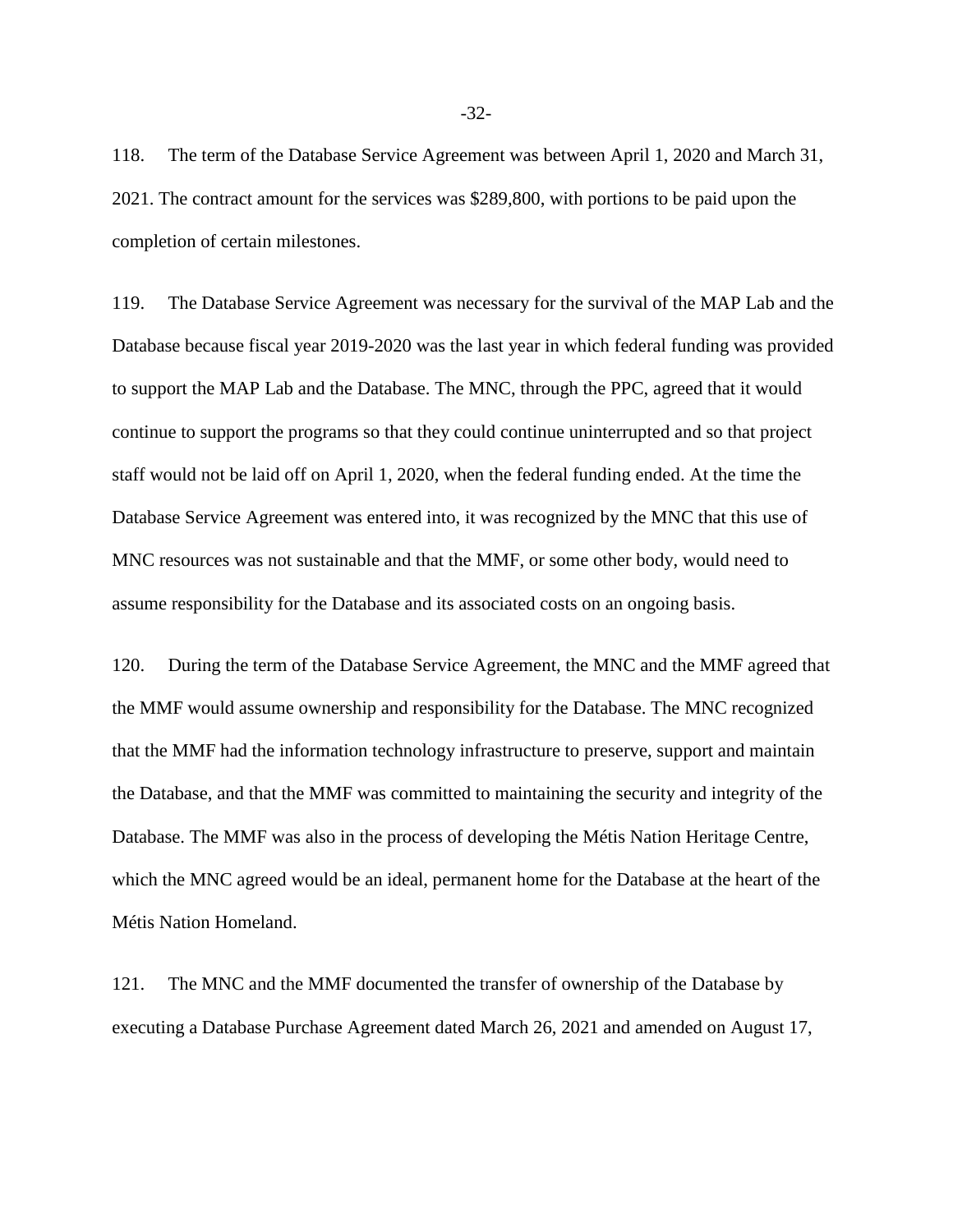118. The term of the Database Service Agreement was between April 1, 2020 and March 31, 2021. The contract amount for the services was $289,800, with portions to be paid upon the completion of certain milestones.

119. The Database Service Agreement was necessary for the survival of the MAP Lab and the Database because fiscal year 2019-2020 was the last year in which federal funding was provided to support the MAP Lab and the Database. The MNC, through the PPC, agreed that it would continue to support the programs so that they could continue uninterrupted and so that project staff would not be laid off on April 1, 2020, when the federal funding ended. At the time the Database Service Agreement was entered into, it was recognized by the MNC that this use of MNC resources was not sustainable and that the MMF, or some other body, would need to assume responsibility for the Database and its associated costs on an ongoing basis.

120. During the term of the Database Service Agreement, the MNC and the MMF agreed that the MMF would assume ownership and responsibility for the Database. The MNC recognized that the MMF had the information technology infrastructure to preserve, support and maintain the Database, and that the MMF was committed to maintaining the security and integrity of the Database. The MMF was also in the process of developing the Métis Nation Heritage Centre, which the MNC agreed would be an ideal, permanent home for the Database at the heart of the Métis Nation Homeland.

121. The MNC and the MMF documented the transfer of ownership of the Database by executing a Database Purchase Agreement dated March 26, 2021 and amended on August 17,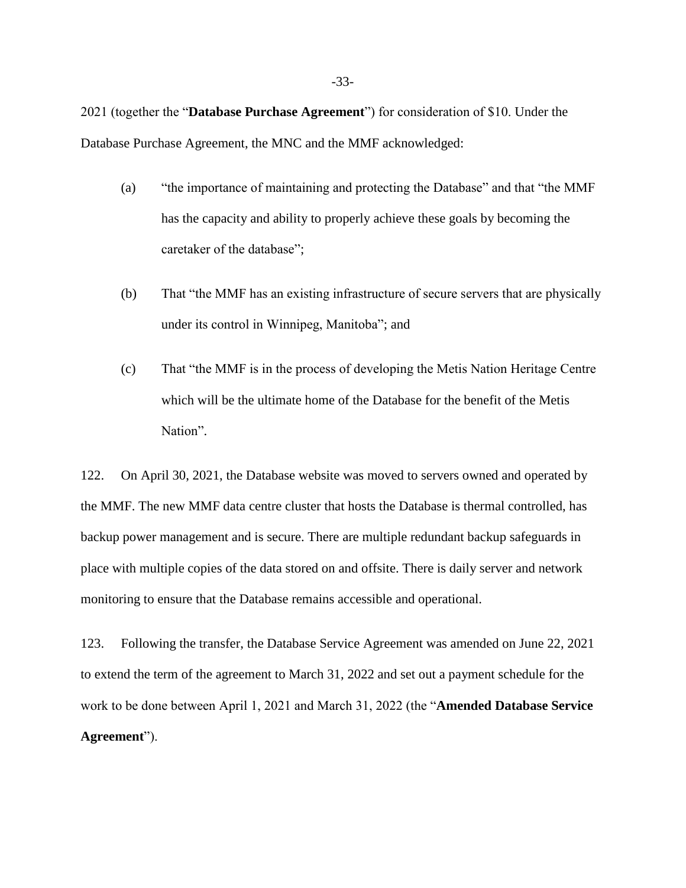2021 (together the "**Database Purchase Agreement**") for consideration of $10. Under the Database Purchase Agreement, the MNC and the MMF acknowledged:

(a) "the importance of maintaining and protecting the Database" and that "the MMF has the capacity and ability to properly achieve these goals by becoming the caretaker of the database";

(b) That "the MMF has an existing infrastructure of secure servers that are physically under its control in Winnipeg, Manitoba"; and

(c) That "the MMF is in the process of developing the Metis Nation Heritage Centre which will be the ultimate home of the Database for the benefit of the Metis Nation".

122. On April 30, 2021, the Database website was moved to servers owned and operated by the MMF. The new MMF data centre cluster that hosts the Database is thermal controlled, has backup power management and is secure. There are multiple redundant backup safeguards in place with multiple copies of the data stored on and offsite. There is daily server and network monitoring to ensure that the Database remains accessible and operational.

123. Following the transfer, the Database Service Agreement was amended on June 22, 2021 to extend the term of the agreement to March 31, 2022 and set out a payment schedule for the work to be done between April 1, 2021 and March 31, 2022 (the "**Amended Database Service Agreement**").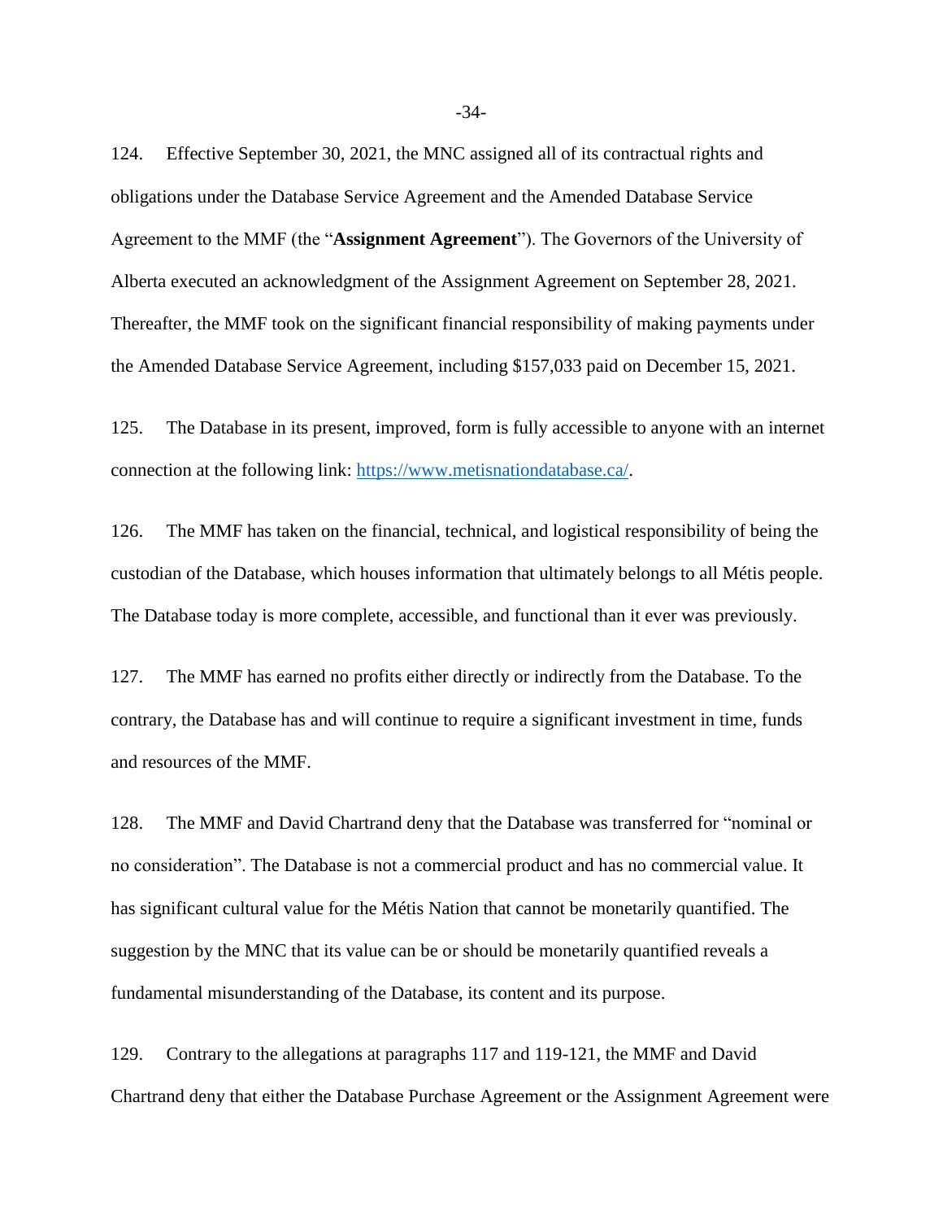124. Effective September 30, 2021, the MNC assigned all of its contractual rights and obligations under the Database Service Agreement and the Amended Database Service Agreement to the MMF (the "**Assignment Agreement**"). The Governors of the University of Alberta executed an acknowledgment of the Assignment Agreement on September 28, 2021. Thereafter, the MMF took on the significant financial responsibility of making payments under the Amended Database Service Agreement, including $157,033 paid on December 15, 2021.

125. The Database in its present, improved, form is fully accessible to anyone with an internet connection at the following link: [https://www.metisnationdatabase.ca/](https://www.metisnationdatabase.ca/).

126. The MMF has taken on the financial, technical, and logistical responsibility of being the custodian of the Database, which houses information that ultimately belongs to all Métis people. The Database today is more complete, accessible, and functional than it ever was previously.

127. The MMF has earned no profits either directly or indirectly from the Database. To the contrary, the Database has and will continue to require a significant investment in time, funds and resources of the MMF.

128. The MMF and David Chartrand deny that the Database was transferred for "nominal or no consideration". The Database is not a commercial product and has no commercial value. It has significant cultural value for the Métis Nation that cannot be monetarily quantified. The suggestion by the MNC that its value can be or should be monetarily quantified reveals a fundamental misunderstanding of the Database, its content and its purpose.

129. Contrary to the allegations at paragraphs 117 and 119-121, the MMF and David Chartrand deny that either the Database Purchase Agreement or the Assignment Agreement were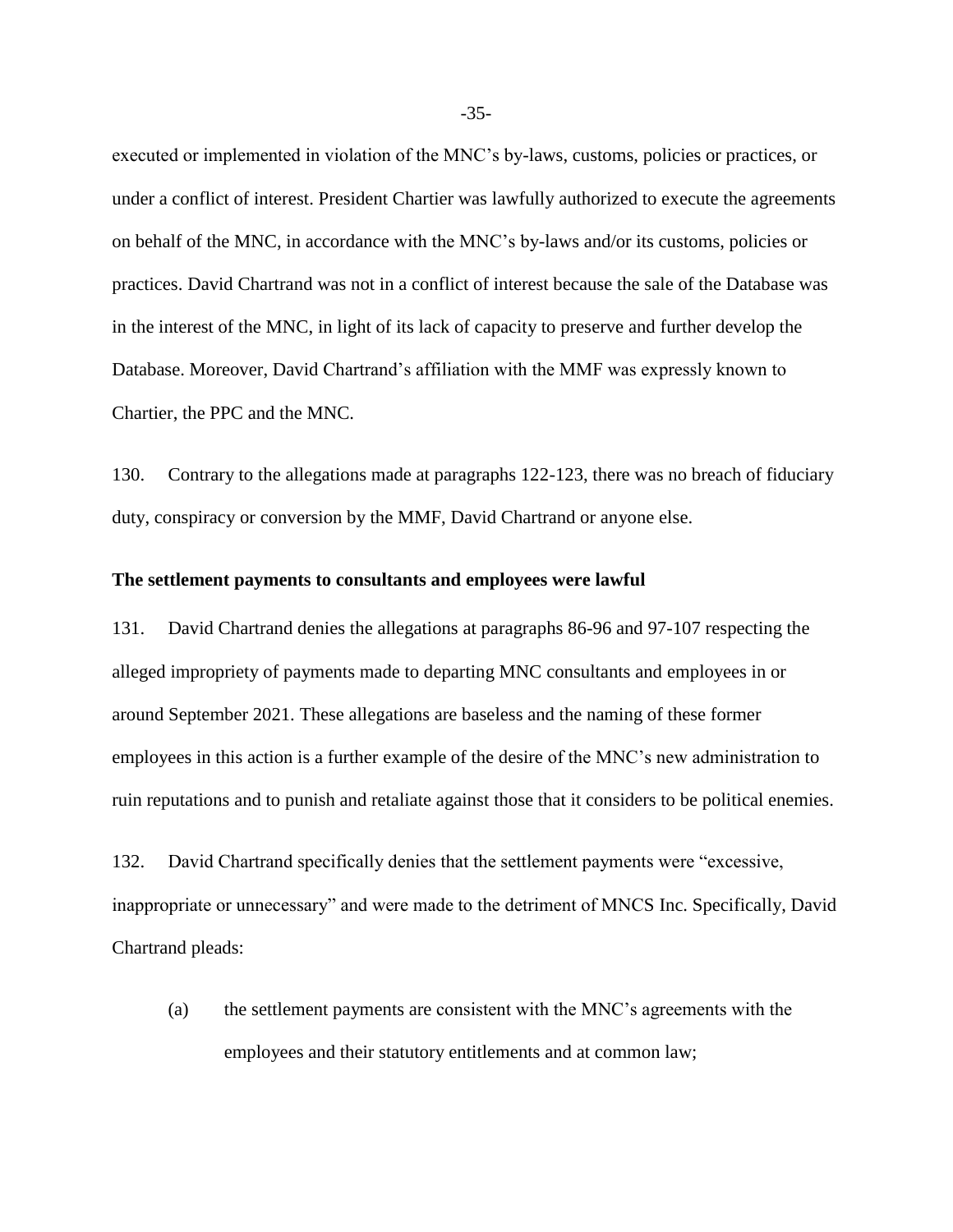executed or implemented in violation of the MNC's by-laws, customs, policies or practices, or under a conflict of interest. President Chartier was lawfully authorized to execute the agreements on behalf of the MNC, in accordance with the MNC's by-laws and/or its customs, policies or practices. David Chartrand was not in a conflict of interest because the sale of the Database was in the interest of the MNC, in light of its lack of capacity to preserve and further develop the Database. Moreover, David Chartrand's affiliation with the MMF was expressly known to Chartier, the PPC and the MNC.

130. Contrary to the allegations made at paragraphs 122-123, there was no breach of fiduciary duty, conspiracy or conversion by the MMF, David Chartrand or anyone else.

**The settlement payments to consultants and employees were lawful**

131. David Chartrand denies the allegations at paragraphs 86-96 and 97-107 respecting the alleged impropriety of payments made to departing MNC consultants and employees in or around September 2021. These allegations are baseless and the naming of these former employees in this action is a further example of the desire of the MNC's new administration to ruin reputations and to punish and retaliate against those that it considers to be political enemies.

132. David Chartrand specifically denies that the settlement payments were "excessive, inappropriate or unnecessary" and were made to the detriment of MNCS Inc. Specifically, David Chartrand pleads:

(a) the settlement payments are consistent with the MNC's agreements with the employees and their statutory entitlements and at common law;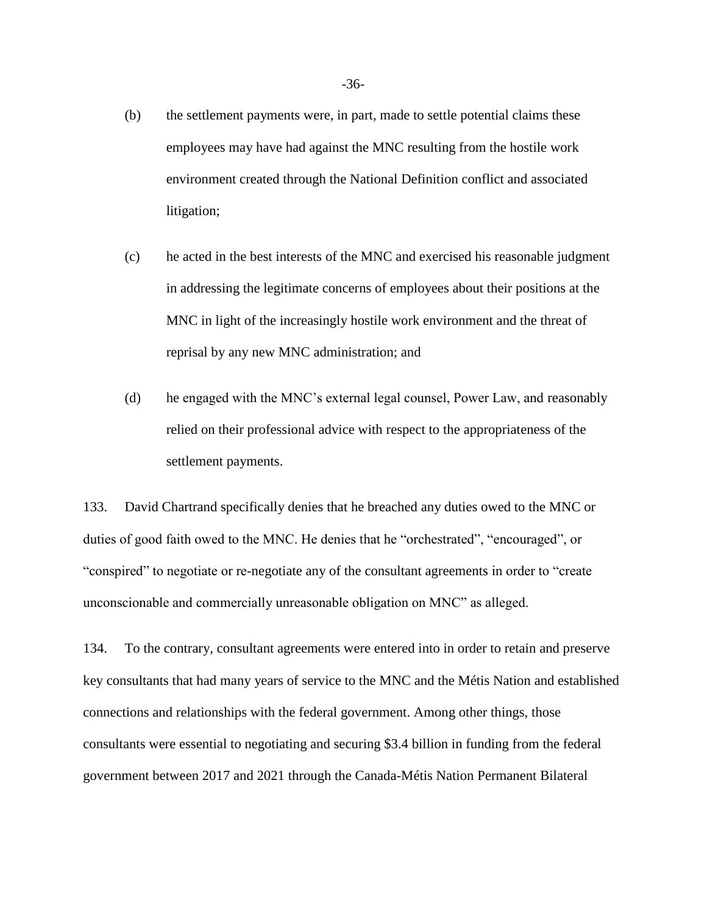(b) the settlement payments were, in part, made to settle potential claims these employees may have had against the MNC resulting from the hostile work environment created through the National Definition conflict and associated litigation;

(c) he acted in the best interests of the MNC and exercised his reasonable judgment in addressing the legitimate concerns of employees about their positions at the MNC in light of the increasingly hostile work environment and the threat of reprisal by any new MNC administration; and

(d) he engaged with the MNC's external legal counsel, Power Law, and reasonably relied on their professional advice with respect to the appropriateness of the settlement payments.

133. David Chartrand specifically denies that he breached any duties owed to the MNC or duties of good faith owed to the MNC. He denies that he "orchestrated", "encouraged", or "conspired" to negotiate or re-negotiate any of the consultant agreements in order to "create unconscionable and commercially unreasonable obligation on MNC" as alleged.

134. To the contrary, consultant agreements were entered into in order to retain and preserve key consultants that had many years of service to the MNC and the Métis Nation and established connections and relationships with the federal government. Among other things, those consultants were essential to negotiating and securing \$3.4 billion in funding from the federal government between 2017 and 2021 through the Canada-Métis Nation Permanent Bilateral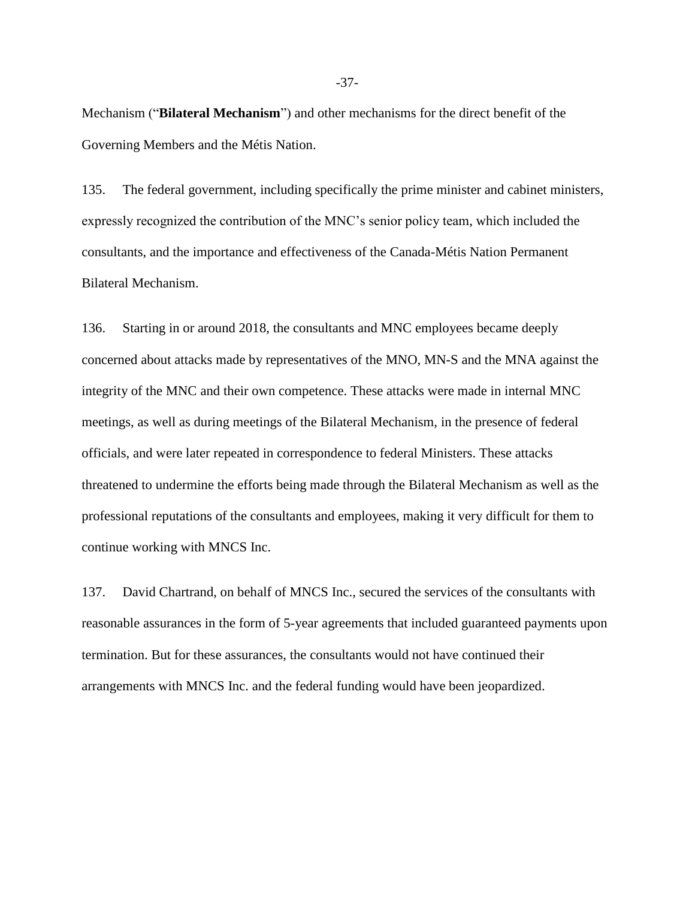Mechanism ("**Bilateral Mechanism**") and other mechanisms for the direct benefit of the Governing Members and the Métis Nation.

135. The federal government, including specifically the prime minister and cabinet ministers, expressly recognized the contribution of the MNC's senior policy team, which included the consultants, and the importance and effectiveness of the Canada-Métis Nation Permanent Bilateral Mechanism.

136. Starting in or around 2018, the consultants and MNC employees became deeply concerned about attacks made by representatives of the MNO, MN-S and the MNA against the integrity of the MNC and their own competence. These attacks were made in internal MNC meetings, as well as during meetings of the Bilateral Mechanism, in the presence of federal officials, and were later repeated in correspondence to federal Ministers. These attacks threatened to undermine the efforts being made through the Bilateral Mechanism as well as the professional reputations of the consultants and employees, making it very difficult for them to continue working with MNCS Inc.

137. David Chartrand, on behalf of MNCS Inc., secured the services of the consultants with reasonable assurances in the form of 5-year agreements that included guaranteed payments upon termination. But for these assurances, the consultants would not have continued their arrangements with MNCS Inc. and the federal funding would have been jeopardized.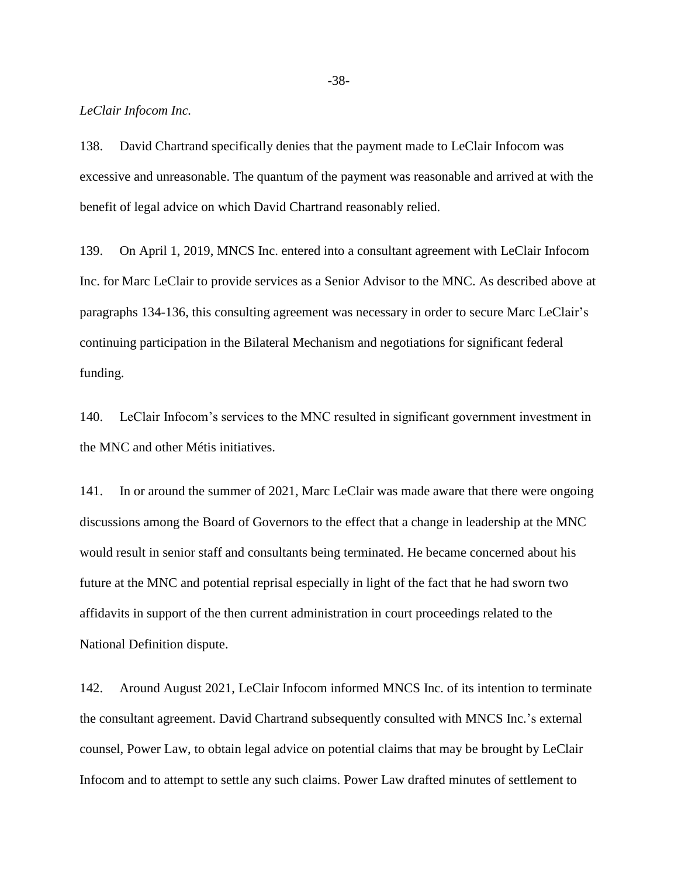*LeClair Infocom Inc.*

138. David Chartrand specifically denies that the payment made to LeClair Infocom was excessive and unreasonable. The quantum of the payment was reasonable and arrived at with the benefit of legal advice on which David Chartrand reasonably relied.

139. On April 1, 2019, MNCS Inc. entered into a consultant agreement with LeClair Infocom Inc. for Marc LeClair to provide services as a Senior Advisor to the MNC. As described above at paragraphs 134-136, this consulting agreement was necessary in order to secure Marc LeClair's continuing participation in the Bilateral Mechanism and negotiations for significant federal funding.

140. LeClair Infocom's services to the MNC resulted in significant government investment in the MNC and other Métis initiatives.

141. In or around the summer of 2021, Marc LeClair was made aware that there were ongoing discussions among the Board of Governors to the effect that a change in leadership at the MNC would result in senior staff and consultants being terminated. He became concerned about his future at the MNC and potential reprisal especially in light of the fact that he had sworn two affidavits in support of the then current administration in court proceedings related to the National Definition dispute.

142. Around August 2021, LeClair Infocom informed MNCS Inc. of its intention to terminate the consultant agreement. David Chartrand subsequently consulted with MNCS Inc.'s external counsel, Power Law, to obtain legal advice on potential claims that may be brought by LeClair Infocom and to attempt to settle any such claims. Power Law drafted minutes of settlement to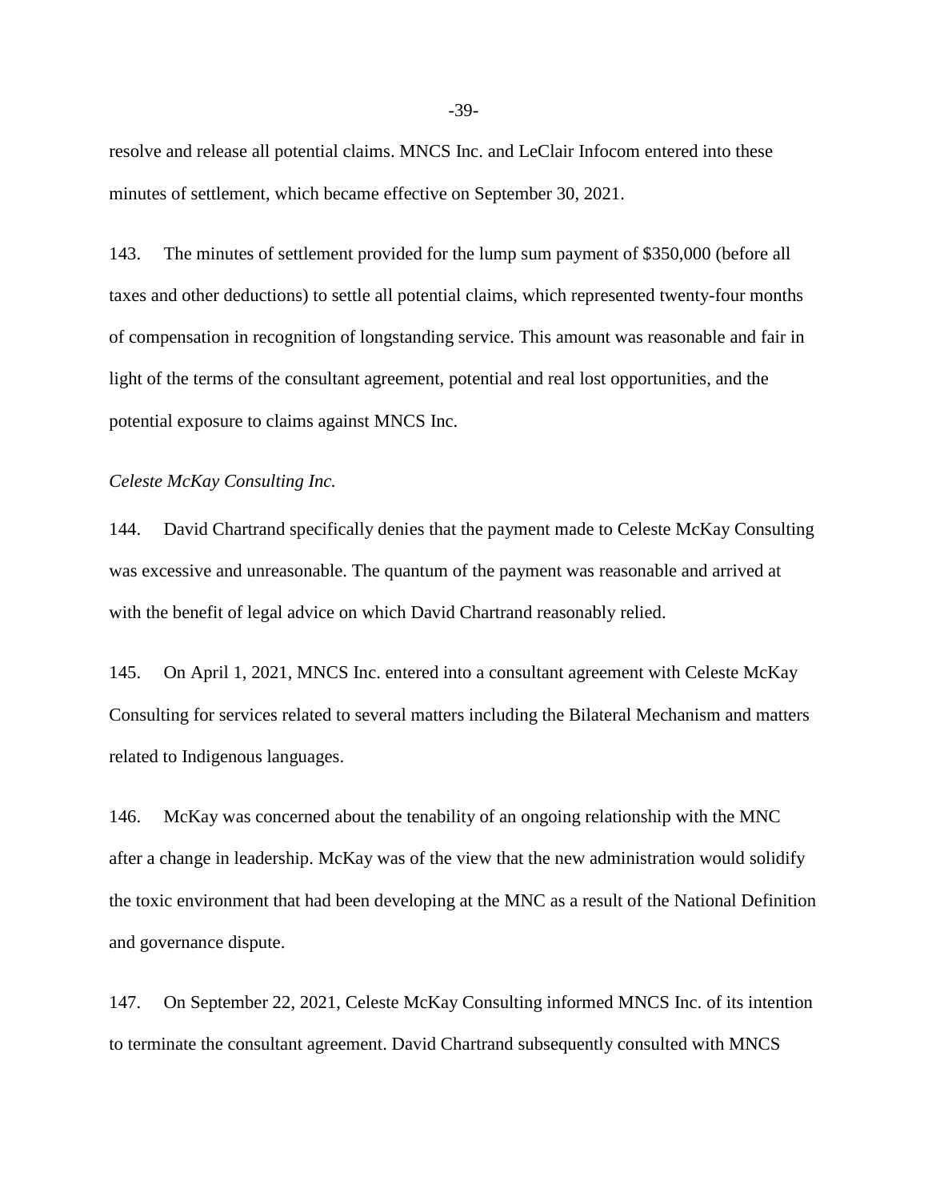resolve and release all potential claims. MNCS Inc. and LeClair Infocom entered into these minutes of settlement, which became effective on September 30, 2021.

143. The minutes of settlement provided for the lump sum payment of $350,000 (before all taxes and other deductions) to settle all potential claims, which represented twenty-four months of compensation in recognition of longstanding service. This amount was reasonable and fair in light of the terms of the consultant agreement, potential and real lost opportunities, and the potential exposure to claims against MNCS Inc.

*Celeste McKay Consulting Inc.*

144. David Chartrand specifically denies that the payment made to Celeste McKay Consulting was excessive and unreasonable. The quantum of the payment was reasonable and arrived at with the benefit of legal advice on which David Chartrand reasonably relied.

145. On April 1, 2021, MNCS Inc. entered into a consultant agreement with Celeste McKay Consulting for services related to several matters including the Bilateral Mechanism and matters related to Indigenous languages.

146. McKay was concerned about the tenability of an ongoing relationship with the MNC after a change in leadership. McKay was of the view that the new administration would solidify the toxic environment that had been developing at the MNC as a result of the National Definition and governance dispute.

147. On September 22, 2021, Celeste McKay Consulting informed MNCS Inc. of its intention to terminate the consultant agreement. David Chartrand subsequently consulted with MNCS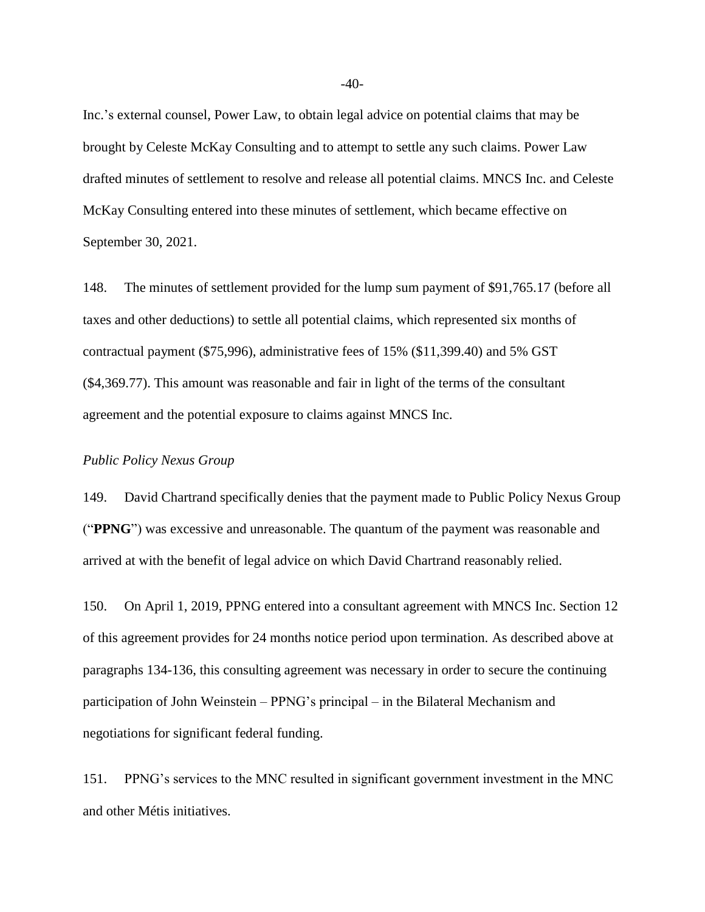Inc.'s external counsel, Power Law, to obtain legal advice on potential claims that may be brought by Celeste McKay Consulting and to attempt to settle any such claims. Power Law drafted minutes of settlement to resolve and release all potential claims. MNCS Inc. and Celeste McKay Consulting entered into these minutes of settlement, which became effective on September 30, 2021.

148. The minutes of settlement provided for the lump sum payment of $91,765.17 (before all taxes and other deductions) to settle all potential claims, which represented six months of contractual payment ($75,996), administrative fees of 15% ($11,399.40) and 5% GST ($4,369.77). This amount was reasonable and fair in light of the terms of the consultant agreement and the potential exposure to claims against MNCS Inc.

*Public Policy Nexus Group*

149. David Chartrand specifically denies that the payment made to Public Policy Nexus Group ("**PPNG**") was excessive and unreasonable. The quantum of the payment was reasonable and arrived at with the benefit of legal advice on which David Chartrand reasonably relied.

150. On April 1, 2019, PPNG entered into a consultant agreement with MNCS Inc. Section 12 of this agreement provides for 24 months notice period upon termination. As described above at paragraphs 134-136, this consulting agreement was necessary in order to secure the continuing participation of John Weinstein – PPNG's principal – in the Bilateral Mechanism and negotiations for significant federal funding.

151. PPNG's services to the MNC resulted in significant government investment in the MNC and other Métis initiatives.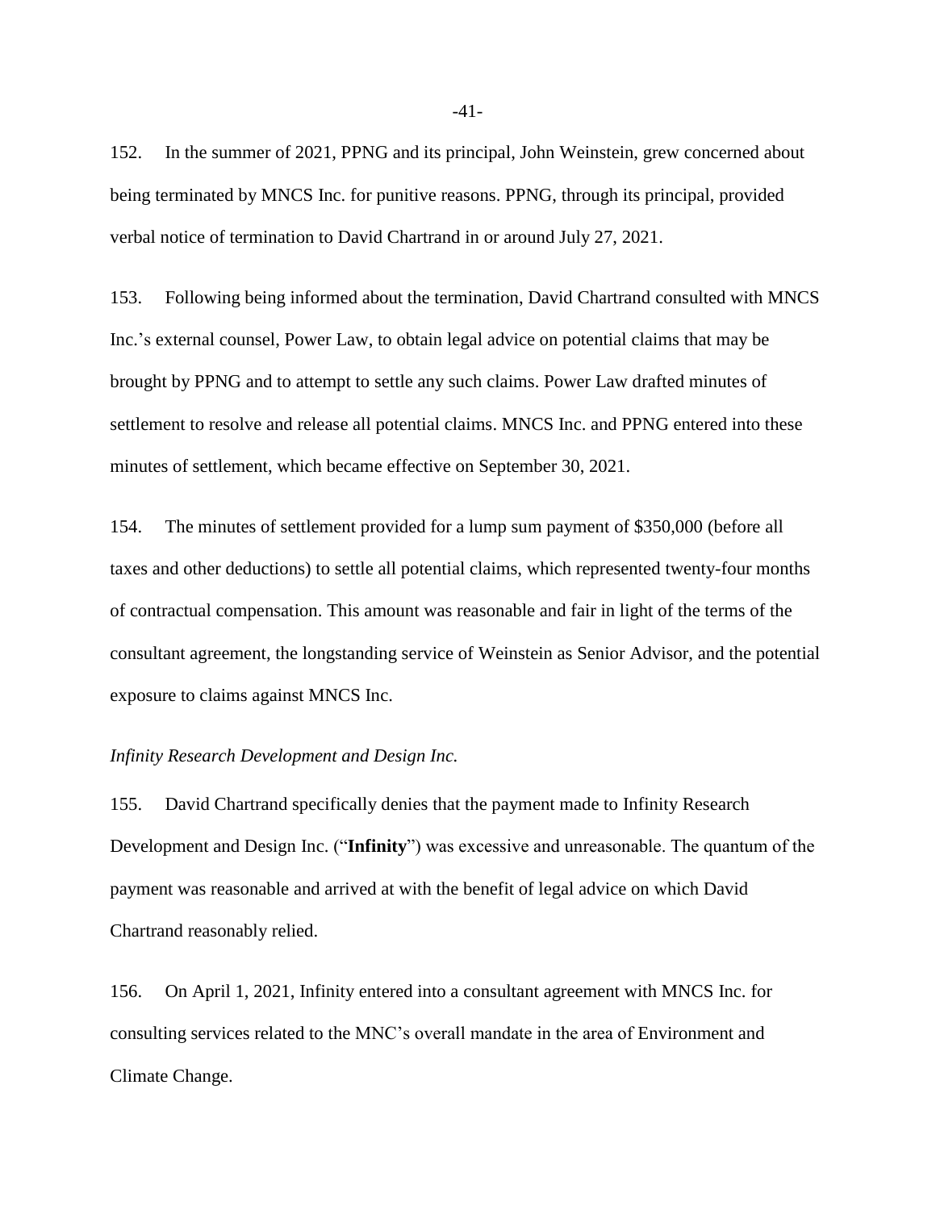152. In the summer of 2021, PPNG and its principal, John Weinstein, grew concerned about being terminated by MNCS Inc. for punitive reasons. PPNG, through its principal, provided verbal notice of termination to David Chartrand in or around July 27, 2021.

153. Following being informed about the termination, David Chartrand consulted with MNCS Inc.'s external counsel, Power Law, to obtain legal advice on potential claims that may be brought by PPNG and to attempt to settle any such claims. Power Law drafted minutes of settlement to resolve and release all potential claims. MNCS Inc. and PPNG entered into these minutes of settlement, which became effective on September 30, 2021.

154. The minutes of settlement provided for a lump sum payment of $350,000 (before all taxes and other deductions) to settle all potential claims, which represented twenty-four months of contractual compensation. This amount was reasonable and fair in light of the terms of the consultant agreement, the longstanding service of Weinstein as Senior Advisor, and the potential exposure to claims against MNCS Inc.

*Infinity Research Development and Design Inc.*

155. David Chartrand specifically denies that the payment made to Infinity Research Development and Design Inc. ("**Infinity**") was excessive and unreasonable. The quantum of the payment was reasonable and arrived at with the benefit of legal advice on which David Chartrand reasonably relied.

156. On April 1, 2021, Infinity entered into a consultant agreement with MNCS Inc. for consulting services related to the MNC's overall mandate in the area of Environment and Climate Change.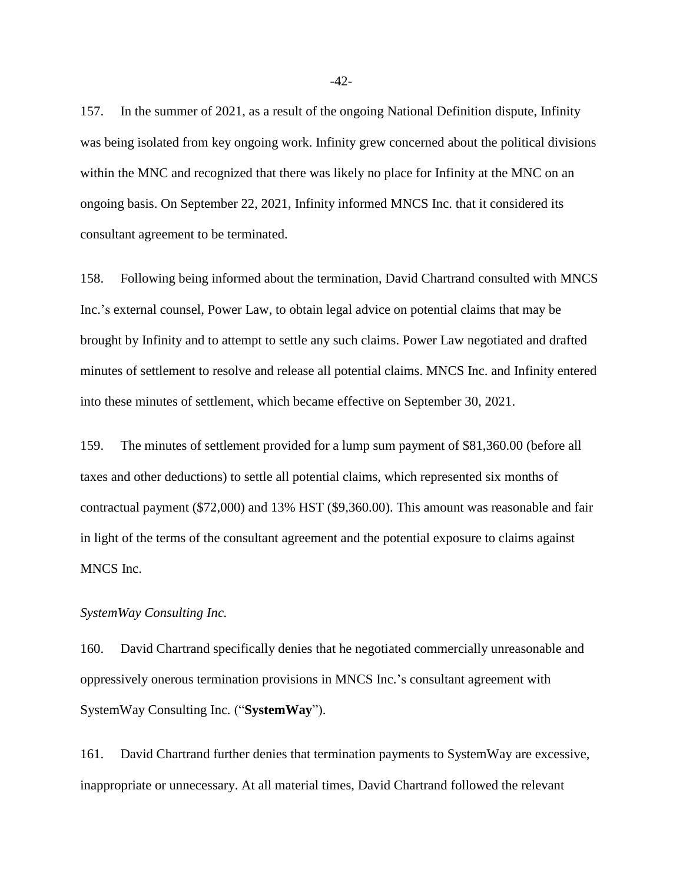157. In the summer of 2021, as a result of the ongoing National Definition dispute, Infinity was being isolated from key ongoing work. Infinity grew concerned about the political divisions within the MNC and recognized that there was likely no place for Infinity at the MNC on an ongoing basis. On September 22, 2021, Infinity informed MNCS Inc. that it considered its consultant agreement to be terminated.

158. Following being informed about the termination, David Chartrand consulted with MNCS Inc.'s external counsel, Power Law, to obtain legal advice on potential claims that may be brought by Infinity and to attempt to settle any such claims. Power Law negotiated and drafted minutes of settlement to resolve and release all potential claims. MNCS Inc. and Infinity entered into these minutes of settlement, which became effective on September 30, 2021.

159. The minutes of settlement provided for a lump sum payment of $81,360.00 (before all taxes and other deductions) to settle all potential claims, which represented six months of contractual payment ($72,000) and 13% HST ($9,360.00). This amount was reasonable and fair in light of the terms of the consultant agreement and the potential exposure to claims against MNCS Inc.

*SystemWay Consulting Inc.*

160. David Chartrand specifically denies that he negotiated commercially unreasonable and oppressively onerous termination provisions in MNCS Inc.'s consultant agreement with SystemWay Consulting Inc. ("**SystemWay**").

161. David Chartrand further denies that termination payments to SystemWay are excessive, inappropriate or unnecessary. At all material times, David Chartrand followed the relevant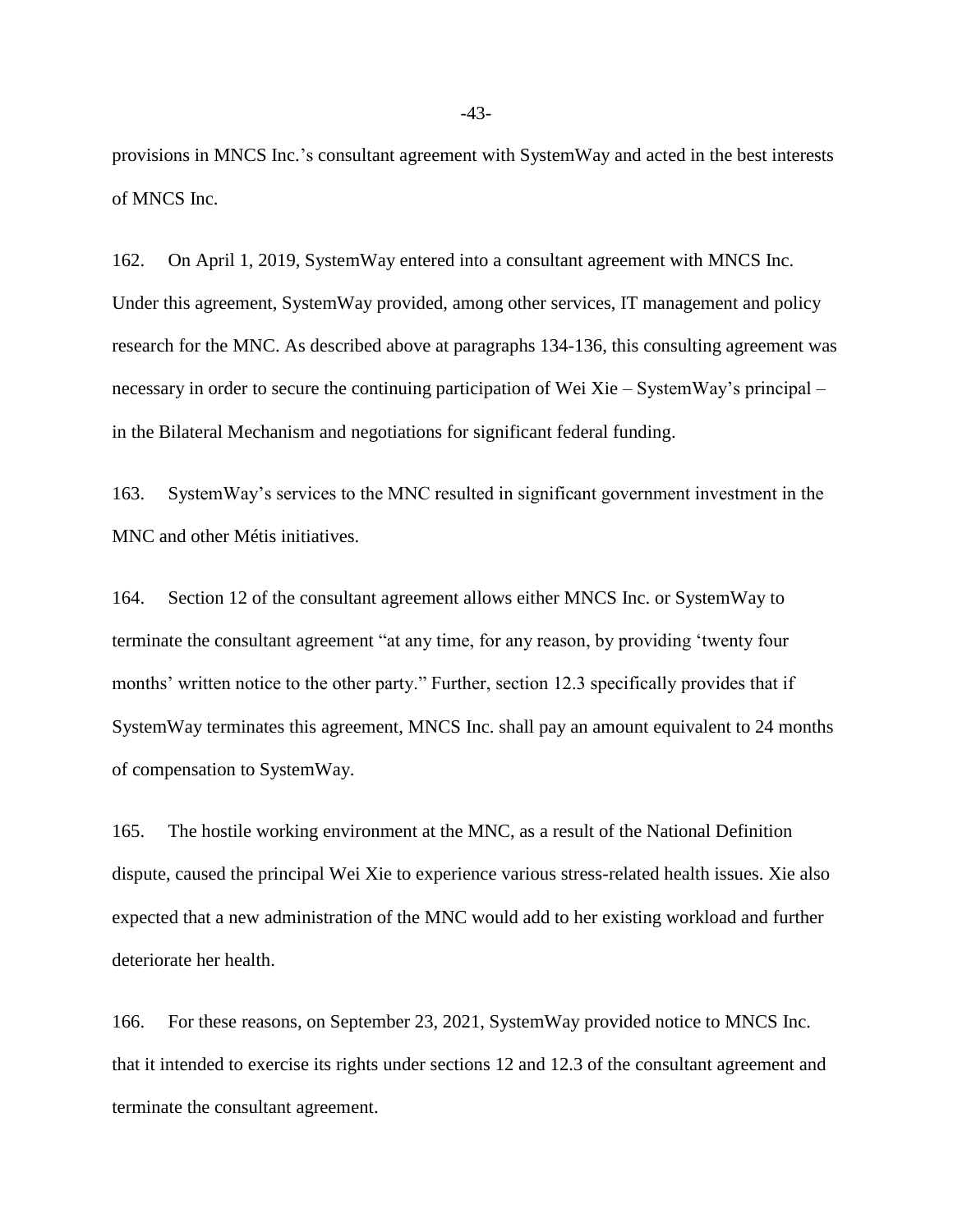provisions in MNCS Inc.'s consultant agreement with SystemWay and acted in the best interests of MNCS Inc.

162. On April 1, 2019, SystemWay entered into a consultant agreement with MNCS Inc. Under this agreement, SystemWay provided, among other services, IT management and policy research for the MNC. As described above at paragraphs 134-136, this consulting agreement was necessary in order to secure the continuing participation of Wei Xie – SystemWay's principal – in the Bilateral Mechanism and negotiations for significant federal funding.

163. SystemWay's services to the MNC resulted in significant government investment in the MNC and other Métis initiatives.

164. Section 12 of the consultant agreement allows either MNCS Inc. or SystemWay to terminate the consultant agreement "at any time, for any reason, by providing 'twenty four months' written notice to the other party." Further, section 12.3 specifically provides that if SystemWay terminates this agreement, MNCS Inc. shall pay an amount equivalent to 24 months of compensation to SystemWay.

165. The hostile working environment at the MNC, as a result of the National Definition dispute, caused the principal Wei Xie to experience various stress-related health issues. Xie also expected that a new administration of the MNC would add to her existing workload and further deteriorate her health.

166. For these reasons, on September 23, 2021, SystemWay provided notice to MNCS Inc. that it intended to exercise its rights under sections 12 and 12.3 of the consultant agreement and terminate the consultant agreement.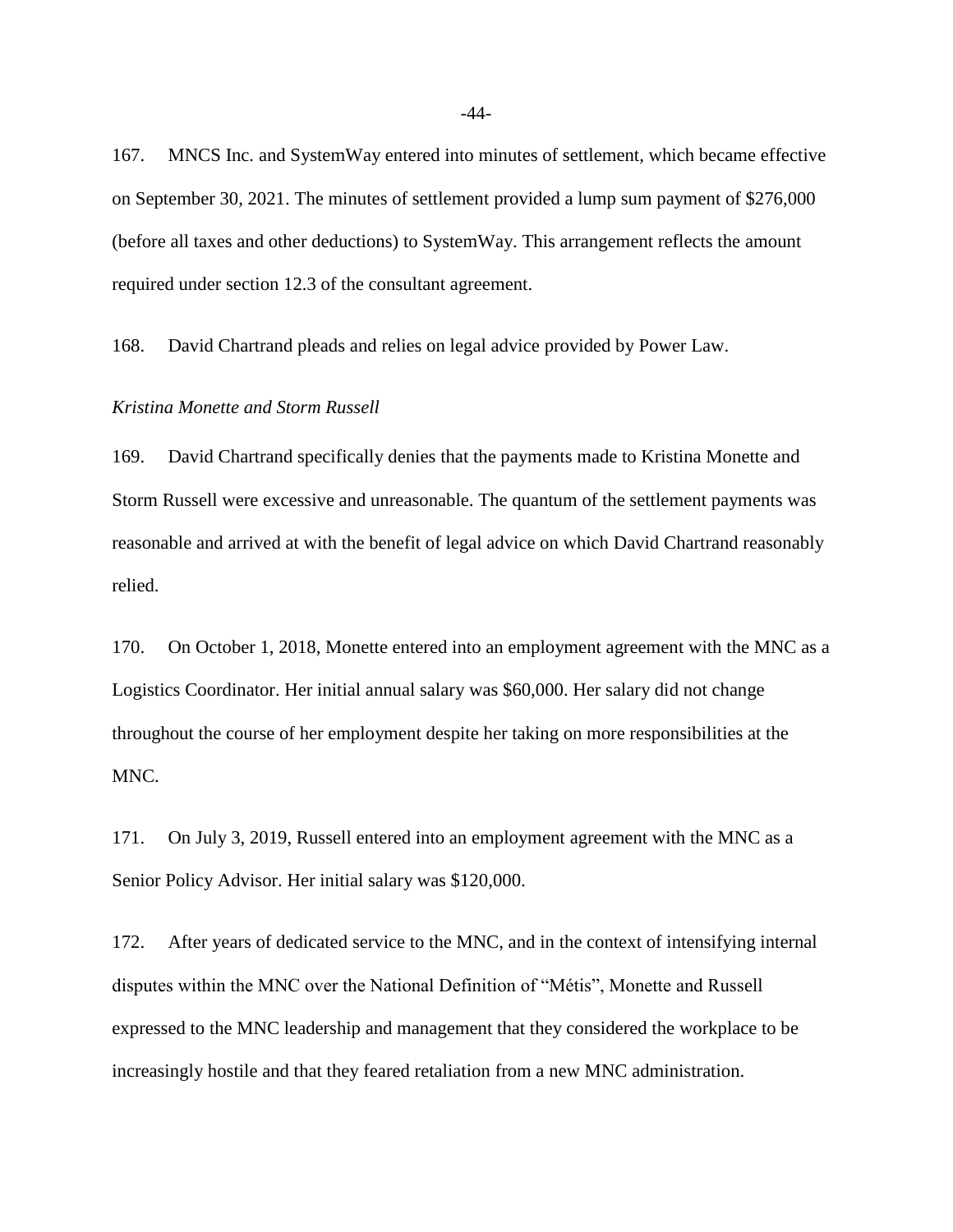167. MNCS Inc. and SystemWay entered into minutes of settlement, which became effective on September 30, 2021. The minutes of settlement provided a lump sum payment of $276,000 (before all taxes and other deductions) to SystemWay. This arrangement reflects the amount required under section 12.3 of the consultant agreement.

168. David Chartrand pleads and relies on legal advice provided by Power Law.

*Kristina Monette and Storm Russell*

169. David Chartrand specifically denies that the payments made to Kristina Monette and Storm Russell were excessive and unreasonable. The quantum of the settlement payments was reasonable and arrived at with the benefit of legal advice on which David Chartrand reasonably relied.

170. On October 1, 2018, Monette entered into an employment agreement with the MNC as a Logistics Coordinator. Her initial annual salary was $60,000. Her salary did not change throughout the course of her employment despite her taking on more responsibilities at the MNC.

171. On July 3, 2019, Russell entered into an employment agreement with the MNC as a Senior Policy Advisor. Her initial salary was $120,000.

172. After years of dedicated service to the MNC, and in the context of intensifying internal disputes within the MNC over the National Definition of "Métis", Monette and Russell expressed to the MNC leadership and management that they considered the workplace to be increasingly hostile and that they feared retaliation from a new MNC administration.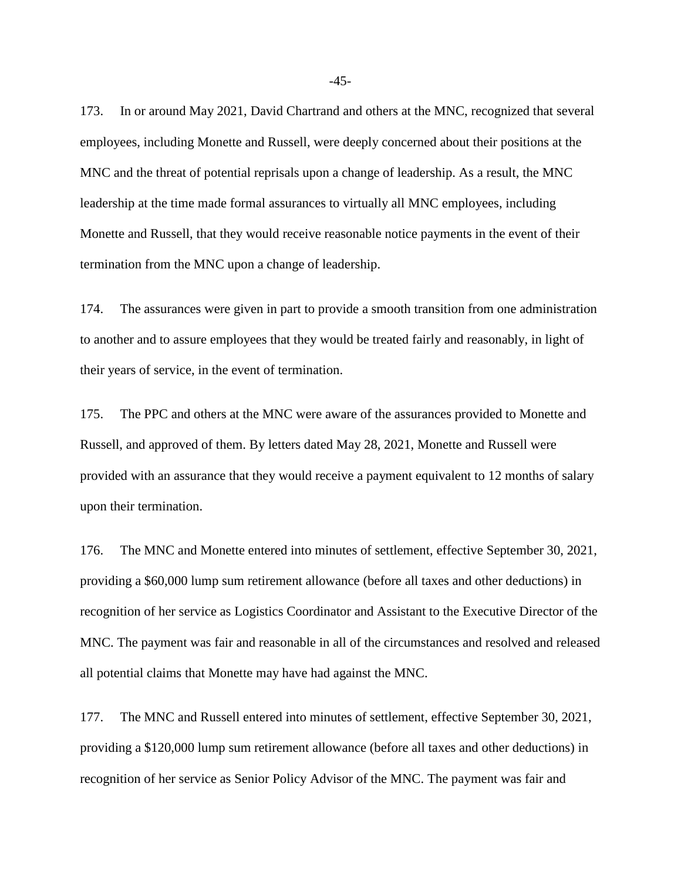173. In or around May 2021, David Chartrand and others at the MNC, recognized that several employees, including Monette and Russell, were deeply concerned about their positions at the MNC and the threat of potential reprisals upon a change of leadership. As a result, the MNC leadership at the time made formal assurances to virtually all MNC employees, including Monette and Russell, that they would receive reasonable notice payments in the event of their termination from the MNC upon a change of leadership.

174. The assurances were given in part to provide a smooth transition from one administration to another and to assure employees that they would be treated fairly and reasonably, in light of their years of service, in the event of termination.

175. The PPC and others at the MNC were aware of the assurances provided to Monette and Russell, and approved of them. By letters dated May 28, 2021, Monette and Russell were provided with an assurance that they would receive a payment equivalent to 12 months of salary upon their termination.

176. The MNC and Monette entered into minutes of settlement, effective September 30, 2021, providing a $60,000 lump sum retirement allowance (before all taxes and other deductions) in recognition of her service as Logistics Coordinator and Assistant to the Executive Director of the MNC. The payment was fair and reasonable in all of the circumstances and resolved and released all potential claims that Monette may have had against the MNC.

177. The MNC and Russell entered into minutes of settlement, effective September 30, 2021, providing a $120,000 lump sum retirement allowance (before all taxes and other deductions) in recognition of her service as Senior Policy Advisor of the MNC. The payment was fair and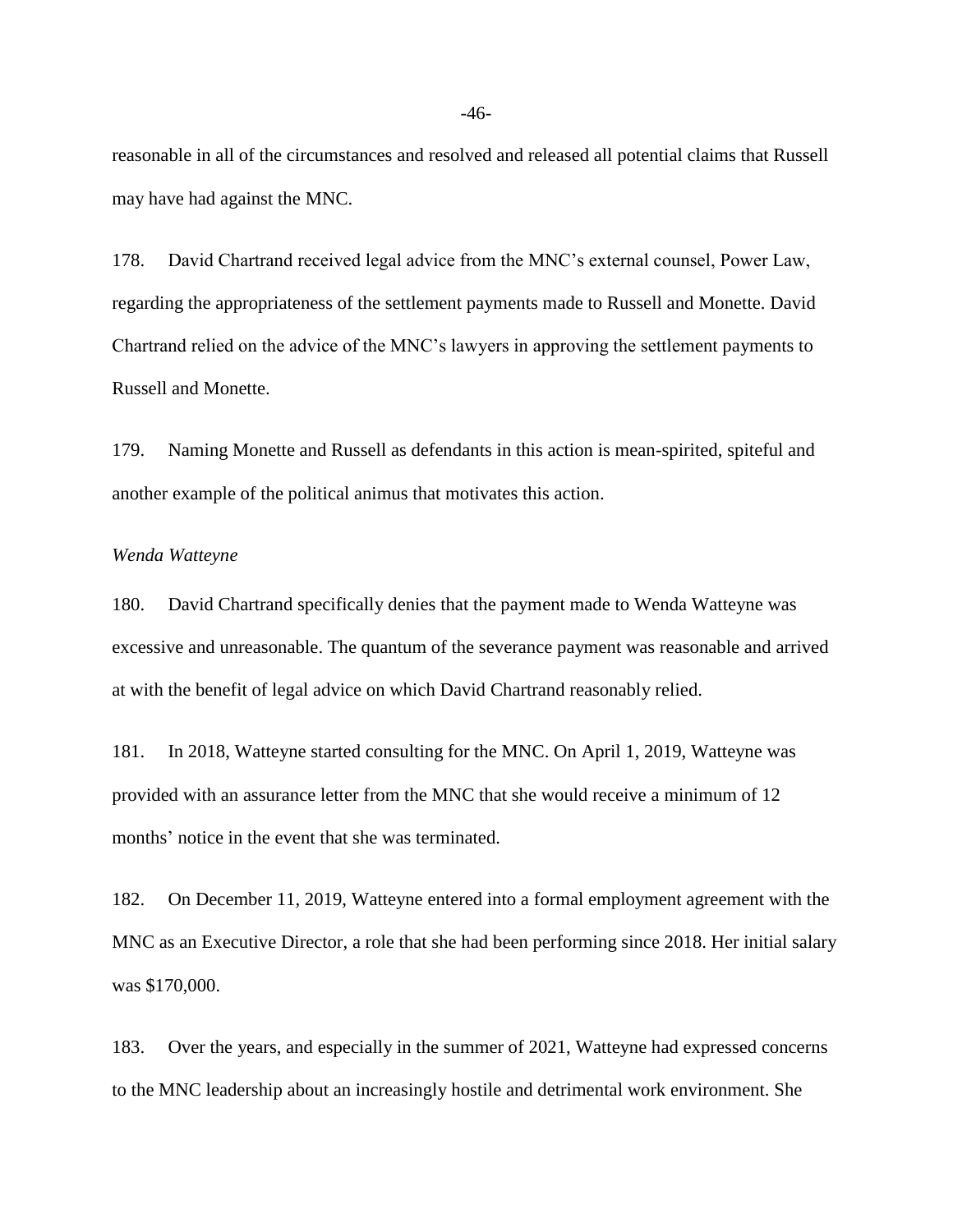reasonable in all of the circumstances and resolved and released all potential claims that Russell may have had against the MNC.

178. David Chartrand received legal advice from the MNC's external counsel, Power Law, regarding the appropriateness of the settlement payments made to Russell and Monette. David Chartrand relied on the advice of the MNC's lawyers in approving the settlement payments to Russell and Monette.

179. Naming Monette and Russell as defendants in this action is mean-spirited, spiteful and another example of the political animus that motivates this action.

*Wenda Watteyne*

180. David Chartrand specifically denies that the payment made to Wenda Watteyne was excessive and unreasonable. The quantum of the severance payment was reasonable and arrived at with the benefit of legal advice on which David Chartrand reasonably relied.

181. In 2018, Watteyne started consulting for the MNC. On April 1, 2019, Watteyne was provided with an assurance letter from the MNC that she would receive a minimum of 12 months' notice in the event that she was terminated.

182. On December 11, 2019, Watteyne entered into a formal employment agreement with the MNC as an Executive Director, a role that she had been performing since 2018. Her initial salary was $170,000.

183. Over the years, and especially in the summer of 2021, Watteyne had expressed concerns to the MNC leadership about an increasingly hostile and detrimental work environment. She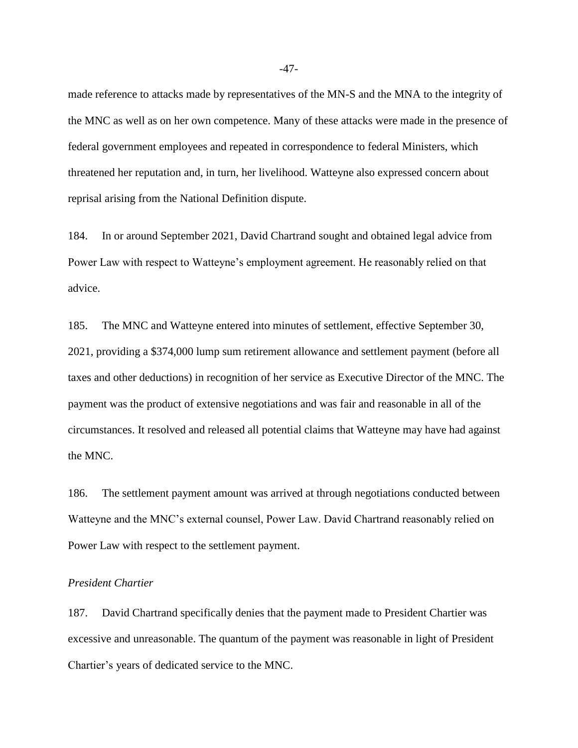made reference to attacks made by representatives of the MN-S and the MNA to the integrity of the MNC as well as on her own competence. Many of these attacks were made in the presence of federal government employees and repeated in correspondence to federal Ministers, which threatened her reputation and, in turn, her livelihood. Watteyne also expressed concern about reprisal arising from the National Definition dispute.

184. In or around September 2021, David Chartrand sought and obtained legal advice from Power Law with respect to Watteyne's employment agreement. He reasonably relied on that advice.

185. The MNC and Watteyne entered into minutes of settlement, effective September 30, 2021, providing a $374,000 lump sum retirement allowance and settlement payment (before all taxes and other deductions) in recognition of her service as Executive Director of the MNC. The payment was the product of extensive negotiations and was fair and reasonable in all of the circumstances. It resolved and released all potential claims that Watteyne may have had against the MNC.

186. The settlement payment amount was arrived at through negotiations conducted between Watteyne and the MNC's external counsel, Power Law. David Chartrand reasonably relied on Power Law with respect to the settlement payment.

*President Chartier*

187. David Chartrand specifically denies that the payment made to President Chartier was excessive and unreasonable. The quantum of the payment was reasonable in light of President Chartier's years of dedicated service to the MNC.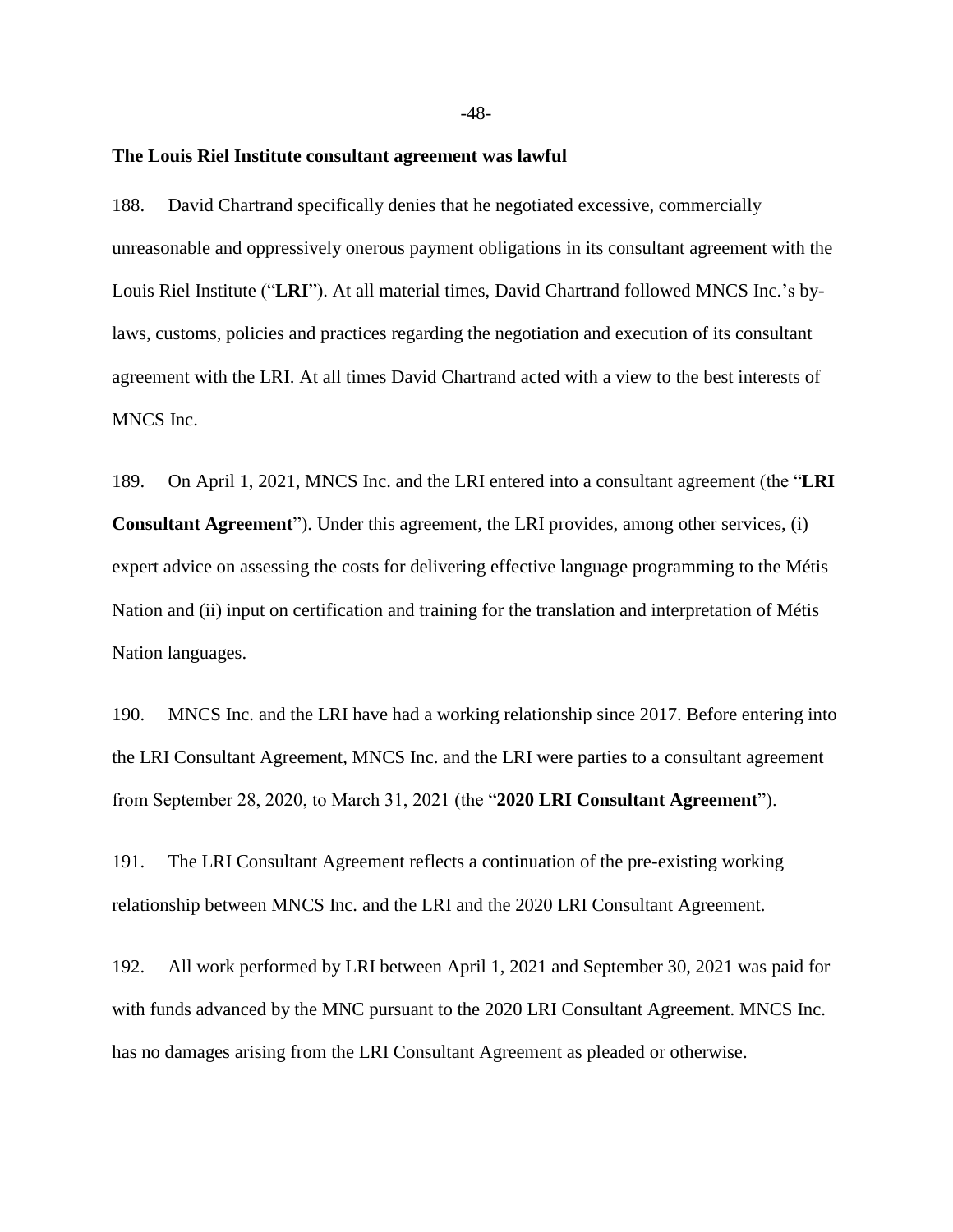**The Louis Riel Institute consultant agreement was lawful**

188. David Chartrand specifically denies that he negotiated excessive, commercially unreasonable and oppressively onerous payment obligations in its consultant agreement with the Louis Riel Institute ("**LRI**"). At all material times, David Chartrand followed MNCS Inc.'s by-laws, customs, policies and practices regarding the negotiation and execution of its consultant agreement with the LRI. At all times David Chartrand acted with a view to the best interests of MNCS Inc.

189. On April 1, 2021, MNCS Inc. and the LRI entered into a consultant agreement (the "**LRI Consultant Agreement**"). Under this agreement, the LRI provides, among other services, (i) expert advice on assessing the costs for delivering effective language programming to the Métis Nation and (ii) input on certification and training for the translation and interpretation of Métis Nation languages.

190. MNCS Inc. and the LRI have had a working relationship since 2017. Before entering into the LRI Consultant Agreement, MNCS Inc. and the LRI were parties to a consultant agreement from September 28, 2020, to March 31, 2021 (the "**2020 LRI Consultant Agreement**").

191. The LRI Consultant Agreement reflects a continuation of the pre-existing working relationship between MNCS Inc. and the LRI and the 2020 LRI Consultant Agreement.

192. All work performed by LRI between April 1, 2021 and September 30, 2021 was paid for with funds advanced by the MNC pursuant to the 2020 LRI Consultant Agreement. MNCS Inc. has no damages arising from the LRI Consultant Agreement as pleaded or otherwise.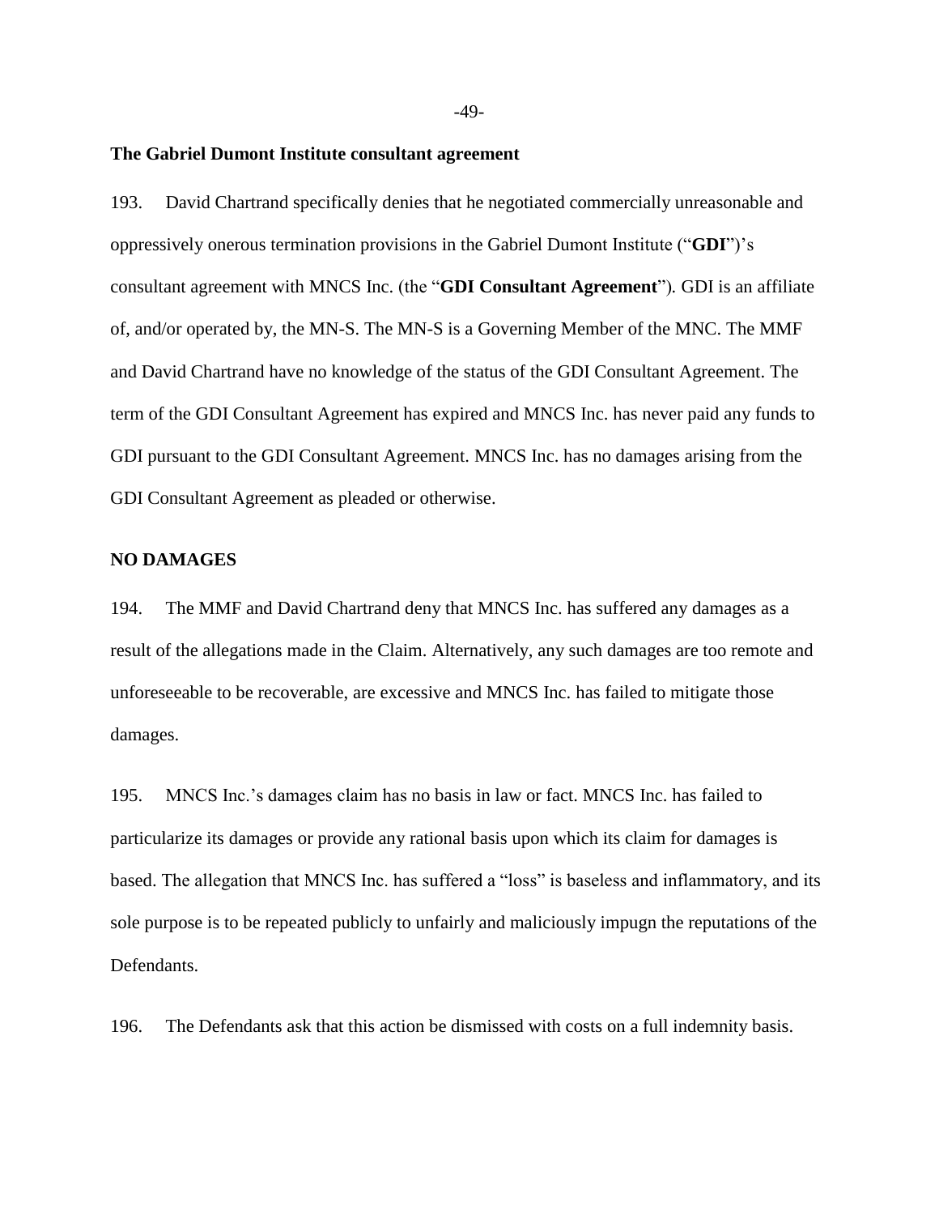**The Gabriel Dumont Institute consultant agreement**

193. David Chartrand specifically denies that he negotiated commercially unreasonable and oppressively onerous termination provisions in the Gabriel Dumont Institute ("**GDI**")'s consultant agreement with MNCS Inc. (the "**GDI Consultant Agreement**"). GDI is an affiliate of, and/or operated by, the MN-S. The MN-S is a Governing Member of the MNC. The MMF and David Chartrand have no knowledge of the status of the GDI Consultant Agreement. The term of the GDI Consultant Agreement has expired and MNCS Inc. has never paid any funds to GDI pursuant to the GDI Consultant Agreement. MNCS Inc. has no damages arising from the GDI Consultant Agreement as pleaded or otherwise.

**NO DAMAGES**

194. The MMF and David Chartrand deny that MNCS Inc. has suffered any damages as a result of the allegations made in the Claim. Alternatively, any such damages are too remote and unforeseeable to be recoverable, are excessive and MNCS Inc. has failed to mitigate those damages.

195. MNCS Inc.'s damages claim has no basis in law or fact. MNCS Inc. has failed to particularize its damages or provide any rational basis upon which its claim for damages is based. The allegation that MNCS Inc. has suffered a "loss" is baseless and inflammatory, and its sole purpose is to be repeated publicly to unfairly and maliciously impugn the reputations of the Defendants.

196. The Defendants ask that this action be dismissed with costs on a full indemnity basis.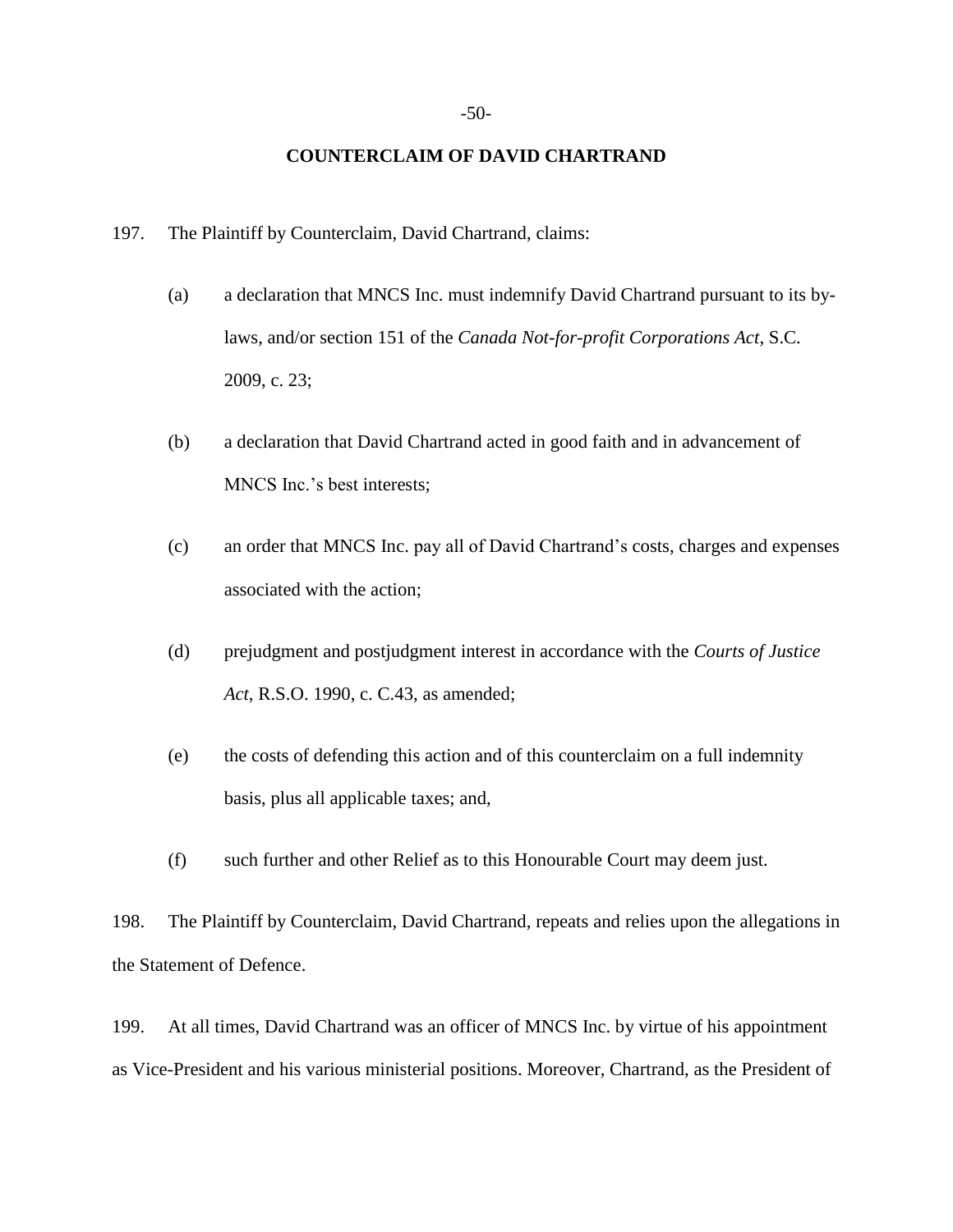## COUNTERCLAIM OF DAVID CHARTRAND

197. The Plaintiff by Counterclaim, David Chartrand, claims:

(a) a declaration that MNCS Inc. must indemnify David Chartrand pursuant to its by-laws, and/or section 151 of the *Canada Not-for-profit Corporations Act*, S.C. 2009, c. 23;

(b) a declaration that David Chartrand acted in good faith and in advancement of MNCS Inc.'s best interests;

(c) an order that MNCS Inc. pay all of David Chartrand's costs, charges and expenses associated with the action;

(d) prejudgment and postjudgment interest in accordance with the *Courts of Justice Act*, R.S.O. 1990, c. C.43, as amended;

(e) the costs of defending this action and of this counterclaim on a full indemnity basis, plus all applicable taxes; and,

(f) such further and other Relief as to this Honourable Court may deem just.

198. The Plaintiff by Counterclaim, David Chartrand, repeats and relies upon the allegations in the Statement of Defence.

199. At all times, David Chartrand was an officer of MNCS Inc. by virtue of his appointment as Vice-President and his various ministerial positions. Moreover, Chartrand, as the President of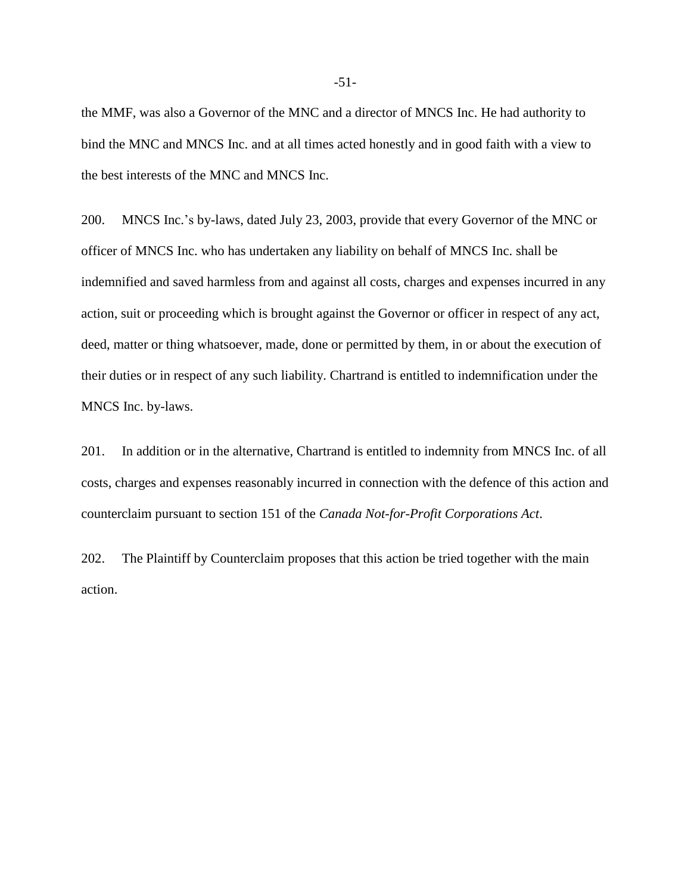the MMF, was also a Governor of the MNC and a director of MNCS Inc. He had authority to bind the MNC and MNCS Inc. and at all times acted honestly and in good faith with a view to the best interests of the MNC and MNCS Inc.

200. MNCS Inc.'s by-laws, dated July 23, 2003, provide that every Governor of the MNC or officer of MNCS Inc. who has undertaken any liability on behalf of MNCS Inc. shall be indemnified and saved harmless from and against all costs, charges and expenses incurred in any action, suit or proceeding which is brought against the Governor or officer in respect of any act, deed, matter or thing whatsoever, made, done or permitted by them, in or about the execution of their duties or in respect of any such liability. Chartrand is entitled to indemnification under the MNCS Inc. by-laws.

201. In addition or in the alternative, Chartrand is entitled to indemnity from MNCS Inc. of all costs, charges and expenses reasonably incurred in connection with the defence of this action and counterclaim pursuant to section 151 of the *Canada Not-for-Profit Corporations Act*.

202. The Plaintiff by Counterclaim proposes that this action be tried together with the main action.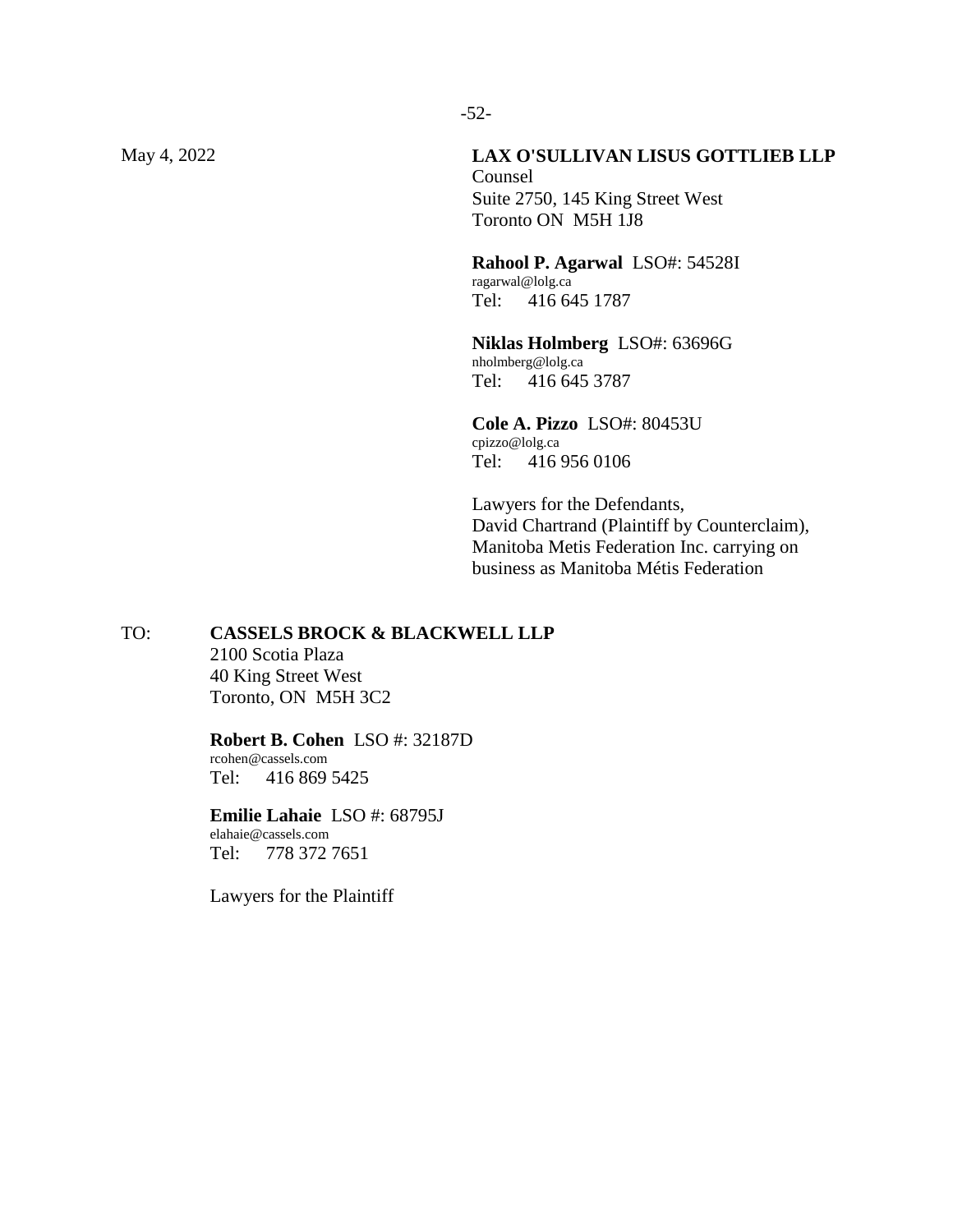May 4, 2022

**LAX O'SULLIVAN LISUS GOTTLIEB LLP**
Counsel
Suite 2750, 145 King Street West
Toronto ON M5H 1J8

**Rahool P. Agarwal** LSO#: 54528I
ragarwal@lolg.ca
Tel: 416 645 1787

**Niklas Holmberg** LSO#: 63696G
nholmberg@lolg.ca
Tel: 416 645 3787

**Cole A. Pizzo** LSO#: 80453U
cpizzo@lolg.ca
Tel: 416 956 0106

Lawyers for the Defendants,
David Chartrand (Plaintiff by Counterclaim),
Manitoba Metis Federation Inc. carrying on
business as Manitoba Métis Federation

TO: **CASSELS BROCK & BLACKWELL LLP**
2100 Scotia Plaza
40 King Street West
Toronto, ON M5H 3C2

**Robert B. Cohen** LSO #: 32187D
rcohen@cassels.com
Tel: 416 869 5425

**Emilie Lahaie** LSO #: 68795J
elahaie@cassels.com
Tel: 778 372 7651

Lawyers for the Plaintiff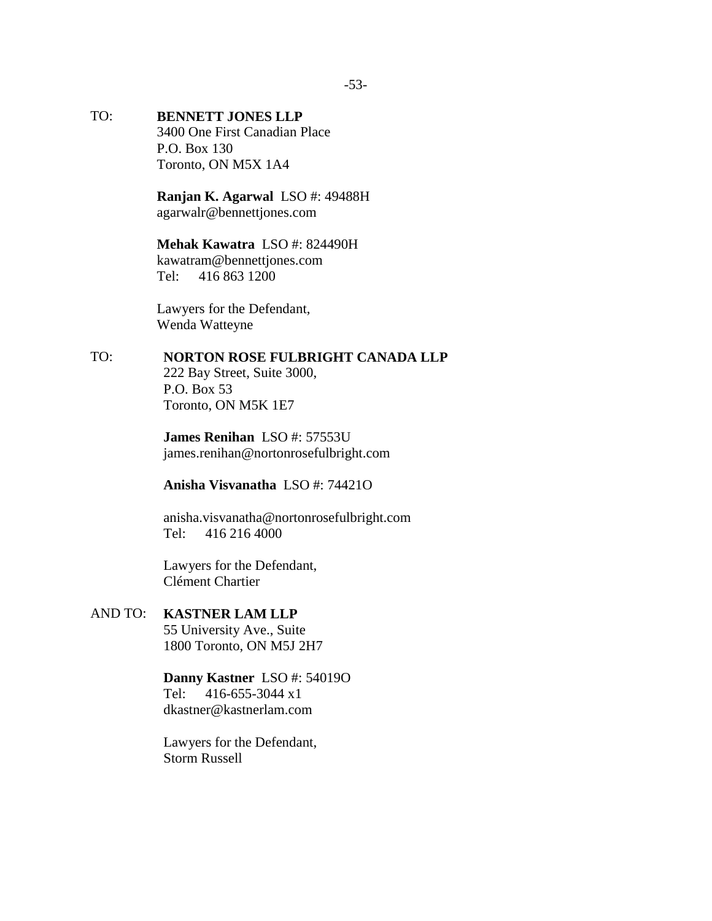TO: **BENNETT JONES LLP**
3400 One First Canadian Place
P.O. Box 130
Toronto, ON M5X 1A4

**Ranjan K. Agarwal** LSO #: 49488H
agarwalr@bennettjones.com

**Mehak Kawatra** LSO #: 824490H
kawatram@bennettjones.com
Tel: 416 863 1200

Lawyers for the Defendant,
Wenda Watteyne

TO: **NORTON ROSE FULBRIGHT CANADA LLP**
222 Bay Street, Suite 3000,
P.O. Box 53
Toronto, ON M5K 1E7

**James Renihan** LSO #: 57553U
james.renihan@nortonrosefulbright.com

**Anisha Visvanatha** LSO #: 74421O

anisha.visvanatha@nortonrosefulbright.com
Tel: 416 216 4000

Lawyers for the Defendant,
Clément Chartier

AND TO: **KASTNER LAM LLP**
55 University Ave., Suite
1800 Toronto, ON M5J 2H7

**Danny Kastner** LSO #: 54019O
Tel: 416-655-3044 x1
dkastner@kastnerlam.com

Lawyers for the Defendant,
Storm Russell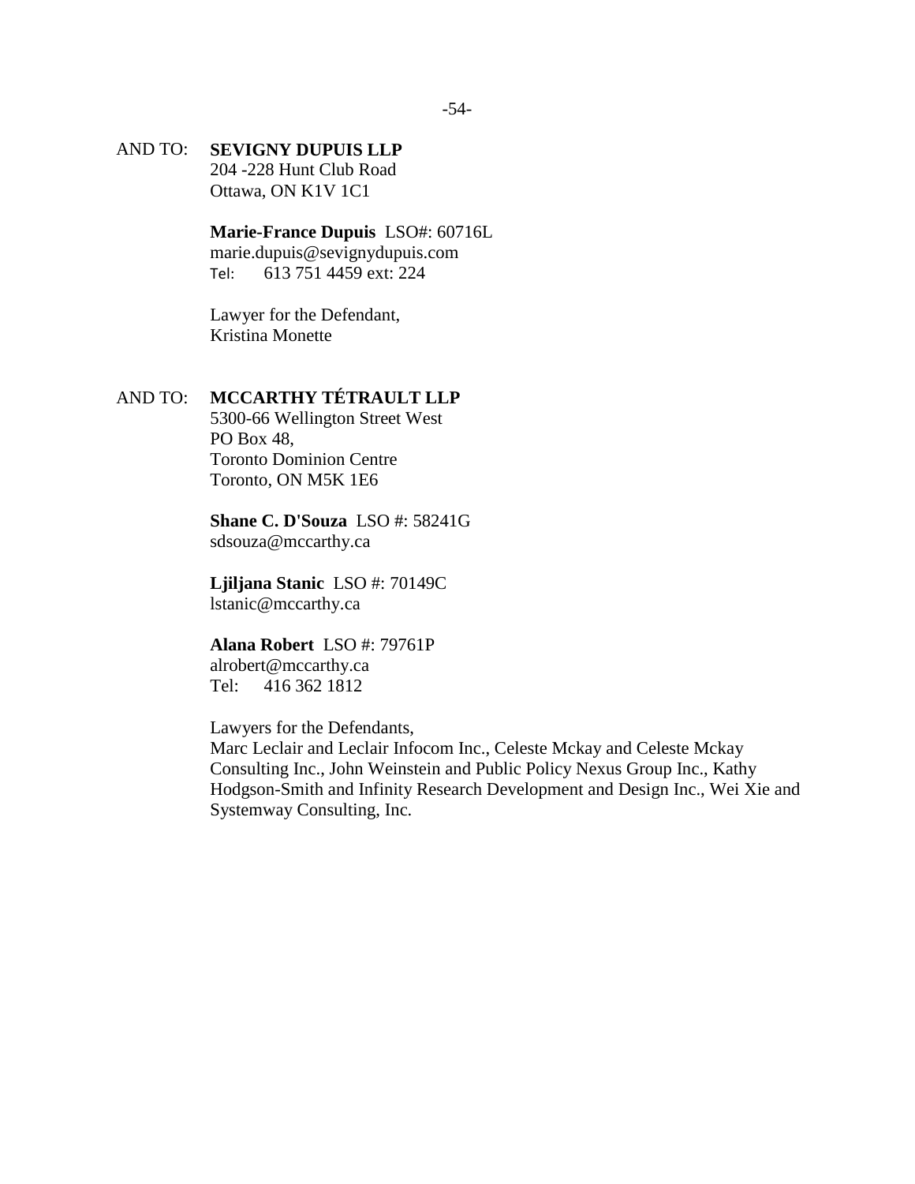AND TO: **SEVIGNY DUPUIS LLP**
204 -228 Hunt Club Road
Ottawa, ON K1V 1C1

**Marie-France Dupuis** LSO#: 60716L
marie.dupuis@sevignydupuis.com
Tel: 613 751 4459 ext: 224

Lawyer for the Defendant,
Kristina Monette

AND TO: **MCCARTHY TÉTRAULT LLP**
5300-66 Wellington Street West
PO Box 48,
Toronto Dominion Centre
Toronto, ON M5K 1E6

**Shane C. D'Souza** LSO #: 58241G
sdsouza@mccarthy.ca

**Ljiljana Stanic** LSO #: 70149C
lstanic@mccarthy.ca

**Alana Robert** LSO #: 79761P
alrobert@mccarthy.ca
Tel: 416 362 1812

Lawyers for the Defendants,
Marc Leclair and Leclair Infocom Inc., Celeste Mckay and Celeste Mckay Consulting Inc., John Weinstein and Public Policy Nexus Group Inc., Kathy Hodgson-Smith and Infinity Research Development and Design Inc., Wei Xie and Systemway Consulting, Inc.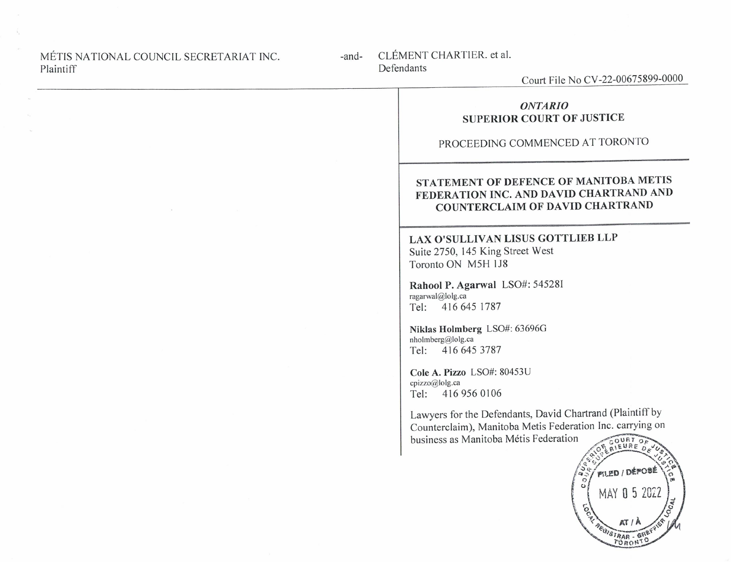MÉTIS NATIONAL COUNCIL SECRETARIAT INC.
Plaintiff

-and-

CLÉMENT CHARTIER. et al.
Defendants

Court File No CV-22-00675899-0000

*ONTARIO*
**SUPERIOR COURT OF JUSTICE**

PROCEEDING COMMENCED AT TORONTO

**STATEMENT OF DEFENCE OF MANITOBA METIS FEDERATION INC. AND DAVID CHARTRAND AND COUNTERCLAIM OF DAVID CHARTRAND**

**LAX O'SULLIVAN LISUS GOTTLIEB LLP**
Suite 2750, 145 King Street West
Toronto ON M5H 1J8

**Rahool P. Agarwal** LSO#: 54528I
ragarwal@lolg.ca
Tel: 416 645 1787

**Niklas Holmberg** LSO#: 63696G
nholmberg@lolg.ca
Tel: 416 645 3787

**Cole A. Pizzo** LSO#: 80453U
cpizzo@lolg.ca
Tel: 416 956 0106

Lawyers for the Defendants, David Chartrand (Plaintiff by Counterclaim), Manitoba Metis Federation Inc. carrying on business as Manitoba Métis Federation

SUPERIOR COURT OF JUSTICE / COUR SUPÉRIEURE DE JUSTICE
FILED / DÉPOSÉ
MAY 0 5 2022
AT / À
LOCAL REGISTRAR - GREFFIER LOCAL
TORONTO